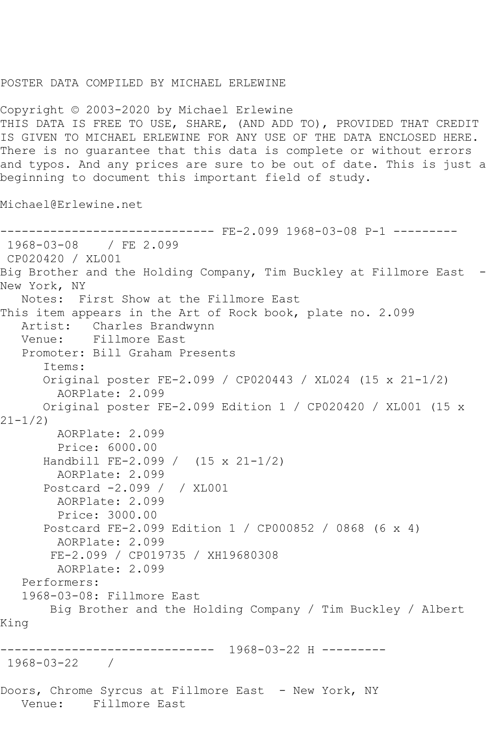POSTER DATA COMPILED BY MICHAEL ERLEWINE

Copyright © 2003-2020 by Michael Erlewine
THIS DATA IS FREE TO USE, SHARE, (AND ADD TO), PROVIDED THAT CREDIT IS GIVEN TO MICHAEL ERLEWINE FOR ANY USE OF THE DATA ENCLOSED HERE. There is no guarantee that this data is complete or without errors and typos. And any prices are sure to be out of date. This is just a beginning to document this important field of study.

Michael@Erlewine.net

------------------------------ FE-2.099 1968-03-08 P-1 ---------

1968-03-08 / FE 2.099
CP020420 / XL001
Big Brother and the Holding Company, Tim Buckley at Fillmore East - New York, NY
Notes: First Show at the Fillmore East
This item appears in the Art of Rock book, plate no. 2.099
Artist: Charles Brandwynn
Venue: Fillmore East
Promoter: Bill Graham Presents
Items:
Original poster FE-2.099 / CP020443 / XL024 (15 x 21-1/2)
AORPlate: 2.099
Original poster FE-2.099 Edition 1 / CP020420 / XL001 (15 x 21-1/2)
AORPlate: 2.099
Price: 6000.00
Handbill FE-2.099 / (15 x 21-1/2)
AORPlate: 2.099
Postcard -2.099 / / XL001
AORPlate: 2.099
Price: 3000.00
Postcard FE-2.099 Edition 1 / CP000852 / 0868 (6 x 4)
AORPlate: 2.099
FE-2.099 / CP019735 / XH19680308
AORPlate: 2.099
Performers:
1968-03-08: Fillmore East
Big Brother and the Holding Company / Tim Buckley / Albert King

------------------------------ 1968-03-22 H ---------

1968-03-22 /

Doors, Chrome Syrcus at Fillmore East - New York, NY
Venue: Fillmore East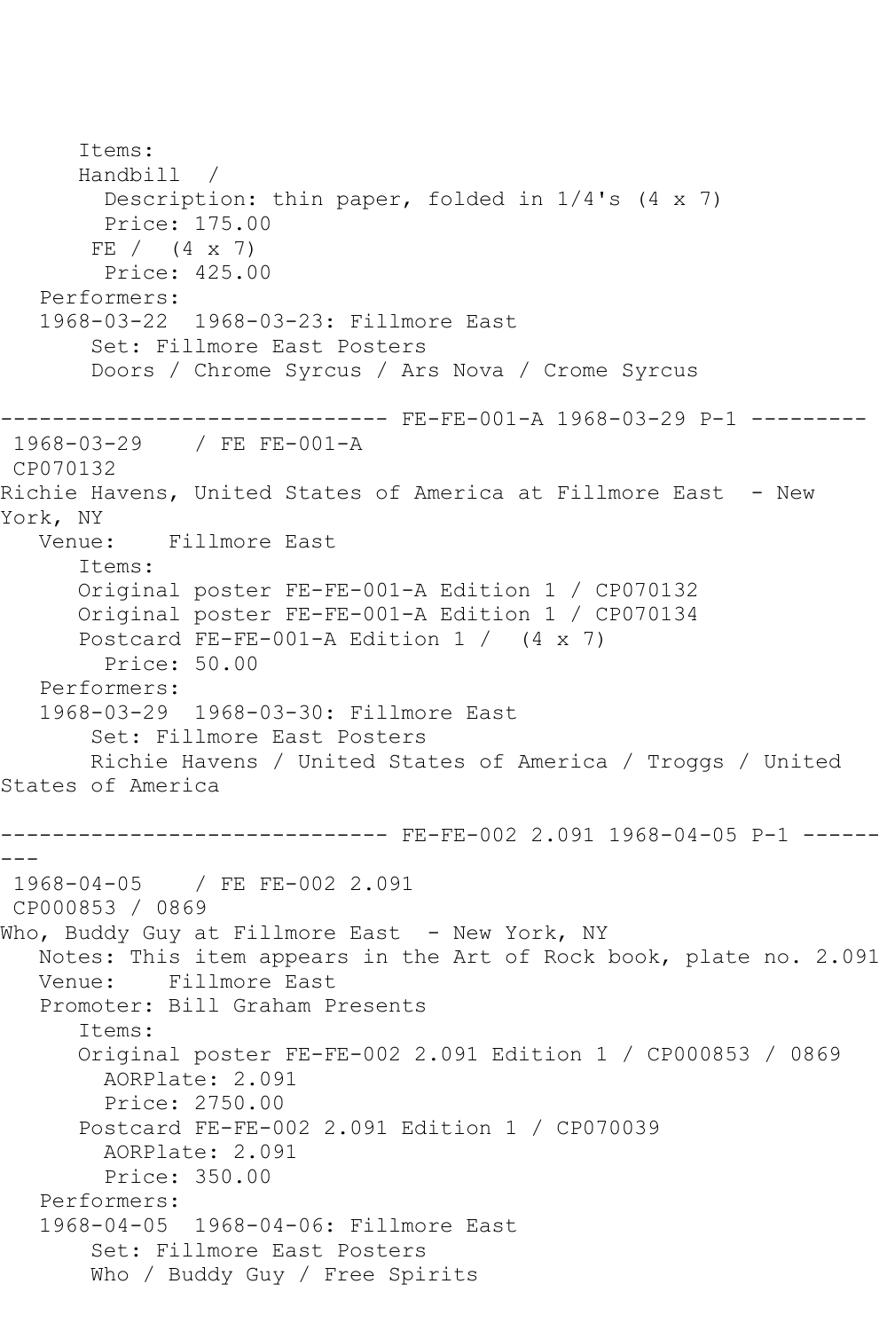```
      Items:
      Handbill  /
        Description: thin paper, folded in 1/4's (4 x 7)
        Price: 175.00
       FE /  (4 x 7)
        Price: 425.00
   Performers:
   1968-03-22  1968-03-23: Fillmore East
       Set: Fillmore East Posters
       Doors / Chrome Syrcus / Ars Nova / Crome Syrcus
```

------------------------------ FE-FE-001-A 1968-03-29 P-1 ---------

```
 1968-03-29    / FE FE-001-A
 CP070132
Richie Havens, United States of America at Fillmore East  - New York, NY
   Venue:    Fillmore East
      Items:
      Original poster FE-FE-001-A Edition 1 / CP070132
      Original poster FE-FE-001-A Edition 1 / CP070134
      Postcard FE-FE-001-A Edition 1 /  (4 x 7)
        Price: 50.00
   Performers:
   1968-03-29  1968-03-30: Fillmore East
       Set: Fillmore East Posters
       Richie Havens / United States of America / Troggs / United States of America
```

------------------------------ FE-FE-002 2.091 1968-04-05 P-1 ---------

```
 1968-04-05    / FE FE-002 2.091
 CP000853 / 0869
Who, Buddy Guy at Fillmore East  - New York, NY
   Notes: This item appears in the Art of Rock book, plate no. 2.091
   Venue:    Fillmore East
   Promoter: Bill Graham Presents
      Items:
      Original poster FE-FE-002 2.091 Edition 1 / CP000853 / 0869
        AORPlate: 2.091
        Price: 2750.00
      Postcard FE-FE-002 2.091 Edition 1 / CP070039
        AORPlate: 2.091
        Price: 350.00
   Performers:
   1968-04-05  1968-04-06: Fillmore East
       Set: Fillmore East Posters
       Who / Buddy Guy / Free Spirits
```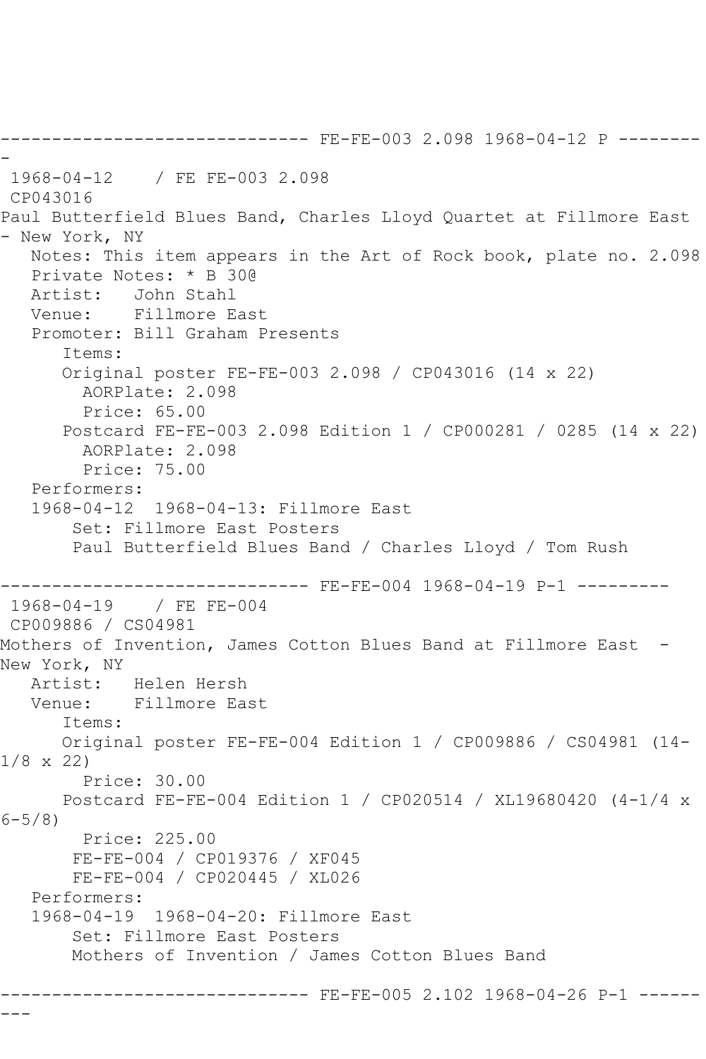```
------------------------------ FE-FE-003 2.098 1968-04-12 P ---------
-
 1968-04-12    / FE FE-003 2.098
 CP043016
Paul Butterfield Blues Band, Charles Lloyd Quartet at Fillmore East
- New York, NY
   Notes: This item appears in the Art of Rock book, plate no. 2.098
   Private Notes: * B 30@
   Artist:   John Stahl
   Venue:    Fillmore East
   Promoter: Bill Graham Presents
      Items:
      Original poster FE-FE-003 2.098 / CP043016 (14 x 22)
        AORPlate: 2.098
        Price: 65.00
      Postcard FE-FE-003 2.098 Edition 1 / CP000281 / 0285 (14 x 22)
        AORPlate: 2.098
        Price: 75.00
   Performers:
   1968-04-12  1968-04-13: Fillmore East
       Set: Fillmore East Posters
       Paul Butterfield Blues Band / Charles Lloyd / Tom Rush

------------------------------ FE-FE-004 1968-04-19 P-1 ---------
 1968-04-19    / FE FE-004
 CP009886 / CS04981
Mothers of Invention, James Cotton Blues Band at Fillmore East  -
New York, NY
   Artist:   Helen Hersh
   Venue:    Fillmore East
      Items:
      Original poster FE-FE-004 Edition 1 / CP009886 / CS04981 (14-
1/8 x 22)
        Price: 30.00
      Postcard FE-FE-004 Edition 1 / CP020514 / XL19680420 (4-1/4 x
6-5/8)
        Price: 225.00
       FE-FE-004 / CP019376 / XF045
       FE-FE-004 / CP020445 / XL026
   Performers:
   1968-04-19  1968-04-20: Fillmore East
       Set: Fillmore East Posters
       Mothers of Invention / James Cotton Blues Band

------------------------------ FE-FE-005 2.102 1968-04-26 P-1 ------
---
```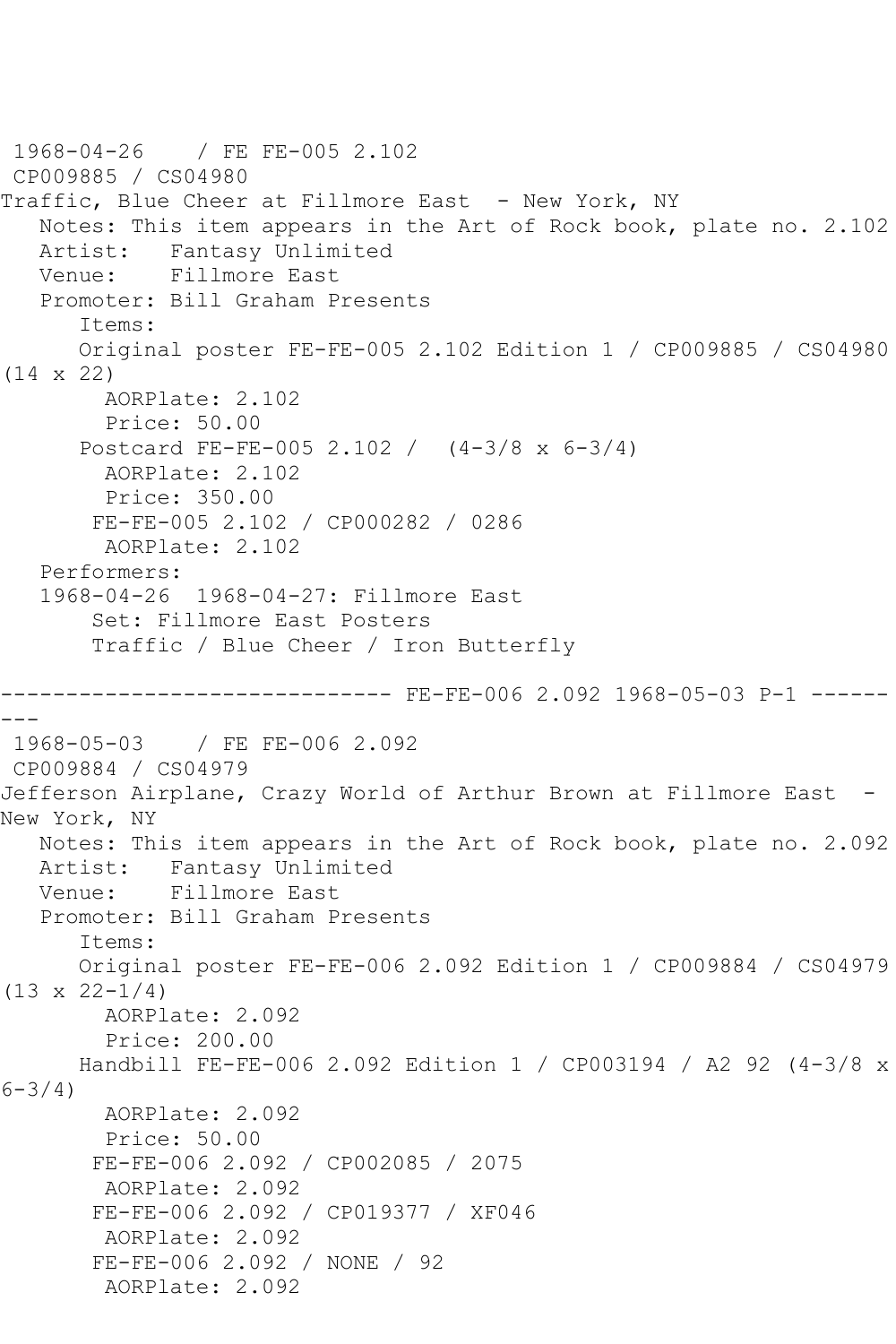1968-04-26 / FE FE-005 2.102
CP009885 / CS04980
Traffic, Blue Cheer at Fillmore East - New York, NY
Notes: This item appears in the Art of Rock book, plate no. 2.102
Artist: Fantasy Unlimited
Venue: Fillmore East
Promoter: Bill Graham Presents
Items:
Original poster FE-FE-005 2.102 Edition 1 / CP009885 / CS04980 (14 x 22)
AORPlate: 2.102
Price: 50.00
Postcard FE-FE-005 2.102 / (4-3/8 x 6-3/4)
AORPlate: 2.102
Price: 350.00
FE-FE-005 2.102 / CP000282 / 0286
AORPlate: 2.102
Performers:
1968-04-26 1968-04-27: Fillmore East
Set: Fillmore East Posters
Traffic / Blue Cheer / Iron Butterfly

------------------------------ FE-FE-006 2.092 1968-05-03 P-1 ---------

1968-05-03 / FE FE-006 2.092
CP009884 / CS04979
Jefferson Airplane, Crazy World of Arthur Brown at Fillmore East - New York, NY
Notes: This item appears in the Art of Rock book, plate no. 2.092
Artist: Fantasy Unlimited
Venue: Fillmore East
Promoter: Bill Graham Presents
Items:
Original poster FE-FE-006 2.092 Edition 1 / CP009884 / CS04979 (13 x 22-1/4)
AORPlate: 2.092
Price: 200.00
Handbill FE-FE-006 2.092 Edition 1 / CP003194 / A2 92 (4-3/8 x 6-3/4)
AORPlate: 2.092
Price: 50.00
FE-FE-006 2.092 / CP002085 / 2075
AORPlate: 2.092
FE-FE-006 2.092 / CP019377 / XF046
AORPlate: 2.092
FE-FE-006 2.092 / NONE / 92
AORPlate: 2.092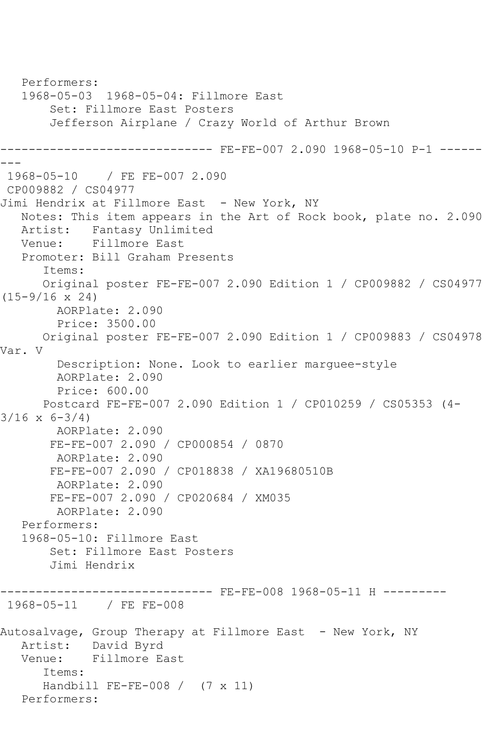```
   Performers:
   1968-05-03  1968-05-04: Fillmore East
        Set: Fillmore East Posters
        Jefferson Airplane / Crazy World of Arthur Brown

------------------------------ FE-FE-007 2.090 1968-05-10 P-1 ---------
 1968-05-10    / FE FE-007 2.090
 CP009882 / CS04977
Jimi Hendrix at Fillmore East  - New York, NY
   Notes: This item appears in the Art of Rock book, plate no. 2.090
   Artist:   Fantasy Unlimited
   Venue:    Fillmore East
   Promoter: Bill Graham Presents
      Items:
      Original poster FE-FE-007 2.090 Edition 1 / CP009882 / CS04977 (15-9/16 x 24)
        AORPlate: 2.090 
        Price: 3500.00
      Original poster FE-FE-007 2.090 Edition 1 / CP009883 / CS04978 Var. V
        Description: None. Look to earlier marguee-style
        AORPlate: 2.090 
        Price: 600.00
      Postcard FE-FE-007 2.090 Edition 1 / CP010259 / CS05353 (4-3/16 x 6-3/4)
        AORPlate: 2.090 
       FE-FE-007 2.090 / CP000854 / 0870
        AORPlate: 2.090 
       FE-FE-007 2.090 / CP018838 / XA19680510B
        AORPlate: 2.090 
       FE-FE-007 2.090 / CP020684 / XM035
        AORPlate: 2.090 
   Performers:
   1968-05-10: Fillmore East
        Set: Fillmore East Posters
        Jimi Hendrix

------------------------------ FE-FE-008 1968-05-11 H ---------
 1968-05-11    / FE FE-008

Autosalvage, Group Therapy at Fillmore East  - New York, NY
   Artist:   David Byrd
   Venue:    Fillmore East
      Items:
      Handbill FE-FE-008 /  (7 x 11)
   Performers:
```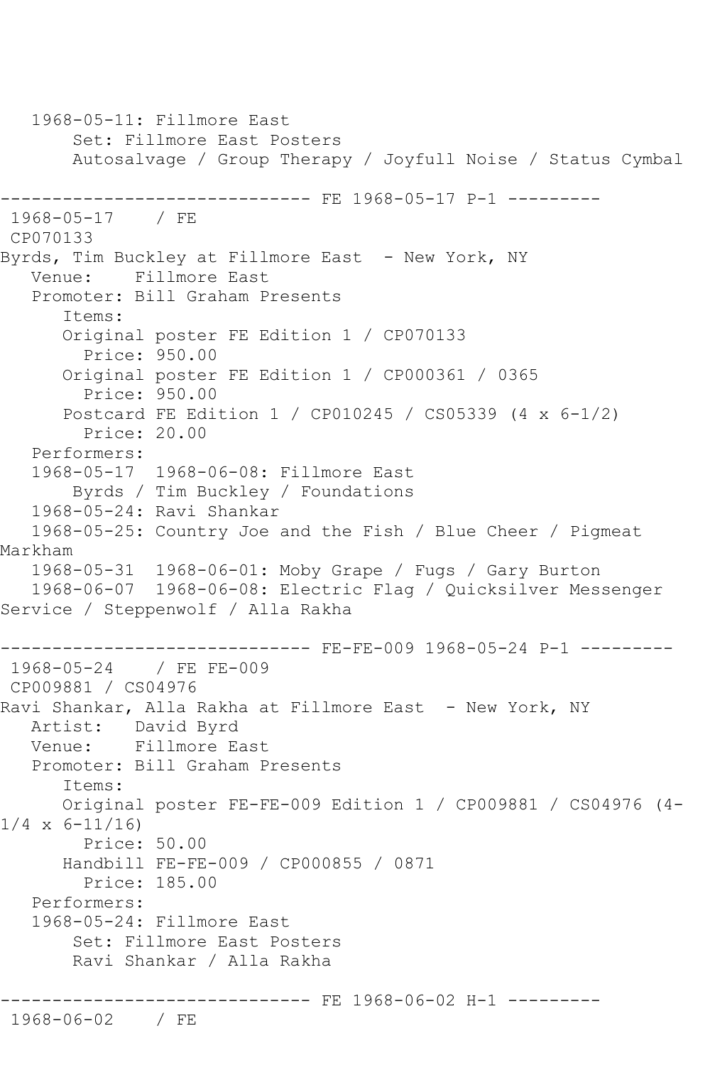```
   1968-05-11: Fillmore East
       Set: Fillmore East Posters
       Autosalvage / Group Therapy / Joyfull Noise / Status Cymbal

------------------------------ FE 1968-05-17 P-1 ---------
 1968-05-17    / FE
 CP070133
Byrds, Tim Buckley at Fillmore East  - New York, NY
   Venue:    Fillmore East
   Promoter: Bill Graham Presents
      Items:
      Original poster FE Edition 1 / CP070133
        Price: 950.00
      Original poster FE Edition 1 / CP000361 / 0365
        Price: 950.00
      Postcard FE Edition 1 / CP010245 / CS05339 (4 x 6-1/2)
        Price: 20.00
   Performers:
   1968-05-17  1968-06-08: Fillmore East
       Byrds / Tim Buckley / Foundations
   1968-05-24: Ravi Shankar
   1968-05-25: Country Joe and the Fish / Blue Cheer / Pigmeat
Markham
   1968-05-31  1968-06-01: Moby Grape / Fugs / Gary Burton
   1968-06-07  1968-06-08: Electric Flag / Quicksilver Messenger
Service / Steppenwolf / Alla Rakha

------------------------------ FE-FE-009 1968-05-24 P-1 ---------
 1968-05-24    / FE FE-009
 CP009881 / CS04976
Ravi Shankar, Alla Rakha at Fillmore East  - New York, NY
   Artist:   David Byrd
   Venue:    Fillmore East
   Promoter: Bill Graham Presents
      Items:
      Original poster FE-FE-009 Edition 1 / CP009881 / CS04976 (4-
1/4 x 6-11/16)
        Price: 50.00
      Handbill FE-FE-009 / CP000855 / 0871
        Price: 185.00
   Performers:
   1968-05-24: Fillmore East
       Set: Fillmore East Posters
       Ravi Shankar / Alla Rakha

------------------------------ FE 1968-06-02 H-1 ---------
 1968-06-02    / FE
```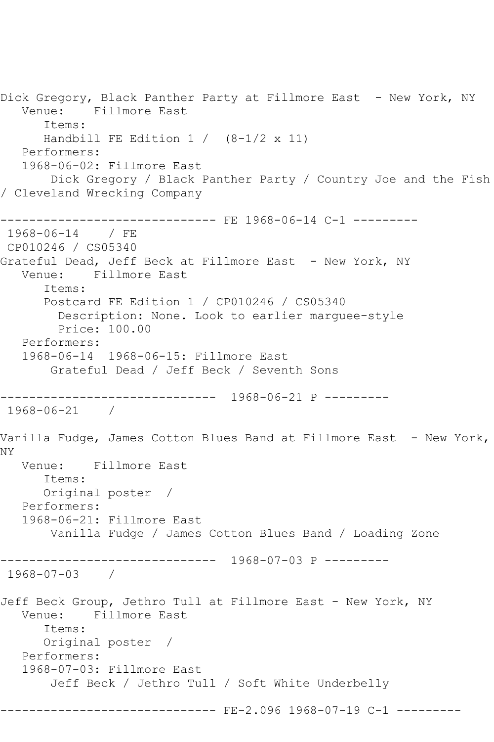Dick Gregory, Black Panther Party at Fillmore East - New York, NY
Venue: Fillmore East
Items:
Handbill FE Edition 1 / (8-1/2 x 11)
Performers:
1968-06-02: Fillmore East
Dick Gregory / Black Panther Party / Country Joe and the Fish / Cleveland Wrecking Company

------------------------------ FE 1968-06-14 C-1 ---------
1968-06-14 / FE
CP010246 / CS05340
Grateful Dead, Jeff Beck at Fillmore East - New York, NY
Venue: Fillmore East
Items:
Postcard FE Edition 1 / CP010246 / CS05340
Description: None. Look to earlier marguee-style
Price: 100.00
Performers:
1968-06-14 1968-06-15: Fillmore East
Grateful Dead / Jeff Beck / Seventh Sons

------------------------------ 1968-06-21 P ---------
1968-06-21 /

Vanilla Fudge, James Cotton Blues Band at Fillmore East - New York, NY
Venue: Fillmore East
Items:
Original poster /
Performers:
1968-06-21: Fillmore East
Vanilla Fudge / James Cotton Blues Band / Loading Zone

------------------------------ 1968-07-03 P ---------
1968-07-03 /

Jeff Beck Group, Jethro Tull at Fillmore East - New York, NY
Venue: Fillmore East
Items:
Original poster /
Performers:
1968-07-03: Fillmore East
Jeff Beck / Jethro Tull / Soft White Underbelly

------------------------------ FE-2.096 1968-07-19 C-1 ---------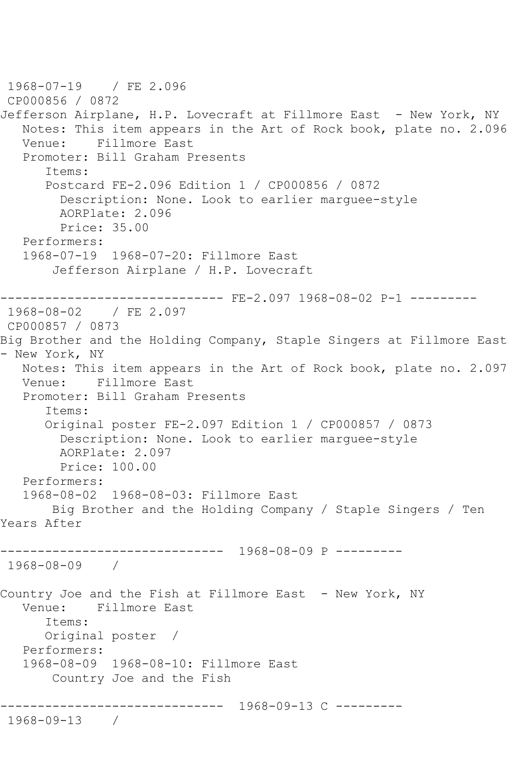1968-07-19    / FE 2.096
CP000856 / 0872
Jefferson Airplane, H.P. Lovecraft at Fillmore East  - New York, NY
   Notes: This item appears in the Art of Rock book, plate no. 2.096
   Venue:    Fillmore East
   Promoter: Bill Graham Presents
      Items:
      Postcard FE-2.096 Edition 1 / CP000856 / 0872
        Description: None. Look to earlier marquee-style
        AORPlate: 2.096
        Price: 35.00
   Performers:
   1968-07-19  1968-07-20: Fillmore East
       Jefferson Airplane / H.P. Lovecraft

------------------------------ FE-2.097 1968-08-02 P-1 ---------
1968-08-02    / FE 2.097
CP000857 / 0873
Big Brother and the Holding Company, Staple Singers at Fillmore East - New York, NY
   Notes: This item appears in the Art of Rock book, plate no. 2.097
   Venue:    Fillmore East
   Promoter: Bill Graham Presents
      Items:
      Original poster FE-2.097 Edition 1 / CP000857 / 0873
        Description: None. Look to earlier marquee-style
        AORPlate: 2.097
        Price: 100.00
   Performers:
   1968-08-02  1968-08-03: Fillmore East
       Big Brother and the Holding Company / Staple Singers / Ten Years After

------------------------------  1968-08-09 P ---------
1968-08-09    /

Country Joe and the Fish at Fillmore East  - New York, NY
   Venue:    Fillmore East
      Items:
      Original poster  /
   Performers:
   1968-08-09  1968-08-10: Fillmore East
       Country Joe and the Fish

------------------------------  1968-09-13 C ---------
1968-09-13    /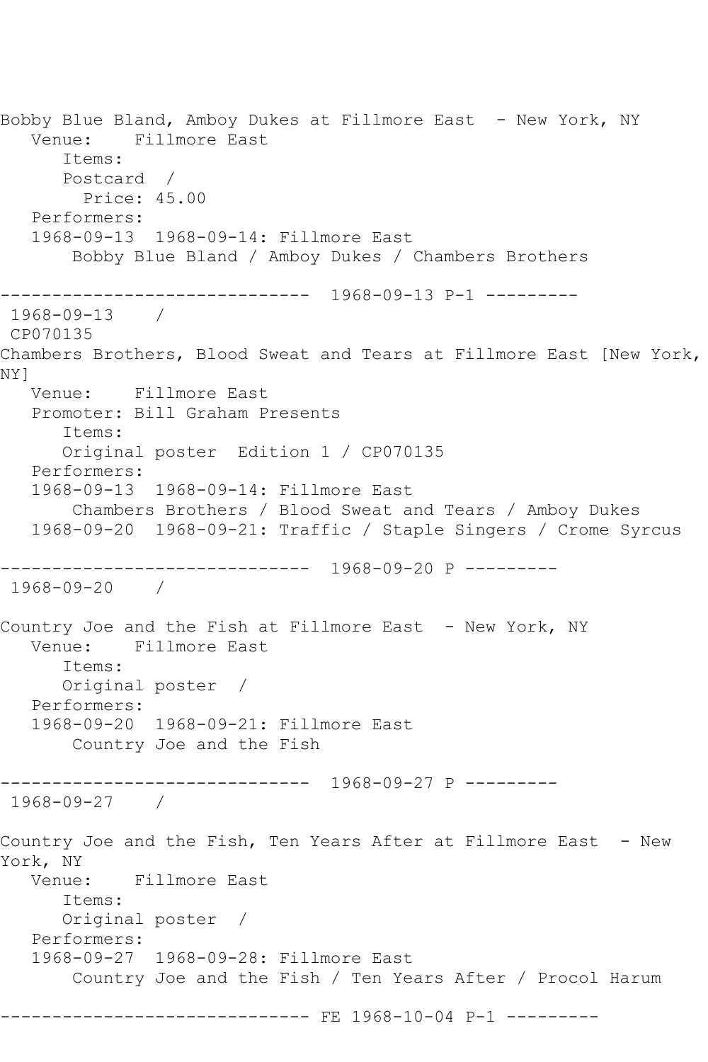Bobby Blue Bland, Amboy Dukes at Fillmore East - New York, NY
   Venue:    Fillmore East
      Items:
      Postcard  /
        Price: 45.00
   Performers:
   1968-09-13  1968-09-14: Fillmore East
       Bobby Blue Bland / Amboy Dukes / Chambers Brothers

------------------------------  1968-09-13 P-1 ---------
 1968-09-13    /
 CP070135
Chambers Brothers, Blood Sweat and Tears at Fillmore East [New York, NY]
   Venue:    Fillmore East
   Promoter: Bill Graham Presents
      Items:
      Original poster  Edition 1 / CP070135
   Performers:
   1968-09-13  1968-09-14: Fillmore East
       Chambers Brothers / Blood Sweat and Tears / Amboy Dukes
   1968-09-20  1968-09-21: Traffic / Staple Singers / Crome Syrcus

------------------------------  1968-09-20 P ---------
 1968-09-20    /

Country Joe and the Fish at Fillmore East  - New York, NY
   Venue:    Fillmore East
      Items:
      Original poster  /
   Performers:
   1968-09-20  1968-09-21: Fillmore East
       Country Joe and the Fish

------------------------------  1968-09-27 P ---------
 1968-09-27    /

Country Joe and the Fish, Ten Years After at Fillmore East  - New York, NY
   Venue:    Fillmore East
      Items:
      Original poster  /
   Performers:
   1968-09-27  1968-09-28: Fillmore East
       Country Joe and the Fish / Ten Years After / Procol Harum

------------------------------ FE 1968-10-04 P-1 ---------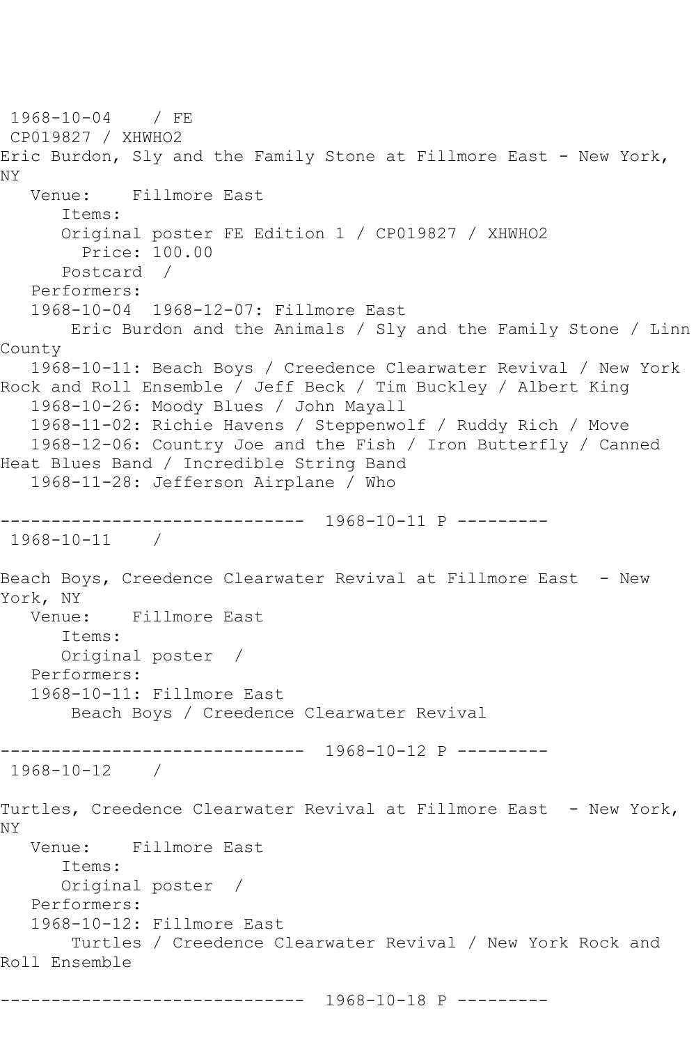1968-10-04 / FE
CP019827 / XHWHO2
Eric Burdon, Sly and the Family Stone at Fillmore East - New York, NY
Venue: Fillmore East
Items:
Original poster FE Edition 1 / CP019827 / XHWHO2
Price: 100.00
Postcard /
Performers:
1968-10-04 1968-12-07: Fillmore East
Eric Burdon and the Animals / Sly and the Family Stone / Linn County
1968-10-11: Beach Boys / Creedence Clearwater Revival / New York Rock and Roll Ensemble / Jeff Beck / Tim Buckley / Albert King
1968-10-26: Moody Blues / John Mayall
1968-11-02: Richie Havens / Steppenwolf / Ruddy Rich / Move
1968-12-06: Country Joe and the Fish / Iron Butterfly / Canned Heat Blues Band / Incredible String Band
1968-11-28: Jefferson Airplane / Who

------------------------------ 1968-10-11 P ---------

1968-10-11 /

Beach Boys, Creedence Clearwater Revival at Fillmore East - New York, NY
Venue: Fillmore East
Items:
Original poster /
Performers:
1968-10-11: Fillmore East
Beach Boys / Creedence Clearwater Revival

------------------------------ 1968-10-12 P ---------

1968-10-12 /

Turtles, Creedence Clearwater Revival at Fillmore East - New York, NY
Venue: Fillmore East
Items:
Original poster /
Performers:
1968-10-12: Fillmore East
Turtles / Creedence Clearwater Revival / New York Rock and Roll Ensemble

------------------------------ 1968-10-18 P ---------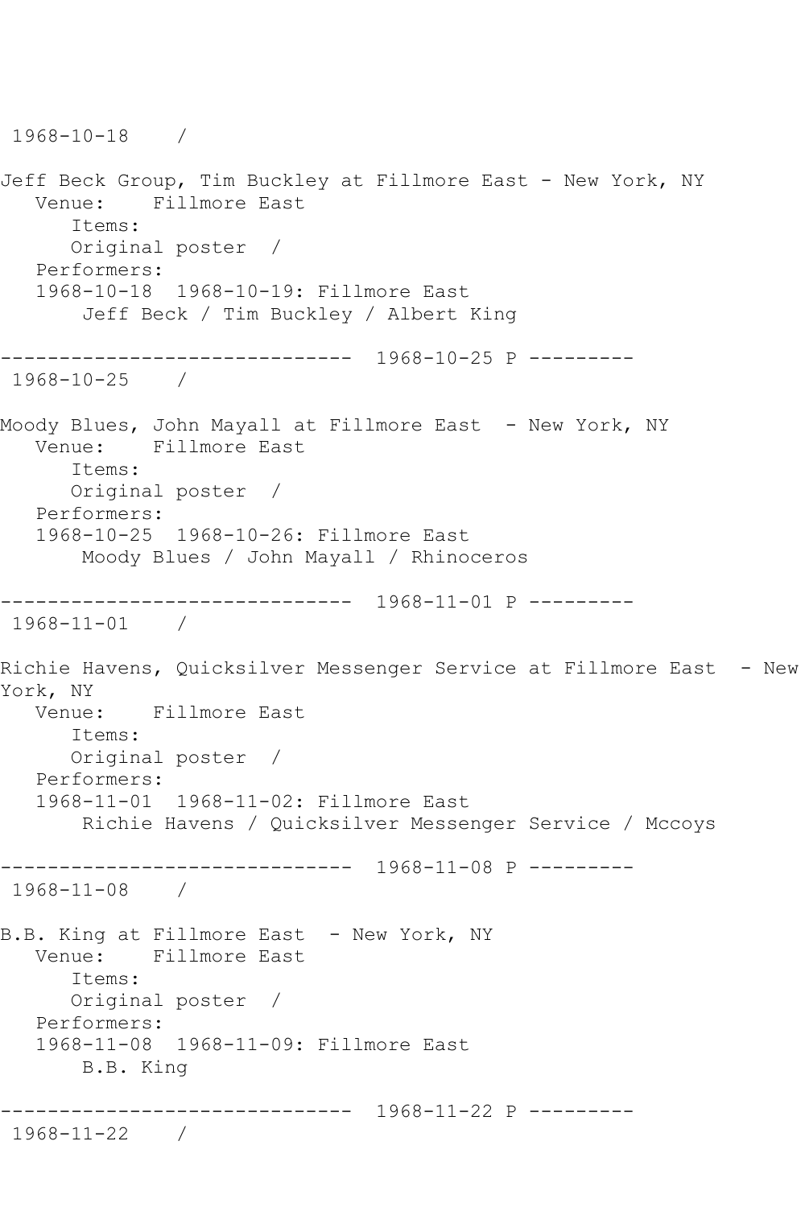1968-10-18 /

Jeff Beck Group, Tim Buckley at Fillmore East - New York, NY
   Venue: Fillmore East
      Items:
      Original poster /
   Performers:
   1968-10-18 1968-10-19: Fillmore East
       Jeff Beck / Tim Buckley / Albert King

------------------------------ 1968-10-25 P ---------
1968-10-25 /

Moody Blues, John Mayall at Fillmore East - New York, NY
   Venue: Fillmore East
      Items:
      Original poster /
   Performers:
   1968-10-25 1968-10-26: Fillmore East
       Moody Blues / John Mayall / Rhinoceros

------------------------------ 1968-11-01 P ---------
1968-11-01 /

Richie Havens, Quicksilver Messenger Service at Fillmore East - New York, NY
   Venue: Fillmore East
      Items:
      Original poster /
   Performers:
   1968-11-01 1968-11-02: Fillmore East
       Richie Havens / Quicksilver Messenger Service / Mccoys

------------------------------ 1968-11-08 P ---------
1968-11-08 /

B.B. King at Fillmore East - New York, NY
   Venue: Fillmore East
      Items:
      Original poster /
   Performers:
   1968-11-08 1968-11-09: Fillmore East
       B.B. King

------------------------------ 1968-11-22 P ---------
1968-11-22 /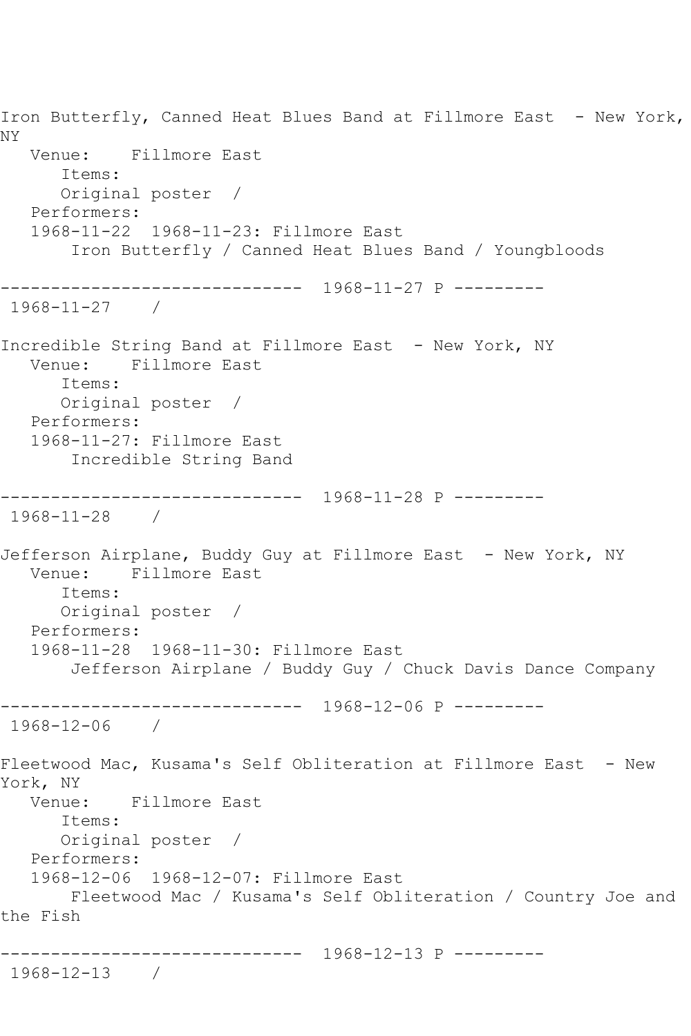Iron Butterfly, Canned Heat Blues Band at Fillmore East - New York, NY
   Venue: Fillmore East
      Items:
      Original poster /
   Performers:
   1968-11-22 1968-11-23: Fillmore East
       Iron Butterfly / Canned Heat Blues Band / Youngbloods

------------------------------ 1968-11-27 P ---------
 1968-11-27 /

Incredible String Band at Fillmore East - New York, NY
   Venue: Fillmore East
      Items:
      Original poster /
   Performers:
   1968-11-27: Fillmore East
       Incredible String Band

------------------------------ 1968-11-28 P ---------
 1968-11-28 /

Jefferson Airplane, Buddy Guy at Fillmore East - New York, NY
   Venue: Fillmore East
      Items:
      Original poster /
   Performers:
   1968-11-28 1968-11-30: Fillmore East
       Jefferson Airplane / Buddy Guy / Chuck Davis Dance Company

------------------------------ 1968-12-06 P ---------
 1968-12-06 /

Fleetwood Mac, Kusama's Self Obliteration at Fillmore East - New York, NY
   Venue: Fillmore East
      Items:
      Original poster /
   Performers:
   1968-12-06 1968-12-07: Fillmore East
       Fleetwood Mac / Kusama's Self Obliteration / Country Joe and the Fish

------------------------------ 1968-12-13 P ---------
 1968-12-13 /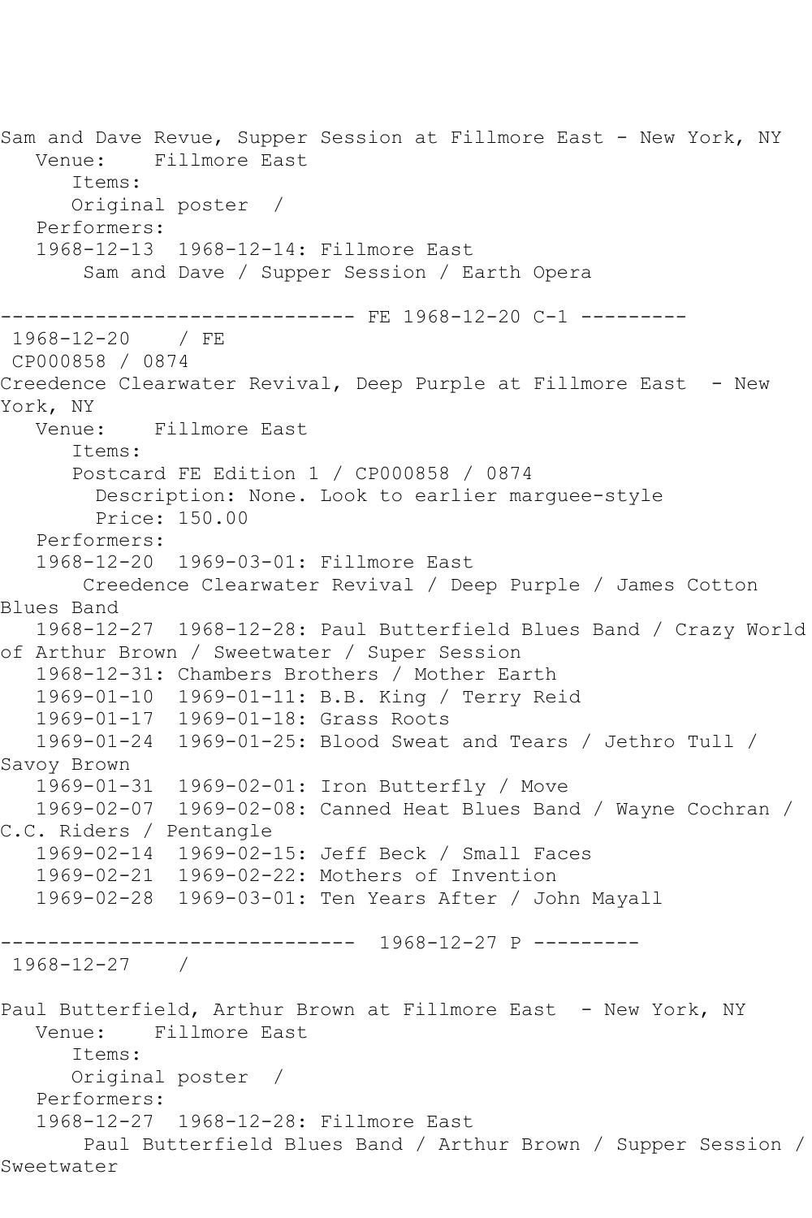Sam and Dave Revue, Supper Session at Fillmore East - New York, NY
   Venue:    Fillmore East
      Items:
      Original poster  /
   Performers:
   1968-12-13  1968-12-14: Fillmore East
       Sam and Dave / Supper Session / Earth Opera

------------------------------ FE 1968-12-20 C-1 ---------
 1968-12-20    / FE
 CP000858 / 0874
Creedence Clearwater Revival, Deep Purple at Fillmore East  - New York, NY
   Venue:    Fillmore East
      Items:
      Postcard FE Edition 1 / CP000858 / 0874
        Description: None. Look to earlier marquee-style
        Price: 150.00
   Performers:
   1968-12-20  1969-03-01: Fillmore East
       Creedence Clearwater Revival / Deep Purple / James Cotton Blues Band
   1968-12-27  1968-12-28: Paul Butterfield Blues Band / Crazy World of Arthur Brown / Sweetwater / Super Session
   1968-12-31: Chambers Brothers / Mother Earth
   1969-01-10  1969-01-11: B.B. King / Terry Reid
   1969-01-17  1969-01-18: Grass Roots
   1969-01-24  1969-01-25: Blood Sweat and Tears / Jethro Tull / Savoy Brown
   1969-01-31  1969-02-01: Iron Butterfly / Move
   1969-02-07  1969-02-08: Canned Heat Blues Band / Wayne Cochran / C.C. Riders / Pentangle
   1969-02-14  1969-02-15: Jeff Beck / Small Faces
   1969-02-21  1969-02-22: Mothers of Invention
   1969-02-28  1969-03-01: Ten Years After / John Mayall

------------------------------  1968-12-27 P ---------
 1968-12-27    /

Paul Butterfield, Arthur Brown at Fillmore East  - New York, NY
   Venue:    Fillmore East
      Items:
      Original poster  /
   Performers:
   1968-12-27  1968-12-28: Fillmore East
       Paul Butterfield Blues Band / Arthur Brown / Supper Session / Sweetwater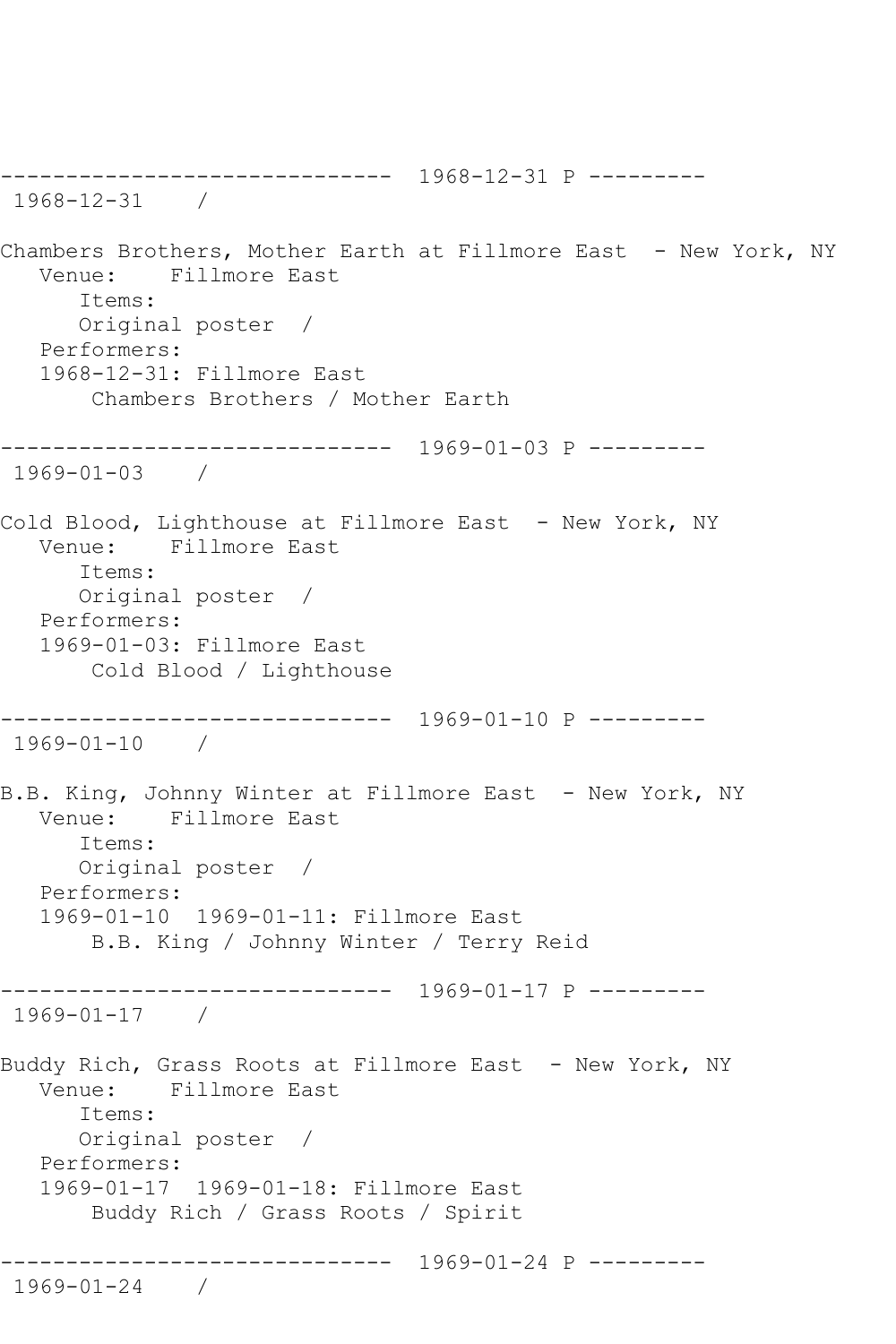------------------------------ 1968-12-31 P ---------
1968-12-31 /

Chambers Brothers, Mother Earth at Fillmore East - New York, NY
Venue: Fillmore East
Items:
Original poster /
Performers:
1968-12-31: Fillmore East
Chambers Brothers / Mother Earth

------------------------------ 1969-01-03 P ---------
1969-01-03 /

Cold Blood, Lighthouse at Fillmore East - New York, NY
Venue: Fillmore East
Items:
Original poster /
Performers:
1969-01-03: Fillmore East
Cold Blood / Lighthouse

------------------------------ 1969-01-10 P ---------
1969-01-10 /

B.B. King, Johnny Winter at Fillmore East - New York, NY
Venue: Fillmore East
Items:
Original poster /
Performers:
1969-01-10 1969-01-11: Fillmore East
B.B. King / Johnny Winter / Terry Reid

------------------------------ 1969-01-17 P ---------
1969-01-17 /

Buddy Rich, Grass Roots at Fillmore East - New York, NY
Venue: Fillmore East
Items:
Original poster /
Performers:
1969-01-17 1969-01-18: Fillmore East
Buddy Rich / Grass Roots / Spirit

------------------------------ 1969-01-24 P ---------
1969-01-24 /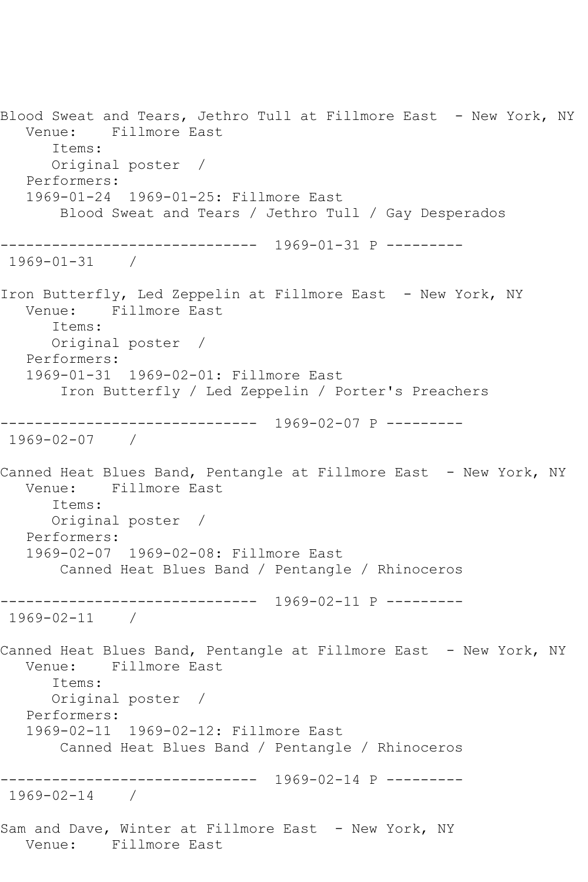Blood Sweat and Tears, Jethro Tull at Fillmore East  - New York, NY
   Venue:    Fillmore East
      Items:
      Original poster  /
   Performers:
   1969-01-24  1969-01-25: Fillmore East
       Blood Sweat and Tears / Jethro Tull / Gay Desperados

------------------------------  1969-01-31 P ---------
 1969-01-31    /

Iron Butterfly, Led Zeppelin at Fillmore East  - New York, NY
   Venue:    Fillmore East
      Items:
      Original poster  /
   Performers:
   1969-01-31  1969-02-01: Fillmore East
       Iron Butterfly / Led Zeppelin / Porter's Preachers

------------------------------  1969-02-07 P ---------
 1969-02-07    /

Canned Heat Blues Band, Pentangle at Fillmore East  - New York, NY
   Venue:    Fillmore East
      Items:
      Original poster  /
   Performers:
   1969-02-07  1969-02-08: Fillmore East
       Canned Heat Blues Band / Pentangle / Rhinoceros

------------------------------  1969-02-11 P ---------
 1969-02-11    /

Canned Heat Blues Band, Pentangle at Fillmore East  - New York, NY
   Venue:    Fillmore East
      Items:
      Original poster  /
   Performers:
   1969-02-11  1969-02-12: Fillmore East
       Canned Heat Blues Band / Pentangle / Rhinoceros

------------------------------  1969-02-14 P ---------
 1969-02-14    /

Sam and Dave, Winter at Fillmore East  - New York, NY
   Venue:    Fillmore East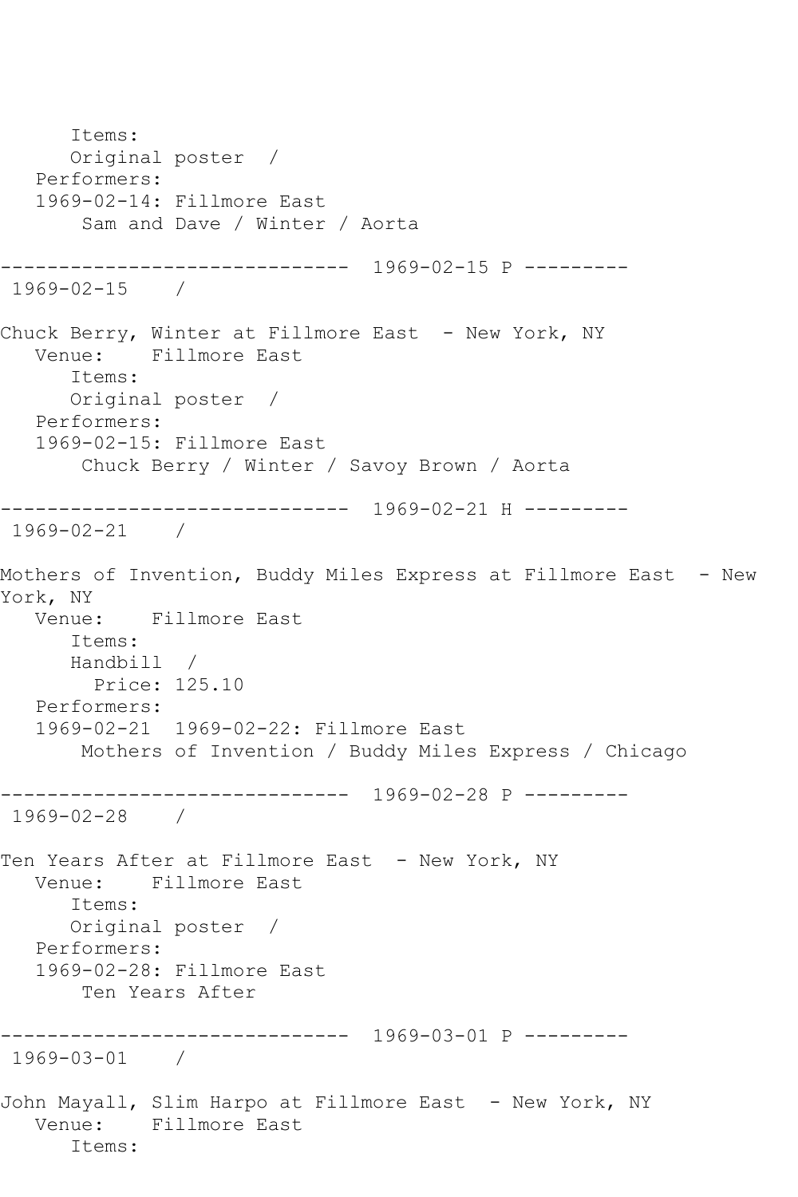```
      Items:
      Original poster  /
   Performers:
   1969-02-14: Fillmore East
       Sam and Dave / Winter / Aorta

------------------------------  1969-02-15 P ---------
 1969-02-15    /

Chuck Berry, Winter at Fillmore East  - New York, NY
   Venue:    Fillmore East
      Items:
      Original poster  /
   Performers:
   1969-02-15: Fillmore East
       Chuck Berry / Winter / Savoy Brown / Aorta

------------------------------  1969-02-21 H ---------
 1969-02-21    /

Mothers of Invention, Buddy Miles Express at Fillmore East  - New
York, NY
   Venue:    Fillmore East
      Items:
      Handbill  /
        Price: 125.10
   Performers:
   1969-02-21  1969-02-22: Fillmore East
       Mothers of Invention / Buddy Miles Express / Chicago

------------------------------  1969-02-28 P ---------
 1969-02-28    /

Ten Years After at Fillmore East  - New York, NY
   Venue:    Fillmore East
      Items:
      Original poster  /
   Performers:
   1969-02-28: Fillmore East
       Ten Years After

------------------------------  1969-03-01 P ---------
 1969-03-01    /

John Mayall, Slim Harpo at Fillmore East  - New York, NY
   Venue:    Fillmore East
      Items:
```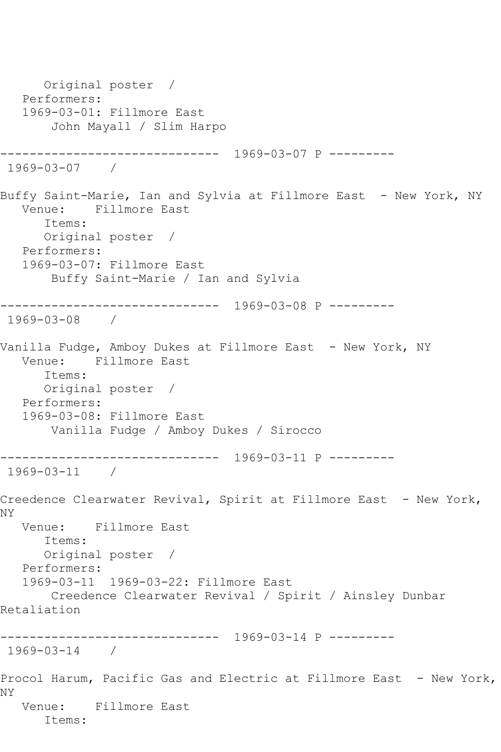Original poster /
Performers:
1969-03-01: Fillmore East
John Mayall / Slim Harpo

------------------------------ 1969-03-07 P ---------
1969-03-07 /

Buffy Saint-Marie, Ian and Sylvia at Fillmore East - New York, NY
Venue: Fillmore East
Items:
Original poster /
Performers:
1969-03-07: Fillmore East
Buffy Saint-Marie / Ian and Sylvia

------------------------------ 1969-03-08 P ---------
1969-03-08 /

Vanilla Fudge, Amboy Dukes at Fillmore East - New York, NY
Venue: Fillmore East
Items:
Original poster /
Performers:
1969-03-08: Fillmore East
Vanilla Fudge / Amboy Dukes / Sirocco

------------------------------ 1969-03-11 P ---------
1969-03-11 /

Creedence Clearwater Revival, Spirit at Fillmore East - New York, NY
Venue: Fillmore East
Items:
Original poster /
Performers:
1969-03-11 1969-03-22: Fillmore East
Creedence Clearwater Revival / Spirit / Ainsley Dunbar Retaliation

------------------------------ 1969-03-14 P ---------
1969-03-14 /

Procol Harum, Pacific Gas and Electric at Fillmore East - New York, NY
Venue: Fillmore East
Items: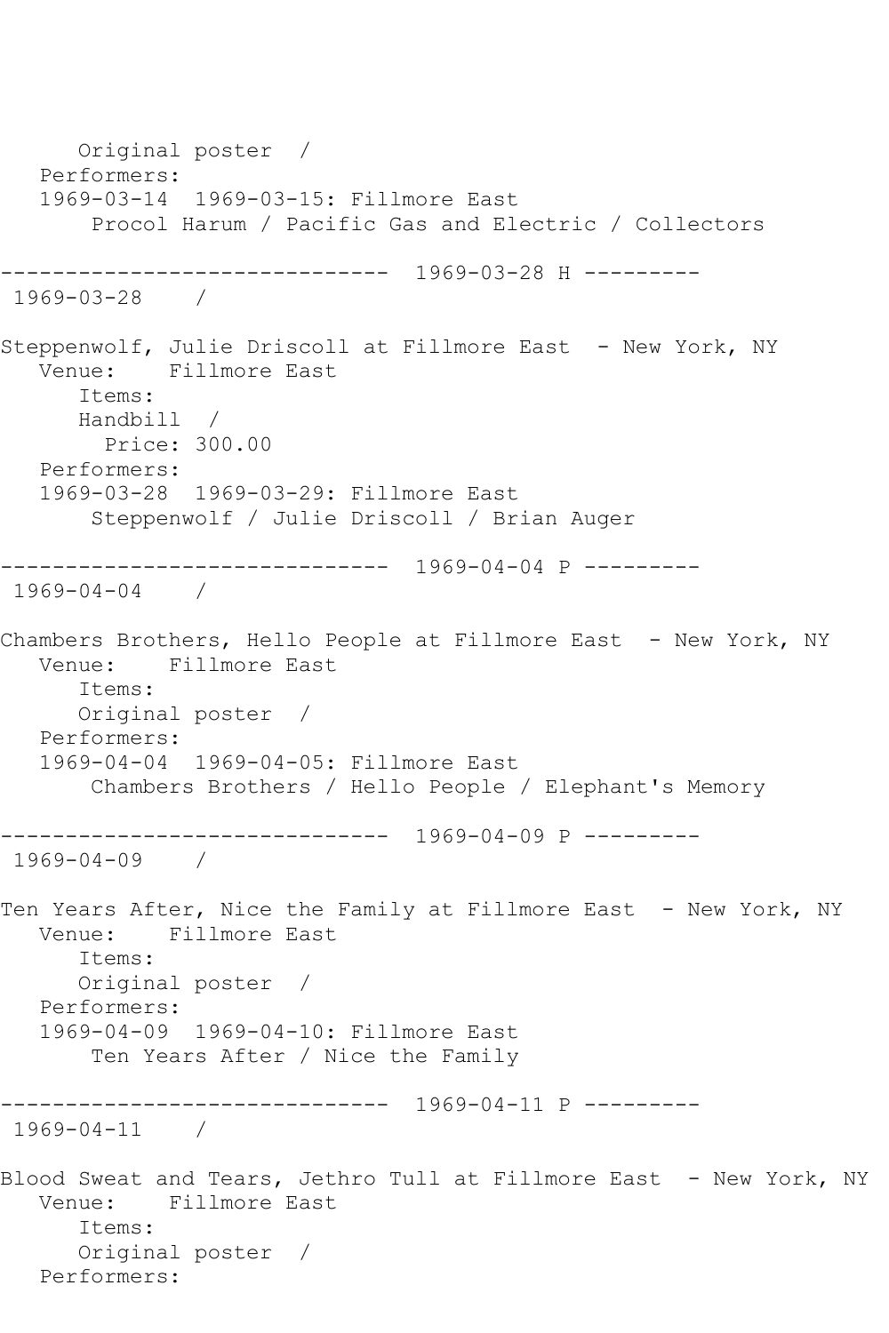```
      Original poster  /
   Performers:
   1969-03-14  1969-03-15: Fillmore East
       Procol Harum / Pacific Gas and Electric / Collectors

------------------------------  1969-03-28 H ---------
 1969-03-28    /

Steppenwolf, Julie Driscoll at Fillmore East  - New York, NY
   Venue:    Fillmore East
      Items:
      Handbill  /
        Price: 300.00
   Performers:
   1969-03-28  1969-03-29: Fillmore East
       Steppenwolf / Julie Driscoll / Brian Auger

------------------------------  1969-04-04 P ---------
 1969-04-04    /

Chambers Brothers, Hello People at Fillmore East  - New York, NY
   Venue:    Fillmore East
      Items:
      Original poster  /
   Performers:
   1969-04-04  1969-04-05: Fillmore East
       Chambers Brothers / Hello People / Elephant's Memory

------------------------------  1969-04-09 P ---------
 1969-04-09    /

Ten Years After, Nice the Family at Fillmore East  - New York, NY
   Venue:    Fillmore East
      Items:
      Original poster  /
   Performers:
   1969-04-09  1969-04-10: Fillmore East
       Ten Years After / Nice the Family

------------------------------  1969-04-11 P ---------
 1969-04-11    /

Blood Sweat and Tears, Jethro Tull at Fillmore East  - New York, NY
   Venue:    Fillmore East
      Items:
      Original poster  /
   Performers:
```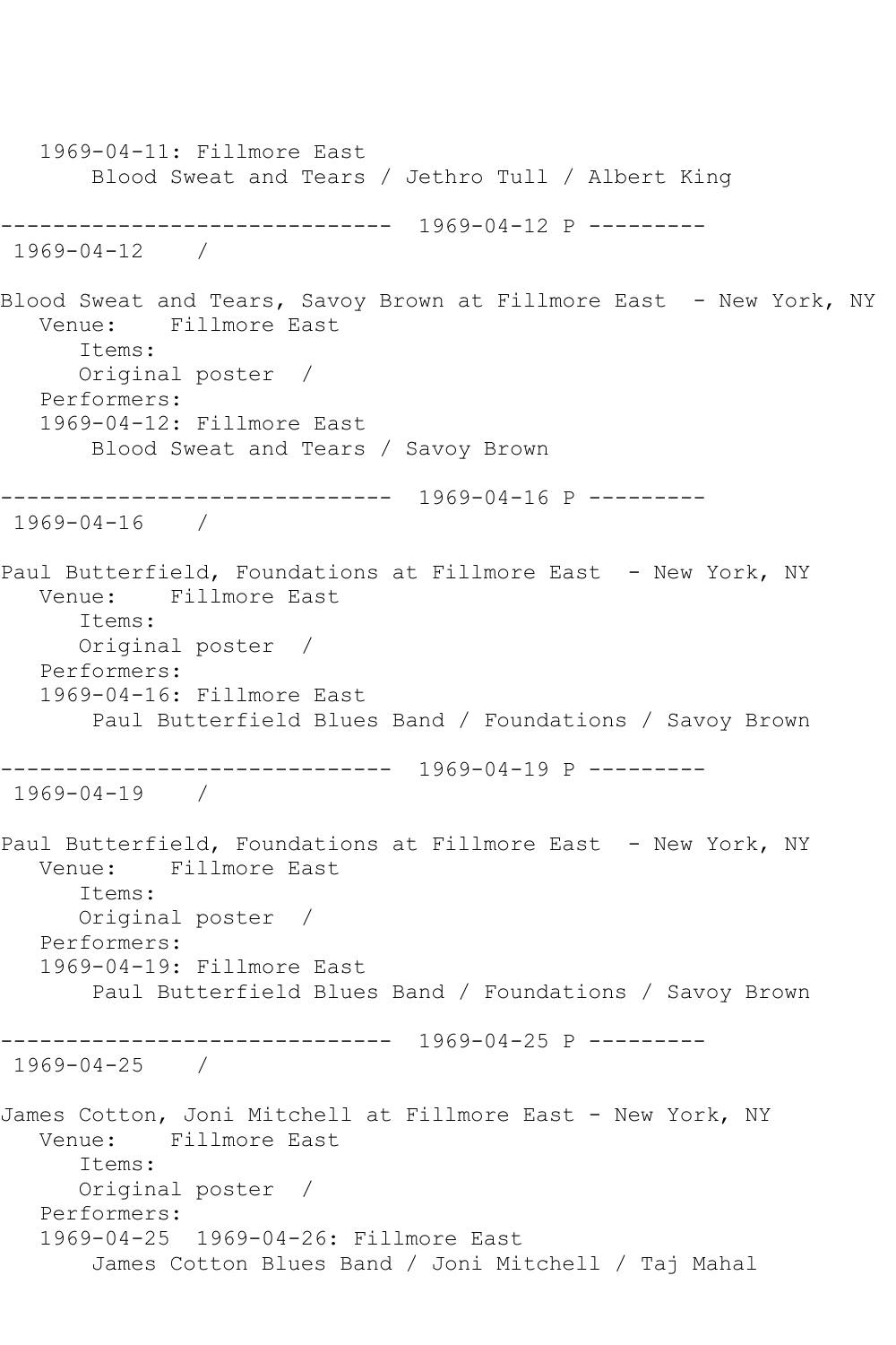1969-04-11: Fillmore East
Blood Sweat and Tears / Jethro Tull / Albert King

------------------------------ 1969-04-12 P ---------

1969-04-12 /

Blood Sweat and Tears, Savoy Brown at Fillmore East - New York, NY

Venue: Fillmore East

Items:

Original poster /

Performers:

1969-04-12: Fillmore East
Blood Sweat and Tears / Savoy Brown

------------------------------ 1969-04-16 P ---------

1969-04-16 /

Paul Butterfield, Foundations at Fillmore East - New York, NY

Venue: Fillmore East

Items:

Original poster /

Performers:

1969-04-16: Fillmore East
Paul Butterfield Blues Band / Foundations / Savoy Brown

------------------------------ 1969-04-19 P ---------

1969-04-19 /

Paul Butterfield, Foundations at Fillmore East - New York, NY

Venue: Fillmore East

Items:

Original poster /

Performers:

1969-04-19: Fillmore East
Paul Butterfield Blues Band / Foundations / Savoy Brown

------------------------------ 1969-04-25 P ---------

1969-04-25 /

James Cotton, Joni Mitchell at Fillmore East - New York, NY

Venue: Fillmore East

Items:

Original poster /

Performers:

1969-04-25 1969-04-26: Fillmore East
James Cotton Blues Band / Joni Mitchell / Taj Mahal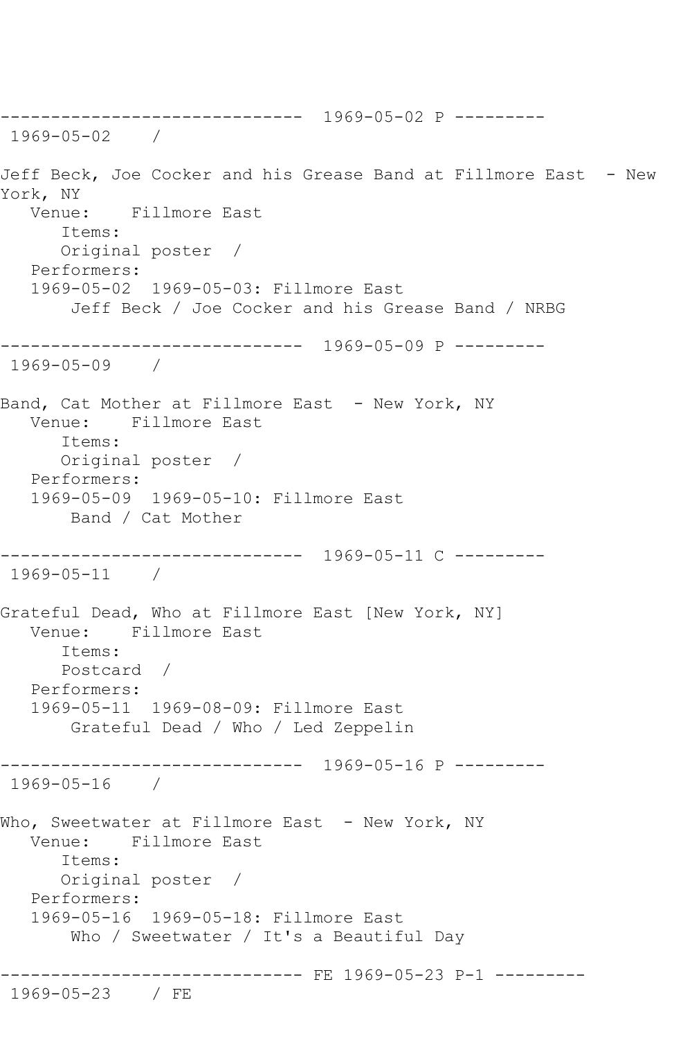------------------------------ 1969-05-02 P ---------
1969-05-02 /

Jeff Beck, Joe Cocker and his Grease Band at Fillmore East - New York, NY
Venue: Fillmore East
Items:
Original poster /
Performers:
1969-05-02 1969-05-03: Fillmore East
Jeff Beck / Joe Cocker and his Grease Band / NRBG

------------------------------ 1969-05-09 P ---------
1969-05-09 /

Band, Cat Mother at Fillmore East - New York, NY
Venue: Fillmore East
Items:
Original poster /
Performers:
1969-05-09 1969-05-10: Fillmore East
Band / Cat Mother

------------------------------ 1969-05-11 C ---------
1969-05-11 /

Grateful Dead, Who at Fillmore East [New York, NY]
Venue: Fillmore East
Items:
Postcard /
Performers:
1969-05-11 1969-08-09: Fillmore East
Grateful Dead / Who / Led Zeppelin

------------------------------ 1969-05-16 P ---------
1969-05-16 /

Who, Sweetwater at Fillmore East - New York, NY
Venue: Fillmore East
Items:
Original poster /
Performers:
1969-05-16 1969-05-18: Fillmore East
Who / Sweetwater / It's a Beautiful Day

------------------------------ FE 1969-05-23 P-1 ---------
1969-05-23 / FE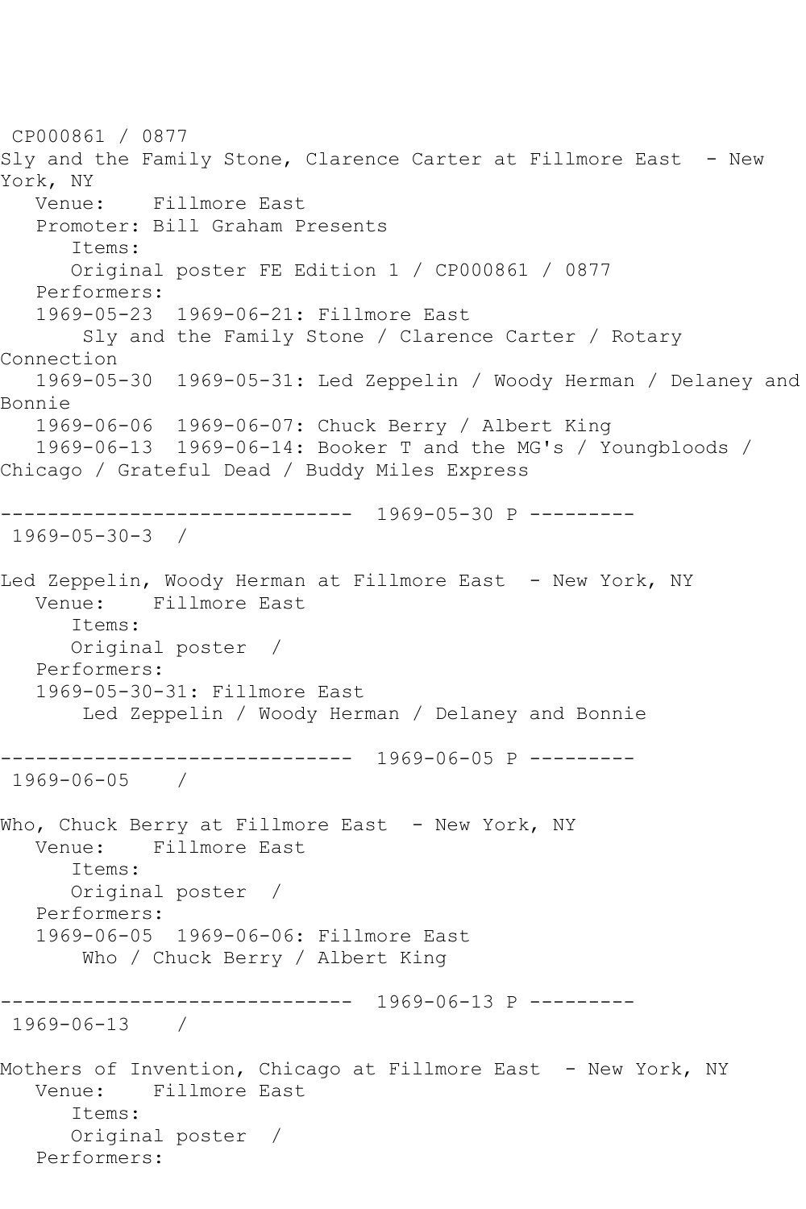CP000861 / 0877
Sly and the Family Stone, Clarence Carter at Fillmore East - New York, NY
   Venue:    Fillmore East
   Promoter: Bill Graham Presents
      Items:
      Original poster FE Edition 1 / CP000861 / 0877
   Performers:
   1969-05-23  1969-06-21: Fillmore East
       Sly and the Family Stone / Clarence Carter / Rotary Connection
   1969-05-30  1969-05-31: Led Zeppelin / Woody Herman / Delaney and Bonnie
   1969-06-06  1969-06-07: Chuck Berry / Albert King
   1969-06-13  1969-06-14: Booker T and the MG's / Youngbloods / Chicago / Grateful Dead / Buddy Miles Express

------------------------------ 1969-05-30 P ---------
1969-05-30-3  /

Led Zeppelin, Woody Herman at Fillmore East - New York, NY
   Venue:    Fillmore East
      Items:
      Original poster  /
   Performers:
   1969-05-30-31: Fillmore East
       Led Zeppelin / Woody Herman / Delaney and Bonnie

------------------------------ 1969-06-05 P ---------
1969-06-05    /

Who, Chuck Berry at Fillmore East - New York, NY
   Venue:    Fillmore East
      Items:
      Original poster  /
   Performers:
   1969-06-05  1969-06-06: Fillmore East
       Who / Chuck Berry / Albert King

------------------------------ 1969-06-13 P ---------
1969-06-13    /

Mothers of Invention, Chicago at Fillmore East - New York, NY
   Venue:    Fillmore East
      Items:
      Original poster  /
   Performers: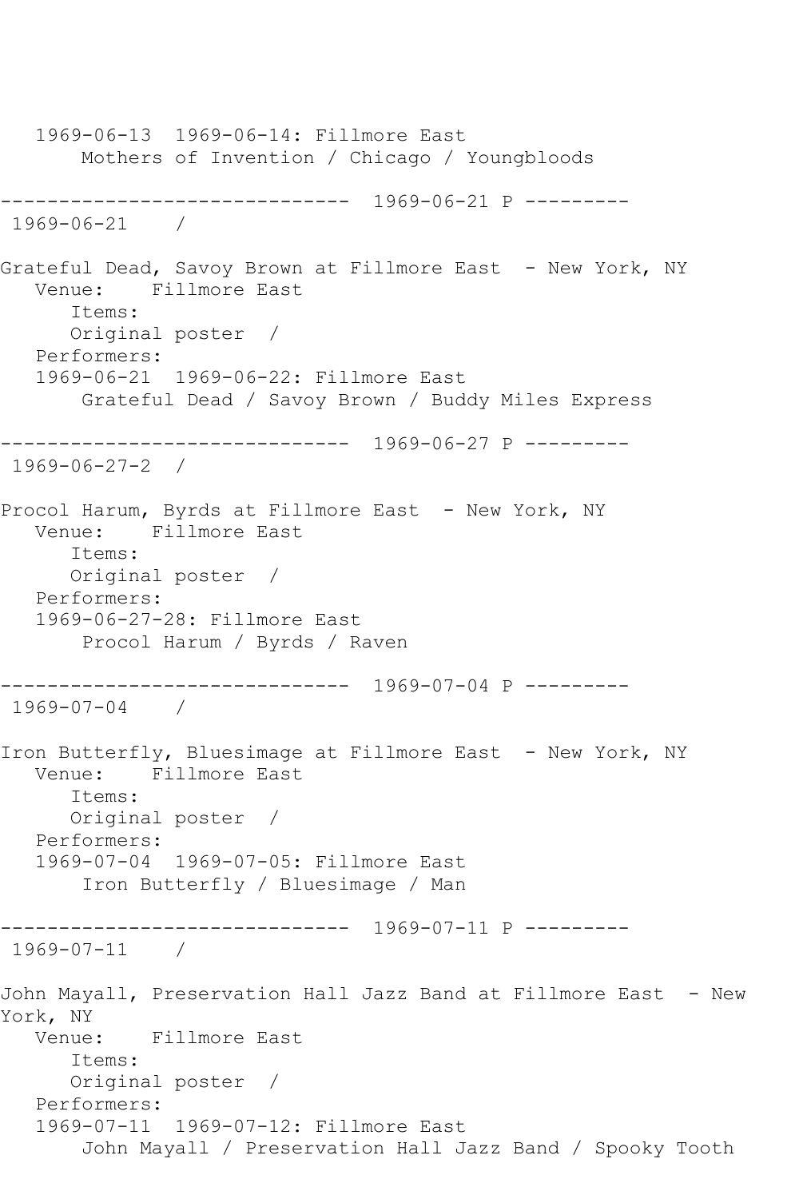1969-06-13  1969-06-14: Fillmore East
Mothers of Invention / Chicago / Youngbloods

------------------------------ 1969-06-21 P ---------
1969-06-21    /

Grateful Dead, Savoy Brown at Fillmore East  - New York, NY
Venue:    Fillmore East
Items:
Original poster  /
Performers:
1969-06-21  1969-06-22: Fillmore East
Grateful Dead / Savoy Brown / Buddy Miles Express

------------------------------ 1969-06-27 P ---------
1969-06-27-2  /

Procol Harum, Byrds at Fillmore East  - New York, NY
Venue:    Fillmore East
Items:
Original poster  /
Performers:
1969-06-27-28: Fillmore East
Procol Harum / Byrds / Raven

------------------------------ 1969-07-04 P ---------
1969-07-04    /

Iron Butterfly, Bluesimage at Fillmore East  - New York, NY
Venue:    Fillmore East
Items:
Original poster  /
Performers:
1969-07-04  1969-07-05: Fillmore East
Iron Butterfly / Bluesimage / Man

------------------------------ 1969-07-11 P ---------
1969-07-11    /

John Mayall, Preservation Hall Jazz Band at Fillmore East  - New York, NY
Venue:    Fillmore East
Items:
Original poster  /
Performers:
1969-07-11  1969-07-12: Fillmore East
John Mayall / Preservation Hall Jazz Band / Spooky Tooth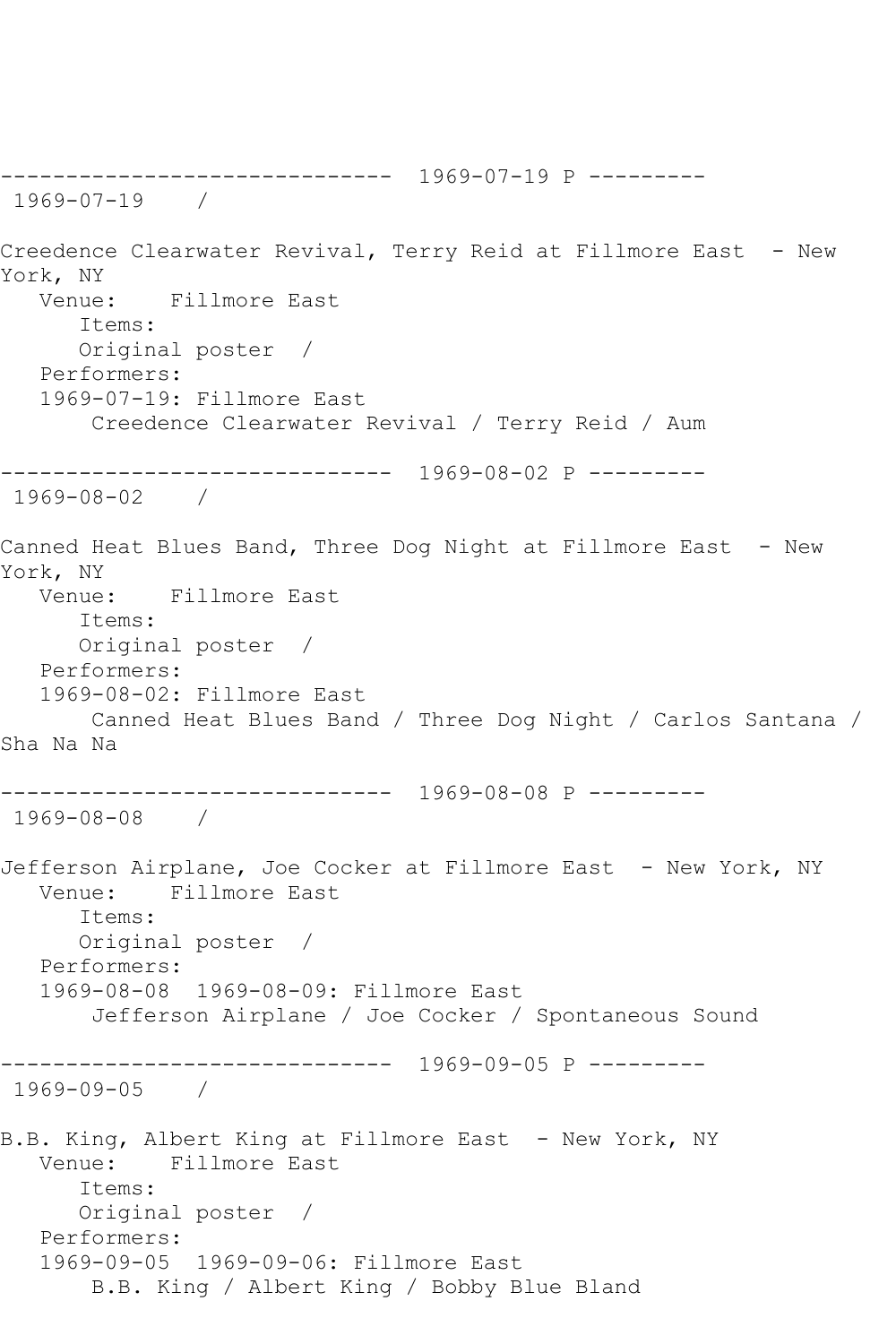------------------------------ 1969-07-19 P ---------
1969-07-19 /

Creedence Clearwater Revival, Terry Reid at Fillmore East - New York, NY
Venue: Fillmore East
Items:
Original poster /
Performers:
1969-07-19: Fillmore East
Creedence Clearwater Revival / Terry Reid / Aum

------------------------------ 1969-08-02 P ---------
1969-08-02 /

Canned Heat Blues Band, Three Dog Night at Fillmore East - New York, NY
Venue: Fillmore East
Items:
Original poster /
Performers:
1969-08-02: Fillmore East
Canned Heat Blues Band / Three Dog Night / Carlos Santana / Sha Na Na

------------------------------ 1969-08-08 P ---------
1969-08-08 /

Jefferson Airplane, Joe Cocker at Fillmore East - New York, NY
Venue: Fillmore East
Items:
Original poster /
Performers:
1969-08-08 1969-08-09: Fillmore East
Jefferson Airplane / Joe Cocker / Spontaneous Sound

------------------------------ 1969-09-05 P ---------
1969-09-05 /

B.B. King, Albert King at Fillmore East - New York, NY
Venue: Fillmore East
Items:
Original poster /
Performers:
1969-09-05 1969-09-06: Fillmore East
B.B. King / Albert King / Bobby Blue Bland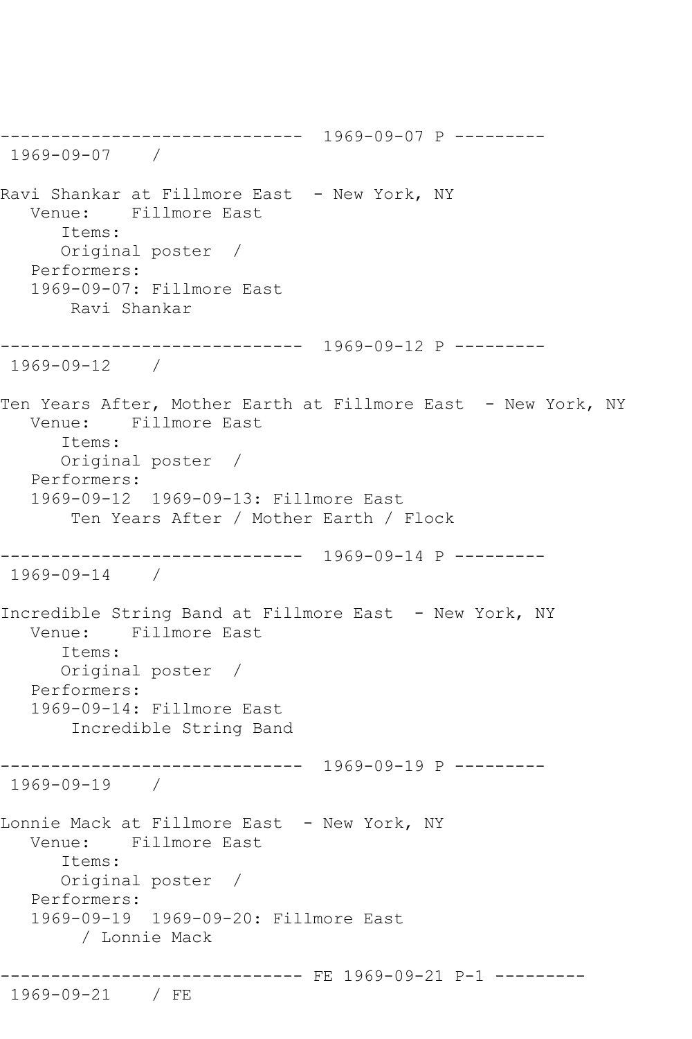------------------------------ 1969-09-07 P ---------
1969-09-07 /

Ravi Shankar at Fillmore East - New York, NY
Venue: Fillmore East
Items:
Original poster /
Performers:
1969-09-07: Fillmore East
Ravi Shankar

------------------------------ 1969-09-12 P ---------
1969-09-12 /

Ten Years After, Mother Earth at Fillmore East - New York, NY
Venue: Fillmore East
Items:
Original poster /
Performers:
1969-09-12 1969-09-13: Fillmore East
Ten Years After / Mother Earth / Flock

------------------------------ 1969-09-14 P ---------
1969-09-14 /

Incredible String Band at Fillmore East - New York, NY
Venue: Fillmore East
Items:
Original poster /
Performers:
1969-09-14: Fillmore East
Incredible String Band

------------------------------ 1969-09-19 P ---------
1969-09-19 /

Lonnie Mack at Fillmore East - New York, NY
Venue: Fillmore East
Items:
Original poster /
Performers:
1969-09-19 1969-09-20: Fillmore East
/ Lonnie Mack

------------------------------ FE 1969-09-21 P-1 ---------
1969-09-21 / FE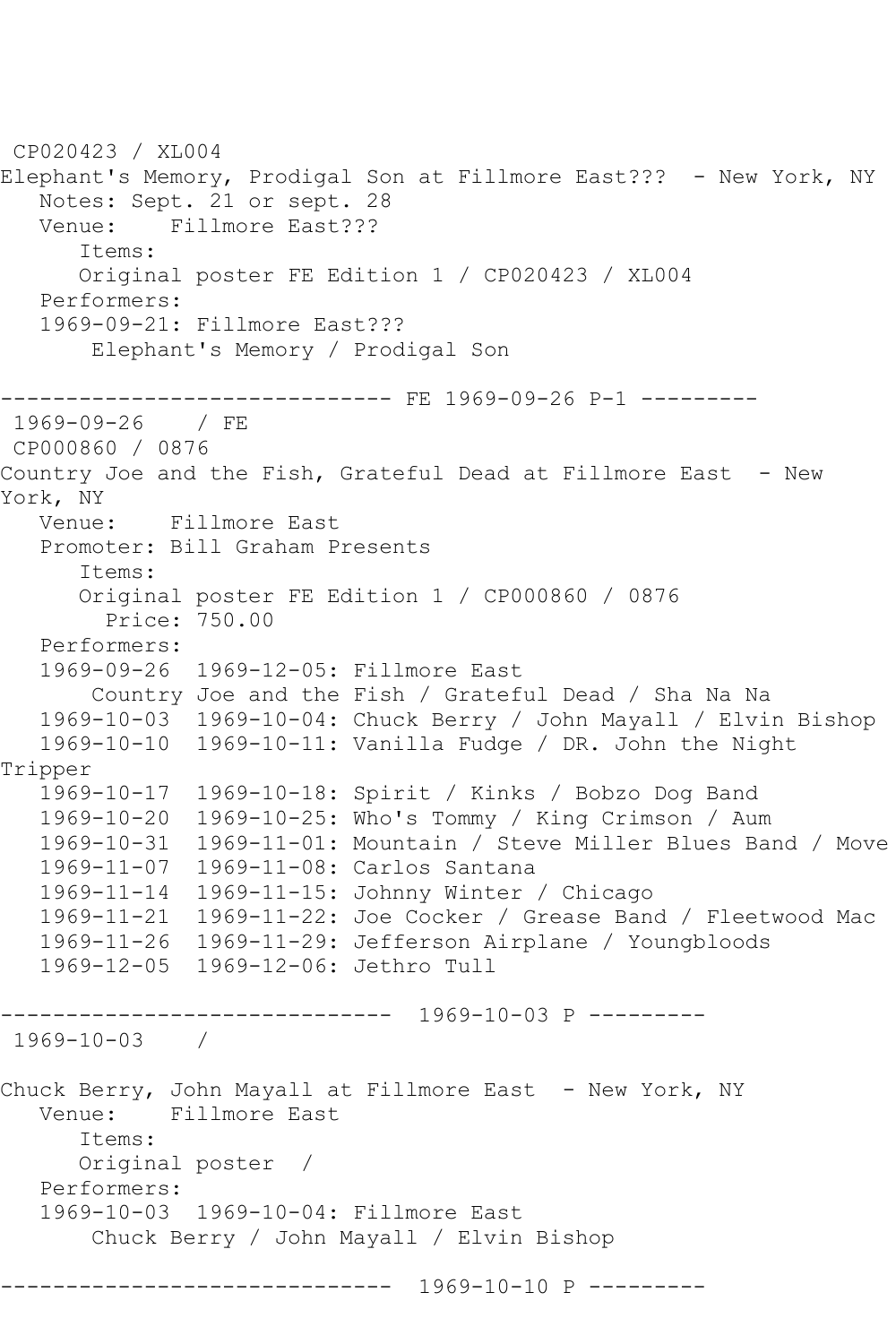CP020423 / XL004
Elephant's Memory, Prodigal Son at Fillmore East???  - New York, NY
   Notes: Sept. 21 or sept. 28
   Venue:    Fillmore East???
      Items:
      Original poster FE Edition 1 / CP020423 / XL004
   Performers:
   1969-09-21: Fillmore East???
       Elephant's Memory / Prodigal Son

------------------------------ FE 1969-09-26 P-1 ---------
 1969-09-26    / FE
 CP000860 / 0876
Country Joe and the Fish, Grateful Dead at Fillmore East  - New York, NY
   Venue:    Fillmore East
   Promoter: Bill Graham Presents
      Items:
      Original poster FE Edition 1 / CP000860 / 0876
        Price: 750.00
   Performers:
   1969-09-26  1969-12-05: Fillmore East
       Country Joe and the Fish / Grateful Dead / Sha Na Na
   1969-10-03  1969-10-04: Chuck Berry / John Mayall / Elvin Bishop
   1969-10-10  1969-10-11: Vanilla Fudge / DR. John the Night Tripper
   1969-10-17  1969-10-18: Spirit / Kinks / Bobzo Dog Band
   1969-10-20  1969-10-25: Who's Tommy / King Crimson / Aum
   1969-10-31  1969-11-01: Mountain / Steve Miller Blues Band / Move
   1969-11-07  1969-11-08: Carlos Santana
   1969-11-14  1969-11-15: Johnny Winter / Chicago
   1969-11-21  1969-11-22: Joe Cocker / Grease Band / Fleetwood Mac
   1969-11-26  1969-11-29: Jefferson Airplane / Youngbloods
   1969-12-05  1969-12-06: Jethro Tull

------------------------------  1969-10-03 P ---------
 1969-10-03    /

Chuck Berry, John Mayall at Fillmore East  - New York, NY
   Venue:    Fillmore East
      Items:
      Original poster  /
   Performers:
   1969-10-03  1969-10-04: Fillmore East
       Chuck Berry / John Mayall / Elvin Bishop

------------------------------  1969-10-10 P ---------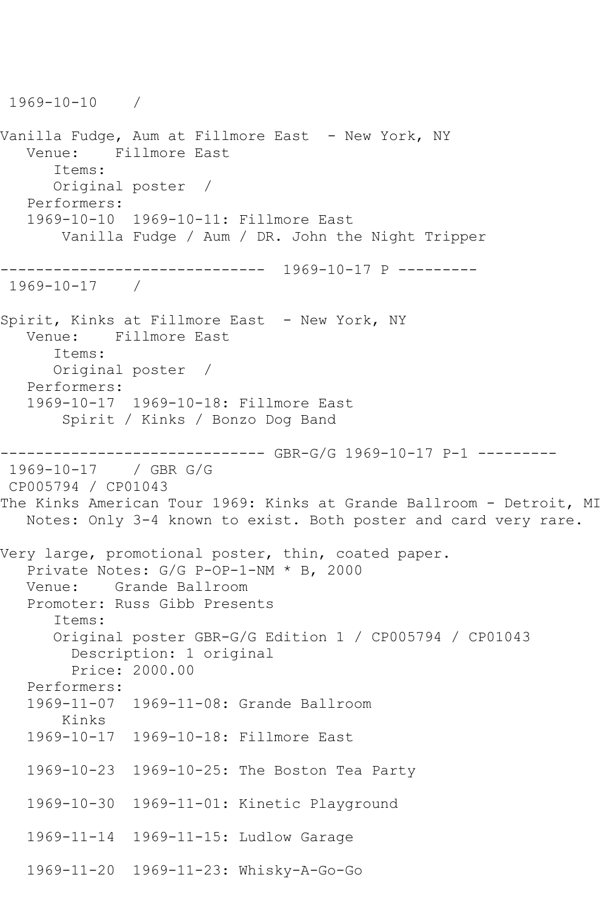1969-10-10 /

Vanilla Fudge, Aum at Fillmore East - New York, NY
   Venue: Fillmore East
      Items:
      Original poster /
   Performers:
   1969-10-10 1969-10-11: Fillmore East
       Vanilla Fudge / Aum / DR. John the Night Tripper

------------------------------ 1969-10-17 P ---------
1969-10-17 /

Spirit, Kinks at Fillmore East - New York, NY
   Venue: Fillmore East
      Items:
      Original poster /
   Performers:
   1969-10-17 1969-10-18: Fillmore East
       Spirit / Kinks / Bonzo Dog Band

------------------------------ GBR-G/G 1969-10-17 P-1 ---------
1969-10-17 / GBR G/G
CP005794 / CP01043
The Kinks American Tour 1969: Kinks at Grande Ballroom - Detroit, MI
   Notes: Only 3-4 known to exist. Both poster and card very rare.

Very large, promotional poster, thin, coated paper.
   Private Notes: G/G P-OP-1-NM * B, 2000
   Venue: Grande Ballroom
   Promoter: Russ Gibb Presents
      Items:
      Original poster GBR-G/G Edition 1 / CP005794 / CP01043
        Description: 1 original
        Price: 2000.00
   Performers:
   1969-11-07 1969-11-08: Grande Ballroom
       Kinks
   1969-10-17 1969-10-18: Fillmore East

   1969-10-23 1969-10-25: The Boston Tea Party

   1969-10-30 1969-11-01: Kinetic Playground

   1969-11-14 1969-11-15: Ludlow Garage

   1969-11-20 1969-11-23: Whisky-A-Go-Go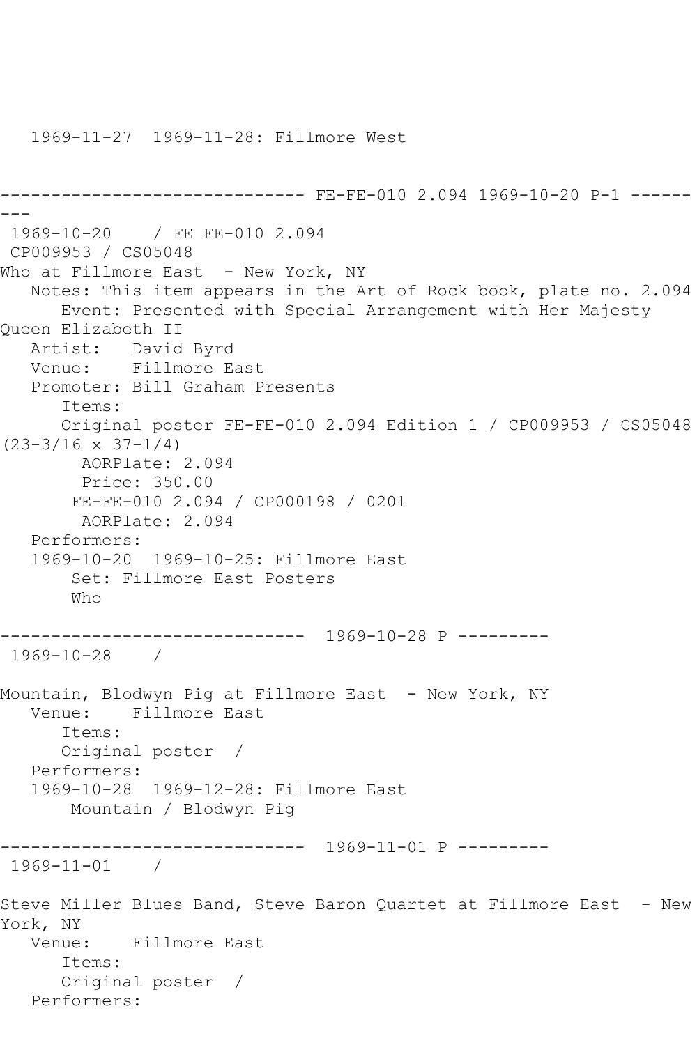1969-11-27  1969-11-28: Fillmore West

------------------------------ FE-FE-010 2.094 1969-10-20 P-1 ---------

1969-10-20    / FE FE-010 2.094
CP009953 / CS05048
Who at Fillmore East  - New York, NY
   Notes: This item appears in the Art of Rock book, plate no. 2.094
      Event: Presented with Special Arrangement with Her Majesty Queen Elizabeth II
   Artist:   David Byrd
   Venue:    Fillmore East
   Promoter: Bill Graham Presents
      Items:
      Original poster FE-FE-010 2.094 Edition 1 / CP009953 / CS05048 (23-3/16 x 37-1/4)
        AORPlate: 2.094
        Price: 350.00
       FE-FE-010 2.094 / CP000198 / 0201
        AORPlate: 2.094
   Performers:
   1969-10-20  1969-10-25: Fillmore East
       Set: Fillmore East Posters
       Who

------------------------------  1969-10-28 P ---------

1969-10-28    /

Mountain, Blodwyn Pig at Fillmore East  - New York, NY
   Venue:    Fillmore East
      Items:
      Original poster  /
   Performers:
   1969-10-28  1969-12-28: Fillmore East
       Mountain / Blodwyn Pig

------------------------------  1969-11-01 P ---------

1969-11-01    /

Steve Miller Blues Band, Steve Baron Quartet at Fillmore East  - New York, NY
   Venue:    Fillmore East
      Items:
      Original poster  /
   Performers: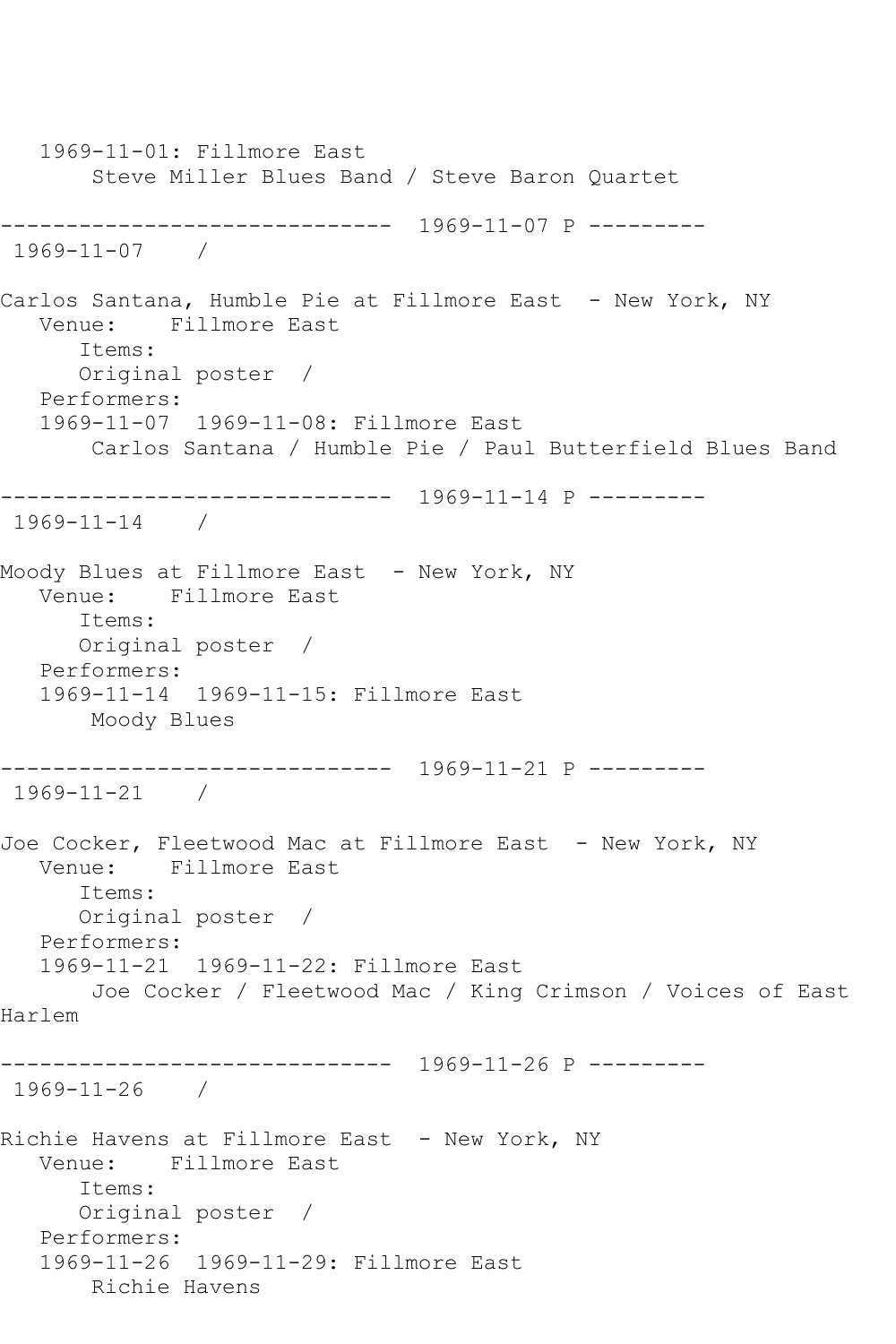1969-11-01: Fillmore East
Steve Miller Blues Band / Steve Baron Quartet

------------------------------ 1969-11-07 P ---------
1969-11-07 /

Carlos Santana, Humble Pie at Fillmore East - New York, NY
Venue: Fillmore East
Items:
Original poster /
Performers:
1969-11-07 1969-11-08: Fillmore East
Carlos Santana / Humble Pie / Paul Butterfield Blues Band

------------------------------ 1969-11-14 P ---------
1969-11-14 /

Moody Blues at Fillmore East - New York, NY
Venue: Fillmore East
Items:
Original poster /
Performers:
1969-11-14 1969-11-15: Fillmore East
Moody Blues

------------------------------ 1969-11-21 P ---------
1969-11-21 /

Joe Cocker, Fleetwood Mac at Fillmore East - New York, NY
Venue: Fillmore East
Items:
Original poster /
Performers:
1969-11-21 1969-11-22: Fillmore East
Joe Cocker / Fleetwood Mac / King Crimson / Voices of East Harlem

------------------------------ 1969-11-26 P ---------
1969-11-26 /

Richie Havens at Fillmore East - New York, NY
Venue: Fillmore East
Items:
Original poster /
Performers:
1969-11-26 1969-11-29: Fillmore East
Richie Havens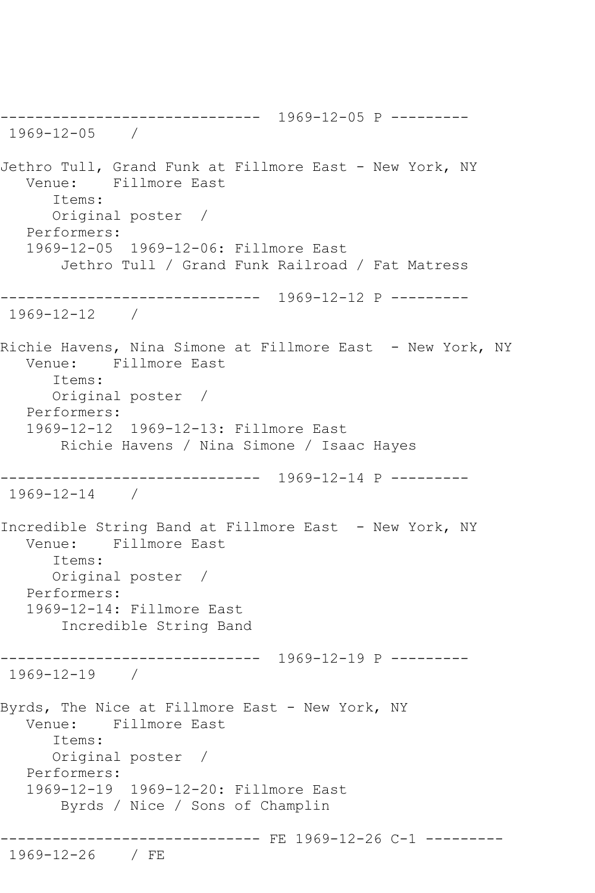------------------------------ 1969-12-05 P ---------
 1969-12-05    /

Jethro Tull, Grand Funk at Fillmore East - New York, NY
   Venue:    Fillmore East
      Items:
      Original poster  /
   Performers:
   1969-12-05  1969-12-06: Fillmore East
       Jethro Tull / Grand Funk Railroad / Fat Matress

------------------------------ 1969-12-12 P ---------
 1969-12-12    /

Richie Havens, Nina Simone at Fillmore East  - New York, NY
   Venue:    Fillmore East
      Items:
      Original poster  /
   Performers:
   1969-12-12  1969-12-13: Fillmore East
       Richie Havens / Nina Simone / Isaac Hayes

------------------------------ 1969-12-14 P ---------
 1969-12-14    /

Incredible String Band at Fillmore East  - New York, NY
   Venue:    Fillmore East
      Items:
      Original poster  /
   Performers:
   1969-12-14: Fillmore East
       Incredible String Band

------------------------------ 1969-12-19 P ---------
 1969-12-19    /

Byrds, The Nice at Fillmore East - New York, NY
   Venue:    Fillmore East
      Items:
      Original poster  /
   Performers:
   1969-12-19  1969-12-20: Fillmore East
       Byrds / Nice / Sons of Champlin

------------------------------ FE 1969-12-26 C-1 ---------
 1969-12-26    / FE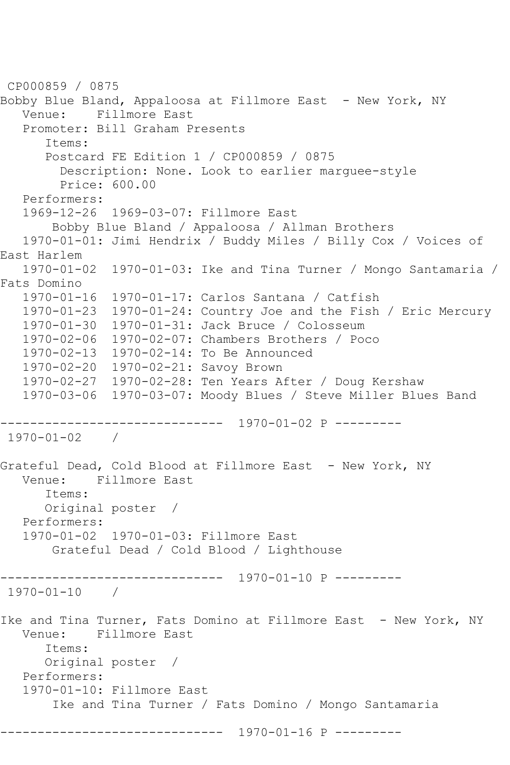CP000859 / 0875
Bobby Blue Bland, Appaloosa at Fillmore East  - New York, NY
   Venue:    Fillmore East
   Promoter: Bill Graham Presents
      Items:
      Postcard FE Edition 1 / CP000859 / 0875
        Description: None. Look to earlier marquee-style
        Price: 600.00
   Performers:
   1969-12-26  1969-03-07: Fillmore East
       Bobby Blue Bland / Appaloosa / Allman Brothers
   1970-01-01: Jimi Hendrix / Buddy Miles / Billy Cox / Voices of East Harlem
   1970-01-02  1970-01-03: Ike and Tina Turner / Mongo Santamaria / Fats Domino
   1970-01-16  1970-01-17: Carlos Santana / Catfish
   1970-01-23  1970-01-24: Country Joe and the Fish / Eric Mercury
   1970-01-30  1970-01-31: Jack Bruce / Colosseum
   1970-02-06  1970-02-07: Chambers Brothers / Poco
   1970-02-13  1970-02-14: To Be Announced
   1970-02-20  1970-02-21: Savoy Brown
   1970-02-27  1970-02-28: Ten Years After / Doug Kershaw
   1970-03-06  1970-03-07: Moody Blues / Steve Miller Blues Band

------------------------------  1970-01-02 P ---------

1970-01-02    /

Grateful Dead, Cold Blood at Fillmore East  - New York, NY
   Venue:    Fillmore East
      Items:
      Original poster  /
   Performers:
   1970-01-02  1970-01-03: Fillmore East
       Grateful Dead / Cold Blood / Lighthouse

------------------------------  1970-01-10 P ---------

1970-01-10    /

Ike and Tina Turner, Fats Domino at Fillmore East  - New York, NY
   Venue:    Fillmore East
      Items:
      Original poster  /
   Performers:
   1970-01-10: Fillmore East
       Ike and Tina Turner / Fats Domino / Mongo Santamaria

------------------------------  1970-01-16 P ---------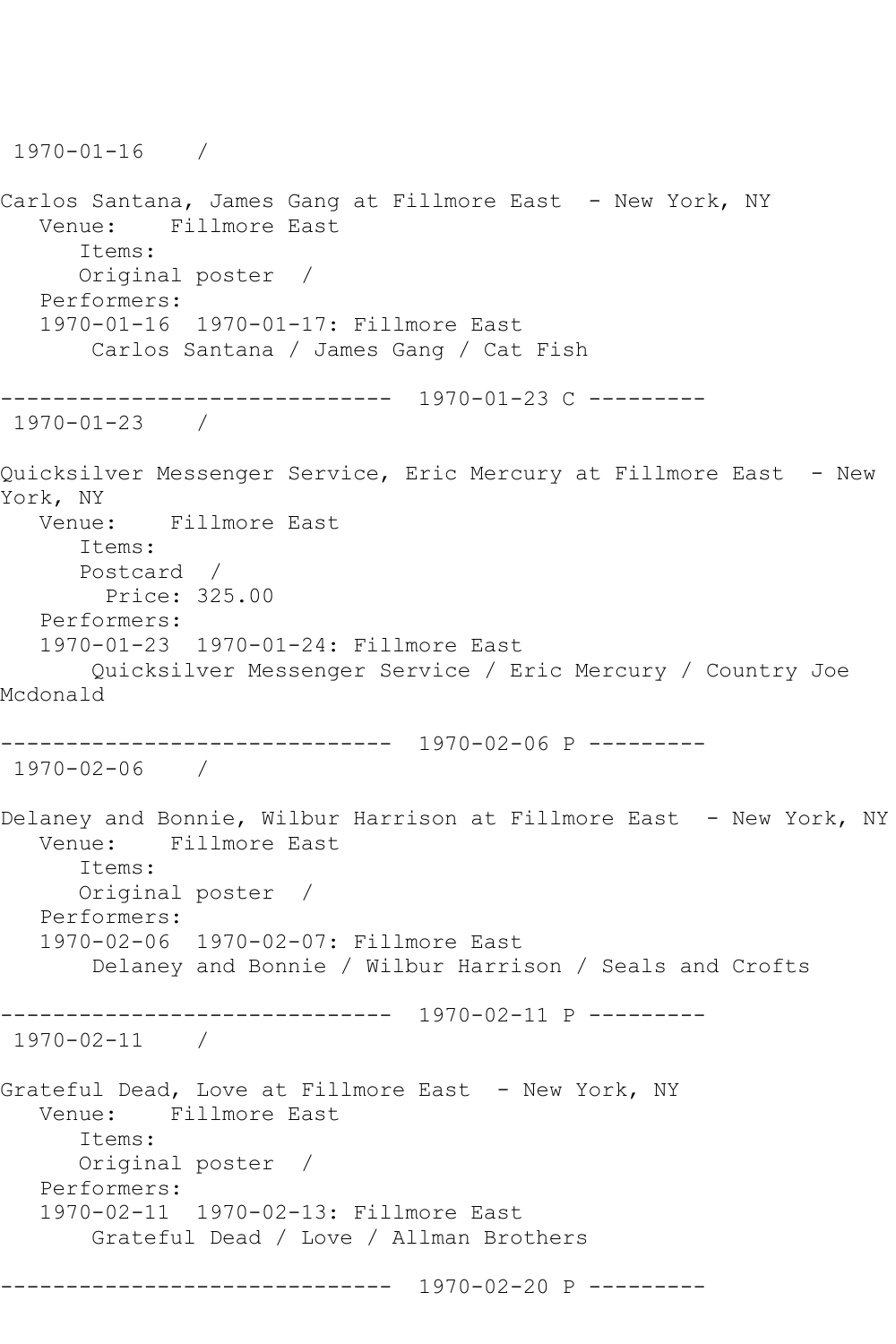1970-01-16    /

Carlos Santana, James Gang at Fillmore East  - New York, NY
   Venue:    Fillmore East
      Items:
      Original poster  /
   Performers:
   1970-01-16  1970-01-17: Fillmore East
       Carlos Santana / James Gang / Cat Fish

------------------------------  1970-01-23 C ---------
1970-01-23    /

Quicksilver Messenger Service, Eric Mercury at Fillmore East  - New York, NY
   Venue:    Fillmore East
      Items:
      Postcard  /
        Price: 325.00
   Performers:
   1970-01-23  1970-01-24: Fillmore East
       Quicksilver Messenger Service / Eric Mercury / Country Joe Mcdonald

------------------------------  1970-02-06 P ---------
1970-02-06    /

Delaney and Bonnie, Wilbur Harrison at Fillmore East  - New York, NY
   Venue:    Fillmore East
      Items:
      Original poster  /
   Performers:
   1970-02-06  1970-02-07: Fillmore East
       Delaney and Bonnie / Wilbur Harrison / Seals and Crofts

------------------------------  1970-02-11 P ---------
1970-02-11    /

Grateful Dead, Love at Fillmore East  - New York, NY
   Venue:    Fillmore East
      Items:
      Original poster  /
   Performers:
   1970-02-11  1970-02-13: Fillmore East
       Grateful Dead / Love / Allman Brothers

------------------------------  1970-02-20 P ---------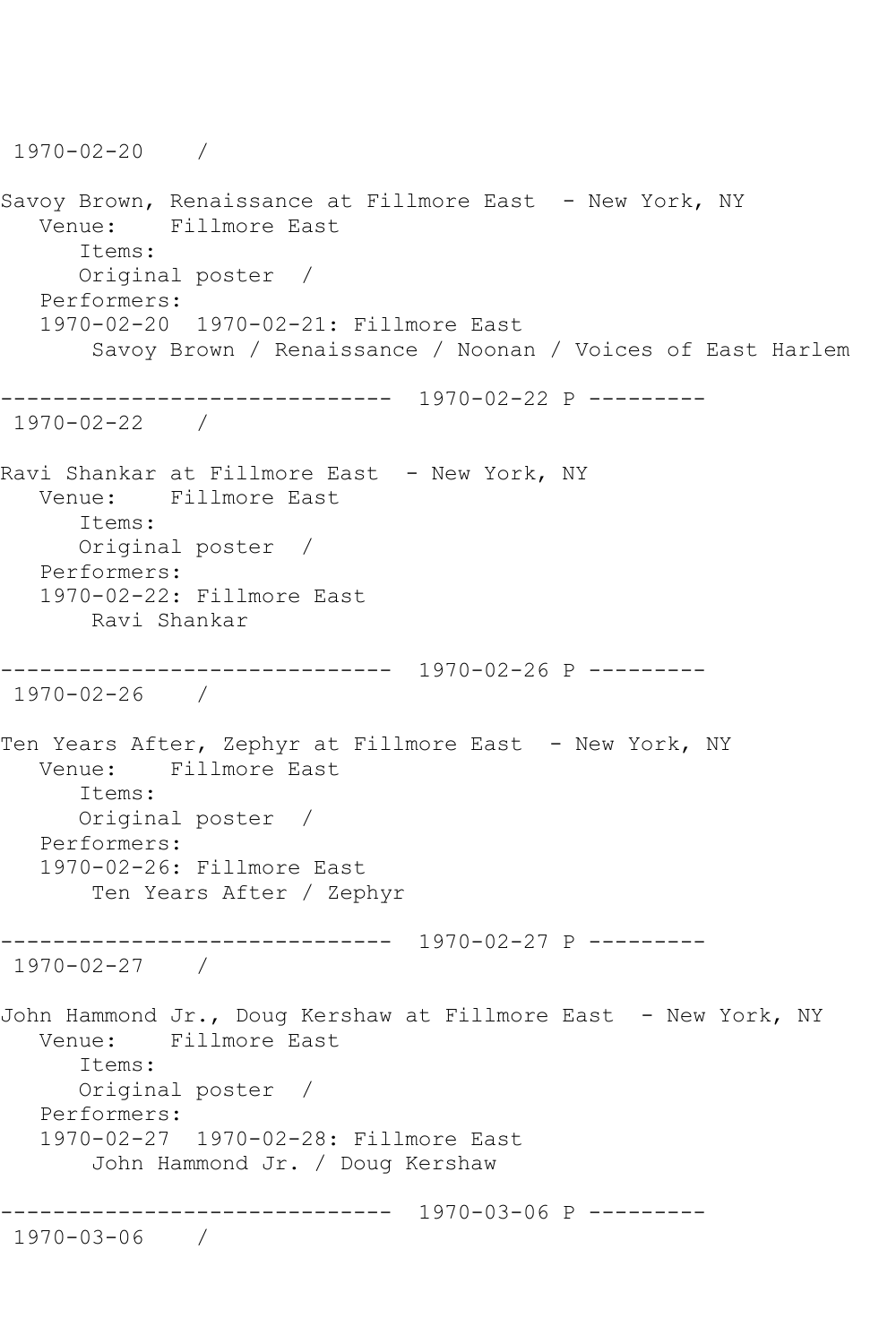1970-02-20    /

Savoy Brown, Renaissance at Fillmore East  - New York, NY
   Venue:    Fillmore East
      Items:
      Original poster  /
   Performers:
   1970-02-20  1970-02-21: Fillmore East
       Savoy Brown / Renaissance / Noonan / Voices of East Harlem

------------------------------  1970-02-22 P ---------
1970-02-22    /

Ravi Shankar at Fillmore East  - New York, NY
   Venue:    Fillmore East
      Items:
      Original poster  /
   Performers:
   1970-02-22: Fillmore East
       Ravi Shankar

------------------------------  1970-02-26 P ---------
1970-02-26    /

Ten Years After, Zephyr at Fillmore East  - New York, NY
   Venue:    Fillmore East
      Items:
      Original poster  /
   Performers:
   1970-02-26: Fillmore East
       Ten Years After / Zephyr

------------------------------  1970-02-27 P ---------
1970-02-27    /

John Hammond Jr., Doug Kershaw at Fillmore East  - New York, NY
   Venue:    Fillmore East
      Items:
      Original poster  /
   Performers:
   1970-02-27  1970-02-28: Fillmore East
       John Hammond Jr. / Doug Kershaw

------------------------------  1970-03-06 P ---------
1970-03-06    /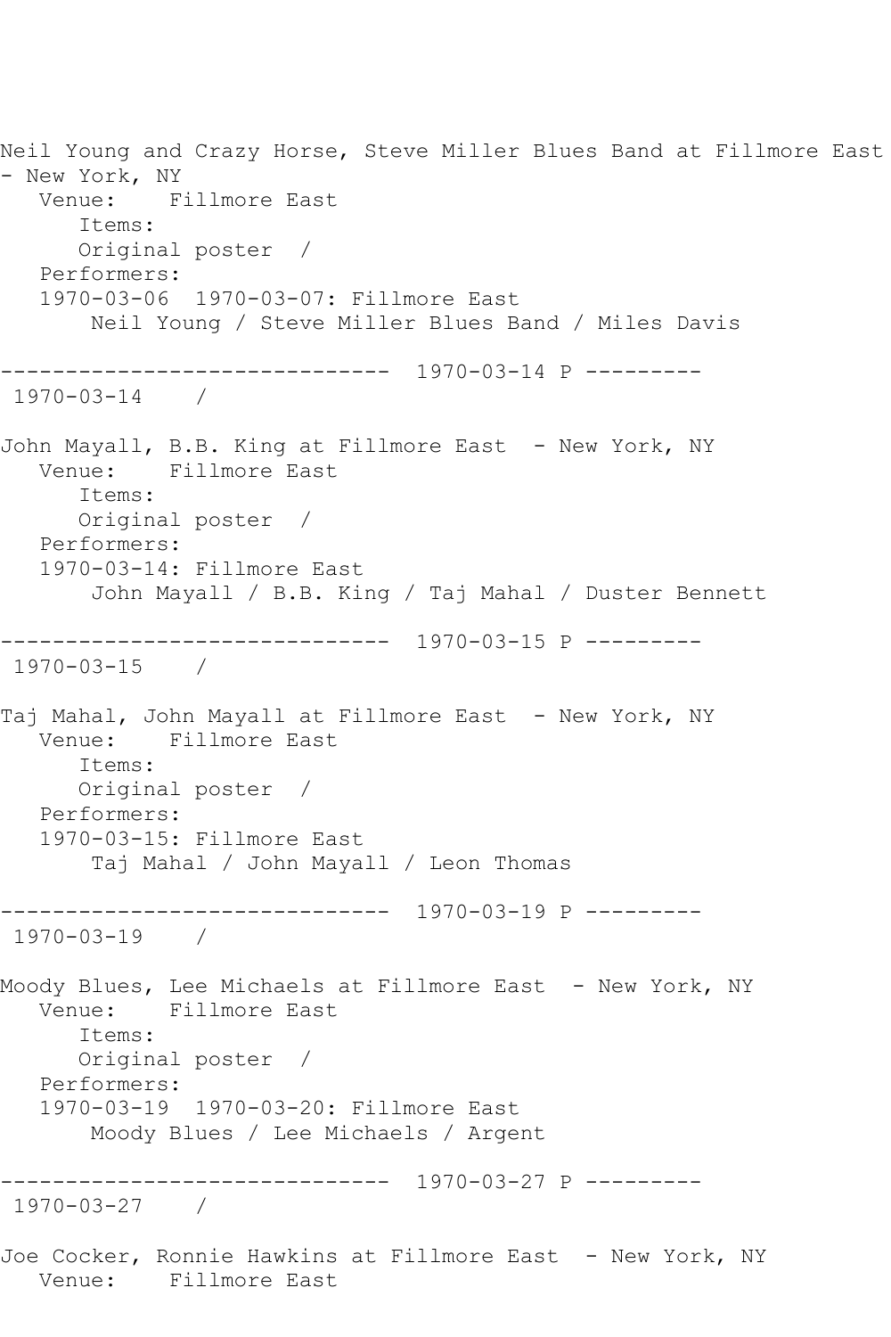Neil Young and Crazy Horse, Steve Miller Blues Band at Fillmore East - New York, NY
   Venue:    Fillmore East
      Items:
      Original poster  /
   Performers:
   1970-03-06  1970-03-07: Fillmore East
       Neil Young / Steve Miller Blues Band / Miles Davis

------------------------------  1970-03-14 P ---------
 1970-03-14    /

John Mayall, B.B. King at Fillmore East  - New York, NY
   Venue:    Fillmore East
      Items:
      Original poster  /
   Performers:
   1970-03-14: Fillmore East
       John Mayall / B.B. King / Taj Mahal / Duster Bennett

------------------------------  1970-03-15 P ---------
 1970-03-15    /

Taj Mahal, John Mayall at Fillmore East  - New York, NY
   Venue:    Fillmore East
      Items:
      Original poster  /
   Performers:
   1970-03-15: Fillmore East
       Taj Mahal / John Mayall / Leon Thomas

------------------------------  1970-03-19 P ---------
 1970-03-19    /

Moody Blues, Lee Michaels at Fillmore East  - New York, NY
   Venue:    Fillmore East
      Items:
      Original poster  /
   Performers:
   1970-03-19  1970-03-20: Fillmore East
       Moody Blues / Lee Michaels / Argent

------------------------------  1970-03-27 P ---------
 1970-03-27    /

Joe Cocker, Ronnie Hawkins at Fillmore East  - New York, NY
   Venue:    Fillmore East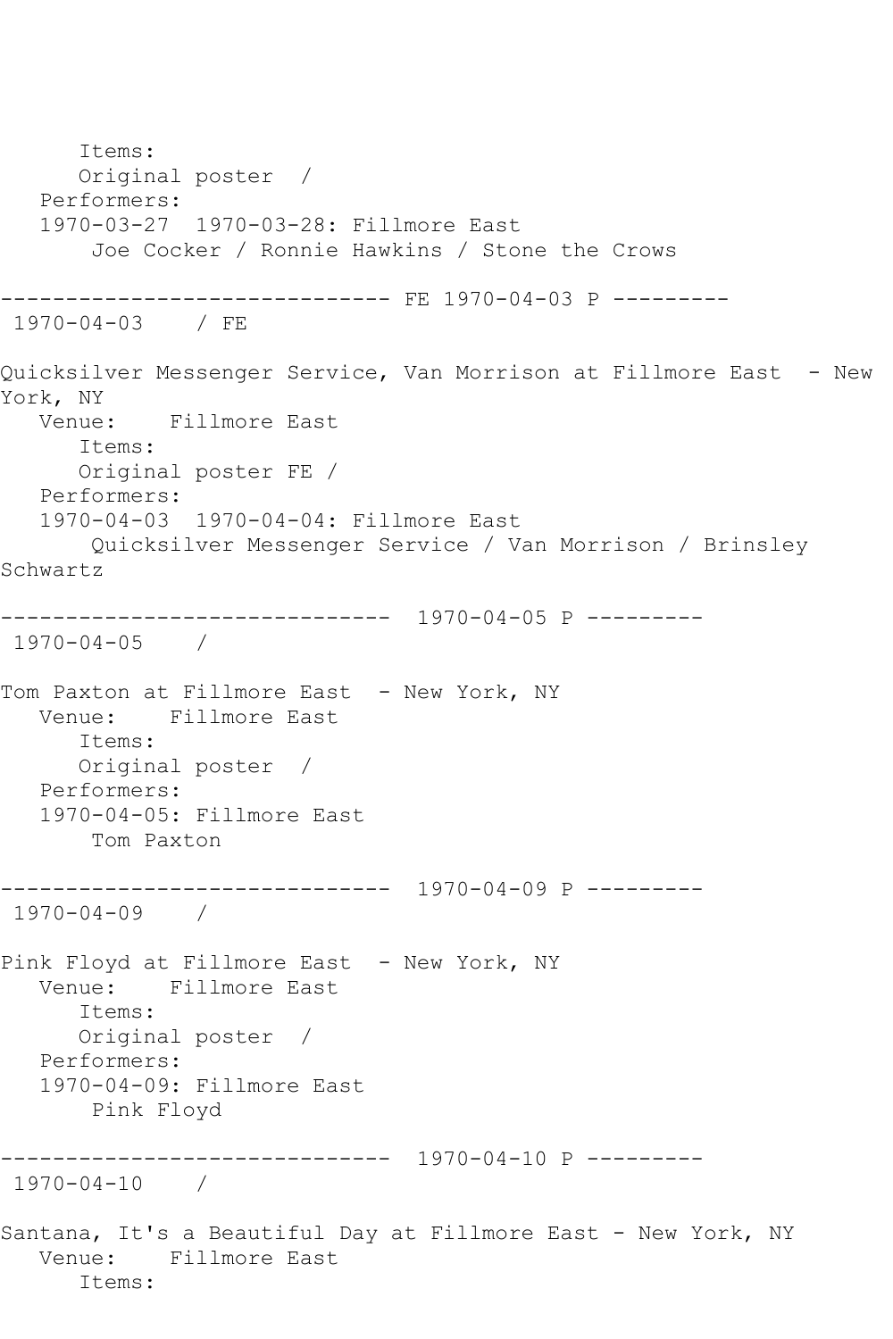```
      Items:
      Original poster  /
   Performers:
   1970-03-27  1970-03-28: Fillmore East
       Joe Cocker / Ronnie Hawkins / Stone the Crows

------------------------------ FE 1970-04-03 P ---------
 1970-04-03    / FE

Quicksilver Messenger Service, Van Morrison at Fillmore East  - New
York, NY
   Venue:    Fillmore East
      Items:
      Original poster FE /
   Performers:
   1970-04-03  1970-04-04: Fillmore East
       Quicksilver Messenger Service / Van Morrison / Brinsley
Schwartz

------------------------------  1970-04-05 P ---------
 1970-04-05    /

Tom Paxton at Fillmore East  - New York, NY
   Venue:    Fillmore East
      Items:
      Original poster  /
   Performers:
   1970-04-05: Fillmore East
       Tom Paxton

------------------------------  1970-04-09 P ---------
 1970-04-09    /

Pink Floyd at Fillmore East  - New York, NY
   Venue:    Fillmore East
      Items:
      Original poster  /
   Performers:
   1970-04-09: Fillmore East
       Pink Floyd

------------------------------  1970-04-10 P ---------
 1970-04-10    /

Santana, It's a Beautiful Day at Fillmore East - New York, NY
   Venue:    Fillmore East
      Items:
```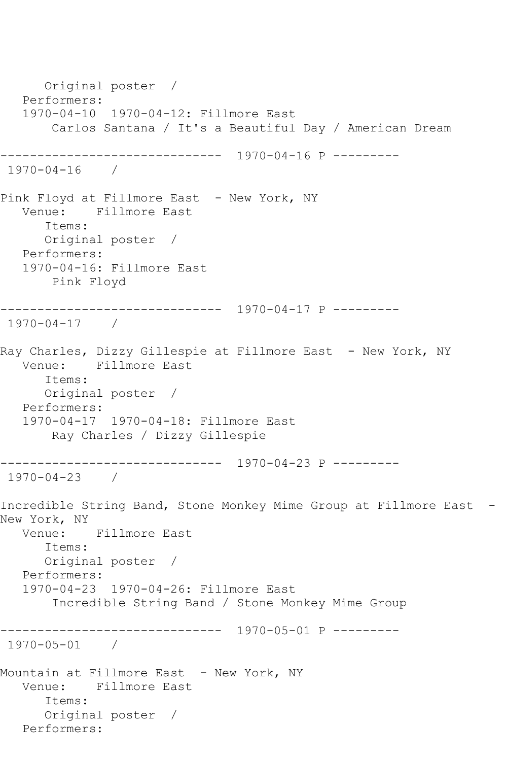Original poster /
Performers:
1970-04-10 1970-04-12: Fillmore East
Carlos Santana / It's a Beautiful Day / American Dream

------------------------------ 1970-04-16 P ---------
1970-04-16 /

Pink Floyd at Fillmore East - New York, NY
Venue: Fillmore East
Items:
Original poster /
Performers:
1970-04-16: Fillmore East
Pink Floyd

------------------------------ 1970-04-17 P ---------
1970-04-17 /

Ray Charles, Dizzy Gillespie at Fillmore East - New York, NY
Venue: Fillmore East
Items:
Original poster /
Performers:
1970-04-17 1970-04-18: Fillmore East
Ray Charles / Dizzy Gillespie

------------------------------ 1970-04-23 P ---------
1970-04-23 /

Incredible String Band, Stone Monkey Mime Group at Fillmore East - New York, NY
Venue: Fillmore East
Items:
Original poster /
Performers:
1970-04-23 1970-04-26: Fillmore East
Incredible String Band / Stone Monkey Mime Group

------------------------------ 1970-05-01 P ---------
1970-05-01 /

Mountain at Fillmore East - New York, NY
Venue: Fillmore East
Items:
Original poster /
Performers: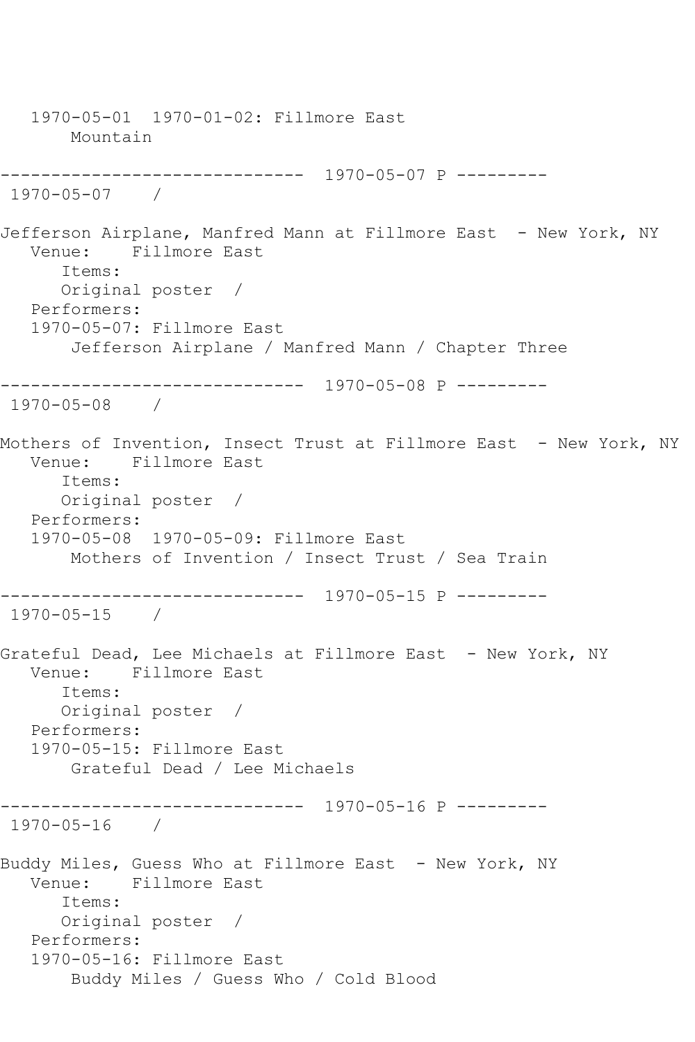1970-05-01  1970-01-02: Fillmore East
   Mountain

------------------------------ 1970-05-07 P ---------
1970-05-07    /

Jefferson Airplane, Manfred Mann at Fillmore East  - New York, NY
   Venue:    Fillmore East
      Items:
      Original poster  /
   Performers:
   1970-05-07: Fillmore East
       Jefferson Airplane / Manfred Mann / Chapter Three

------------------------------ 1970-05-08 P ---------
1970-05-08    /

Mothers of Invention, Insect Trust at Fillmore East  - New York, NY
   Venue:    Fillmore East
      Items:
      Original poster  /
   Performers:
   1970-05-08  1970-05-09: Fillmore East
       Mothers of Invention / Insect Trust / Sea Train

------------------------------ 1970-05-15 P ---------
1970-05-15    /

Grateful Dead, Lee Michaels at Fillmore East  - New York, NY
   Venue:    Fillmore East
      Items:
      Original poster  /
   Performers:
   1970-05-15: Fillmore East
       Grateful Dead / Lee Michaels

------------------------------ 1970-05-16 P ---------
1970-05-16    /

Buddy Miles, Guess Who at Fillmore East  - New York, NY
   Venue:    Fillmore East
      Items:
      Original poster  /
   Performers:
   1970-05-16: Fillmore East
       Buddy Miles / Guess Who / Cold Blood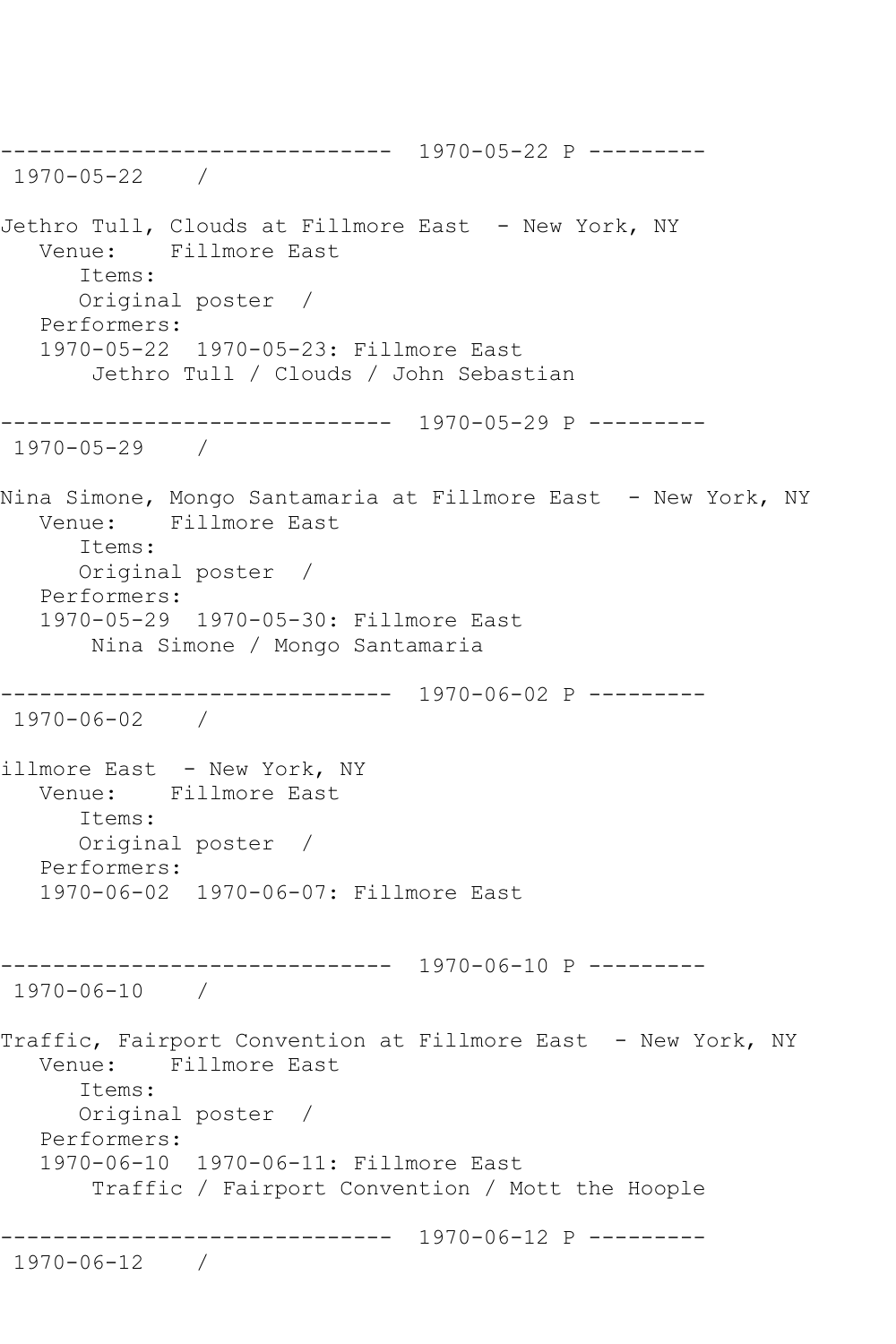```
------------------------------  1970-05-22 P ---------
 1970-05-22    /

Jethro Tull, Clouds at Fillmore East  - New York, NY
   Venue:    Fillmore East
      Items:
      Original poster  /
   Performers:
   1970-05-22  1970-05-23: Fillmore East
       Jethro Tull / Clouds / John Sebastian

------------------------------  1970-05-29 P ---------
 1970-05-29    /

Nina Simone, Mongo Santamaria at Fillmore East  - New York, NY
   Venue:    Fillmore East
      Items:
      Original poster  /
   Performers:
   1970-05-29  1970-05-30: Fillmore East
       Nina Simone / Mongo Santamaria

------------------------------  1970-06-02 P ---------
 1970-06-02    /

illmore East  - New York, NY
   Venue:    Fillmore East
      Items:
      Original poster  /
   Performers:
   1970-06-02  1970-06-07: Fillmore East


------------------------------  1970-06-10 P ---------
 1970-06-10    /

Traffic, Fairport Convention at Fillmore East  - New York, NY
   Venue:    Fillmore East
      Items:
      Original poster  /
   Performers:
   1970-06-10  1970-06-11: Fillmore East
       Traffic / Fairport Convention / Mott the Hoople

------------------------------  1970-06-12 P ---------
 1970-06-12    /
```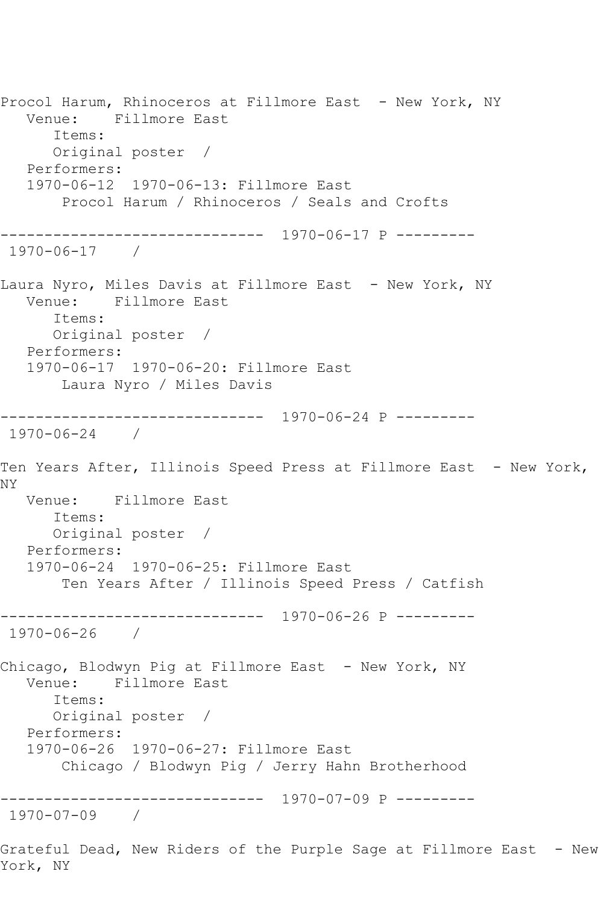Procol Harum, Rhinoceros at Fillmore East - New York, NY
   Venue: Fillmore East
      Items:
      Original poster /
   Performers:
   1970-06-12 1970-06-13: Fillmore East
      Procol Harum / Rhinoceros / Seals and Crofts

------------------------------ 1970-06-17 P ---------
1970-06-17 /

Laura Nyro, Miles Davis at Fillmore East - New York, NY
   Venue: Fillmore East
      Items:
      Original poster /
   Performers:
   1970-06-17 1970-06-20: Fillmore East
      Laura Nyro / Miles Davis

------------------------------ 1970-06-24 P ---------
1970-06-24 /

Ten Years After, Illinois Speed Press at Fillmore East - New York, NY
   Venue: Fillmore East
      Items:
      Original poster /
   Performers:
   1970-06-24 1970-06-25: Fillmore East
      Ten Years After / Illinois Speed Press / Catfish

------------------------------ 1970-06-26 P ---------
1970-06-26 /

Chicago, Blodwyn Pig at Fillmore East - New York, NY
   Venue: Fillmore East
      Items:
      Original poster /
   Performers:
   1970-06-26 1970-06-27: Fillmore East
      Chicago / Blodwyn Pig / Jerry Hahn Brotherhood

------------------------------ 1970-07-09 P ---------
1970-07-09 /

Grateful Dead, New Riders of the Purple Sage at Fillmore East - New York, NY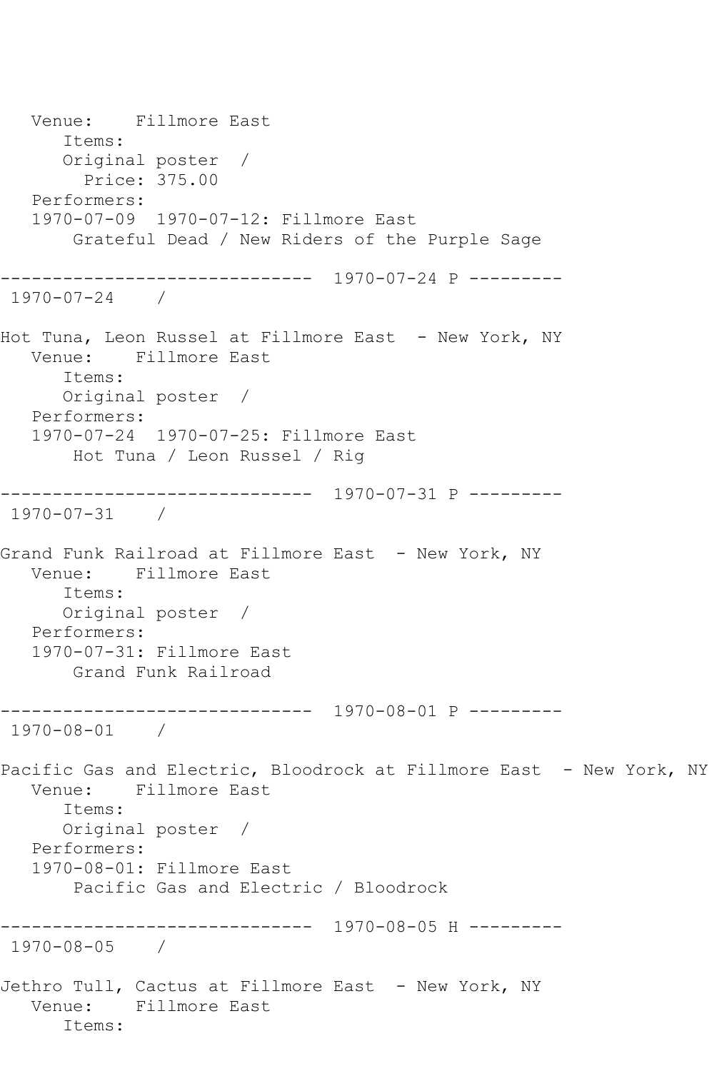```
   Venue:    Fillmore East
      Items:
      Original poster  /
        Price: 375.00
   Performers:
   1970-07-09  1970-07-12: Fillmore East
       Grateful Dead / New Riders of the Purple Sage

------------------------------  1970-07-24 P ---------
 1970-07-24    /

Hot Tuna, Leon Russel at Fillmore East  - New York, NY
   Venue:    Fillmore East
      Items:
      Original poster  /
   Performers:
   1970-07-24  1970-07-25: Fillmore East
       Hot Tuna / Leon Russel / Rig

------------------------------  1970-07-31 P ---------
 1970-07-31    /

Grand Funk Railroad at Fillmore East  - New York, NY
   Venue:    Fillmore East
      Items:
      Original poster  /
   Performers:
   1970-07-31: Fillmore East
       Grand Funk Railroad

------------------------------  1970-08-01 P ---------
 1970-08-01    /

Pacific Gas and Electric, Bloodrock at Fillmore East  - New York, NY
   Venue:    Fillmore East
      Items:
      Original poster  /
   Performers:
   1970-08-01: Fillmore East
       Pacific Gas and Electric / Bloodrock

------------------------------  1970-08-05 H ---------
 1970-08-05    /

Jethro Tull, Cactus at Fillmore East  - New York, NY
   Venue:    Fillmore East
      Items:
```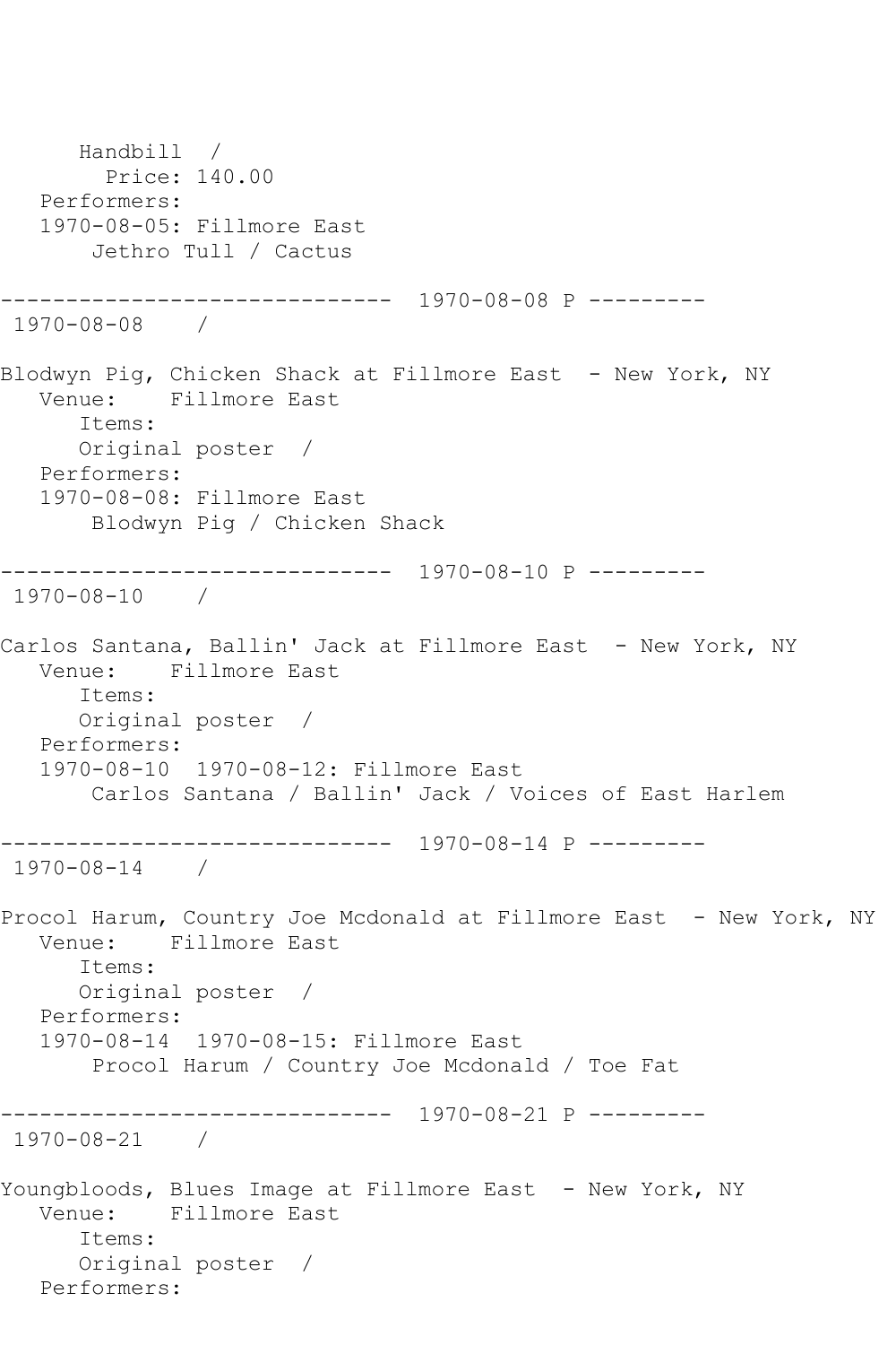```
      Handbill  /
        Price: 140.00
   Performers:
   1970-08-05: Fillmore East
       Jethro Tull / Cactus

------------------------------  1970-08-08 P ---------
 1970-08-08    /

Blodwyn Pig, Chicken Shack at Fillmore East  - New York, NY
   Venue:    Fillmore East
      Items:
      Original poster  /
   Performers:
   1970-08-08: Fillmore East
       Blodwyn Pig / Chicken Shack

------------------------------  1970-08-10 P ---------
 1970-08-10    /

Carlos Santana, Ballin' Jack at Fillmore East  - New York, NY
   Venue:    Fillmore East
      Items:
      Original poster  /
   Performers:
   1970-08-10  1970-08-12: Fillmore East
       Carlos Santana / Ballin' Jack / Voices of East Harlem

------------------------------  1970-08-14 P ---------
 1970-08-14    /

Procol Harum, Country Joe Mcdonald at Fillmore East  - New York, NY
   Venue:    Fillmore East
      Items:
      Original poster  /
   Performers:
   1970-08-14  1970-08-15: Fillmore East
       Procol Harum / Country Joe Mcdonald / Toe Fat

------------------------------  1970-08-21 P ---------
 1970-08-21    /

Youngbloods, Blues Image at Fillmore East  - New York, NY
   Venue:    Fillmore East
      Items:
      Original poster  /
   Performers:
```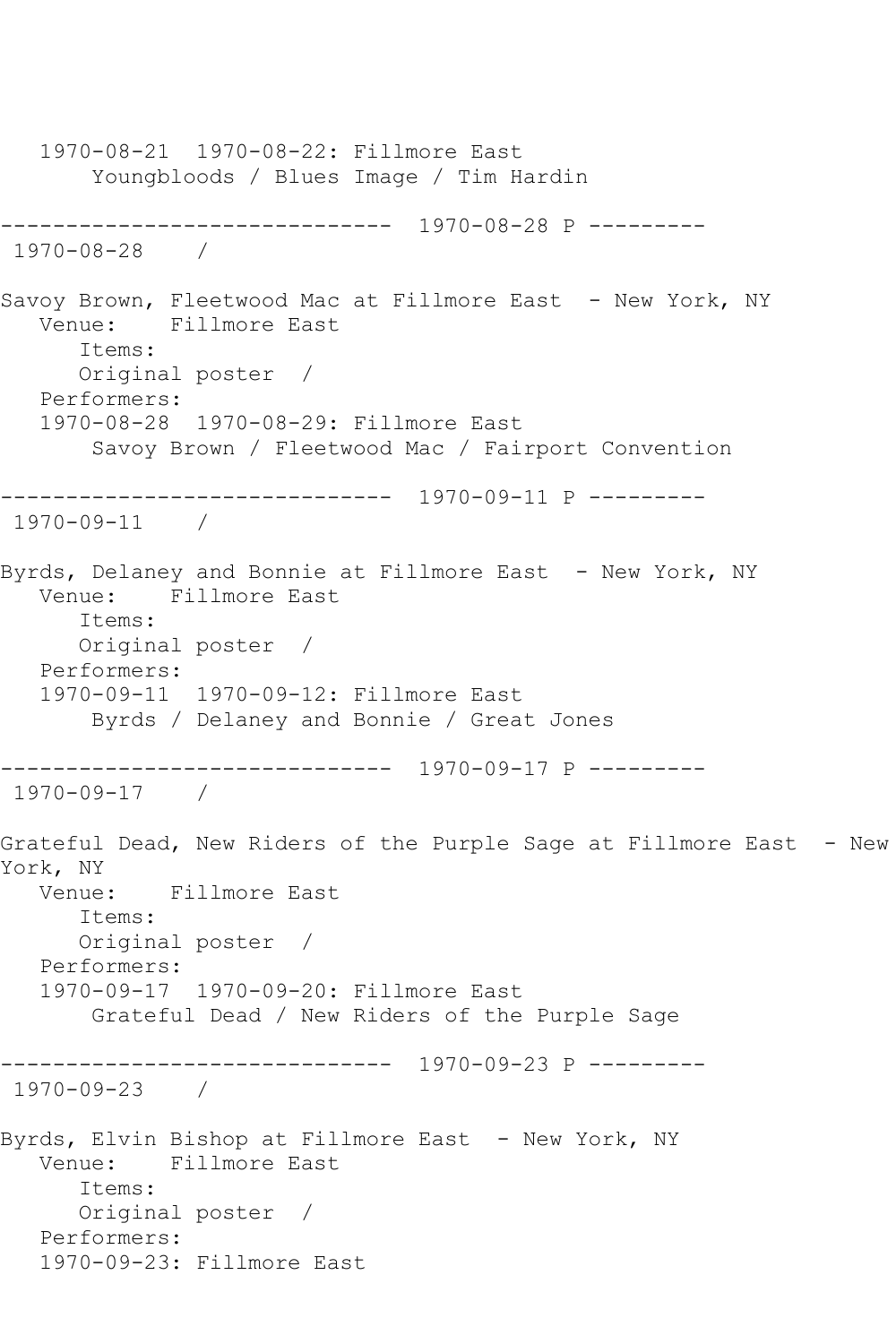1970-08-21  1970-08-22: Fillmore East
   Youngbloods / Blues Image / Tim Hardin

------------------------------ 1970-08-28 P ---------

1970-08-28 /

Savoy Brown, Fleetwood Mac at Fillmore East - New York, NY

Venue: Fillmore East

Items:

Original poster /

Performers:

1970-08-28  1970-08-29: Fillmore East
   Savoy Brown / Fleetwood Mac / Fairport Convention

------------------------------ 1970-09-11 P ---------

1970-09-11 /

Byrds, Delaney and Bonnie at Fillmore East - New York, NY

Venue: Fillmore East

Items:

Original poster /

Performers:

1970-09-11  1970-09-12: Fillmore East
   Byrds / Delaney and Bonnie / Great Jones

------------------------------ 1970-09-17 P ---------

1970-09-17 /

Grateful Dead, New Riders of the Purple Sage at Fillmore East - New York, NY

Venue: Fillmore East

Items:

Original poster /

Performers:

1970-09-17  1970-09-20: Fillmore East
   Grateful Dead / New Riders of the Purple Sage

------------------------------ 1970-09-23 P ---------

1970-09-23 /

Byrds, Elvin Bishop at Fillmore East - New York, NY

Venue: Fillmore East

Items:

Original poster /

Performers:

1970-09-23: Fillmore East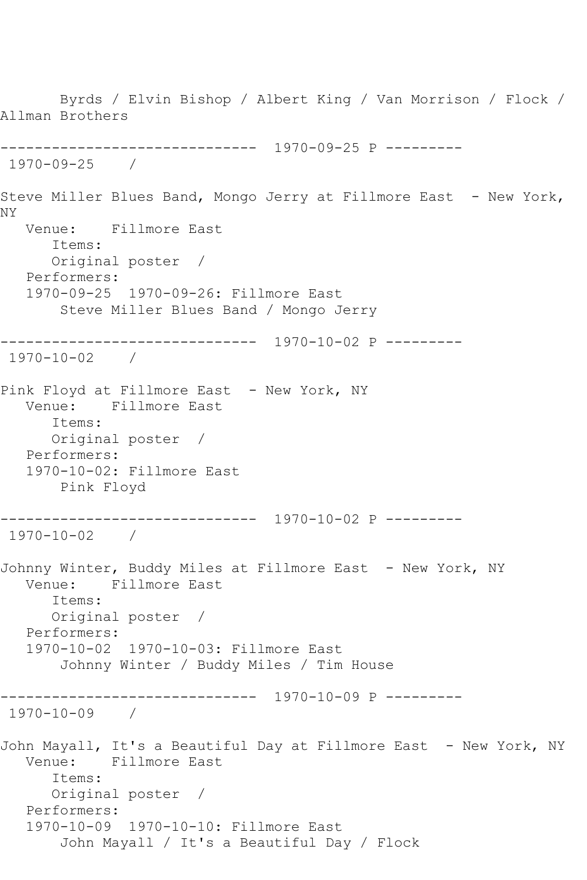Byrds / Elvin Bishop / Albert King / Van Morrison / Flock / Allman Brothers

------------------------------ 1970-09-25 P ---------
1970-09-25 /

Steve Miller Blues Band, Mongo Jerry at Fillmore East - New York, NY
Venue: Fillmore East
Items:
Original poster /
Performers:
1970-09-25 1970-09-26: Fillmore East
Steve Miller Blues Band / Mongo Jerry

------------------------------ 1970-10-02 P ---------
1970-10-02 /

Pink Floyd at Fillmore East - New York, NY
Venue: Fillmore East
Items:
Original poster /
Performers:
1970-10-02: Fillmore East
Pink Floyd

------------------------------ 1970-10-02 P ---------
1970-10-02 /

Johnny Winter, Buddy Miles at Fillmore East - New York, NY
Venue: Fillmore East
Items:
Original poster /
Performers:
1970-10-02 1970-10-03: Fillmore East
Johnny Winter / Buddy Miles / Tim House

------------------------------ 1970-10-09 P ---------
1970-10-09 /

John Mayall, It's a Beautiful Day at Fillmore East - New York, NY
Venue: Fillmore East
Items:
Original poster /
Performers:
1970-10-09 1970-10-10: Fillmore East
John Mayall / It's a Beautiful Day / Flock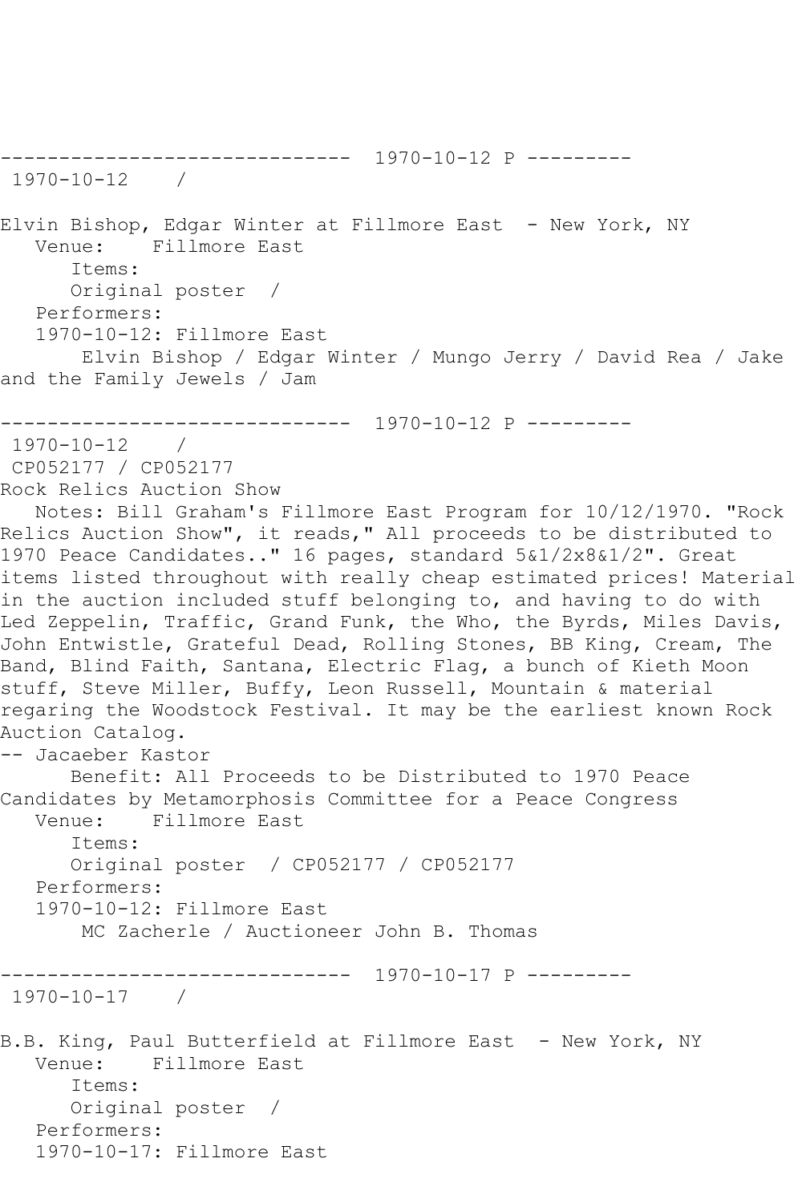------------------------------ 1970-10-12 P ---------
1970-10-12 /

Elvin Bishop, Edgar Winter at Fillmore East - New York, NY
Venue: Fillmore East
Items:
Original poster /
Performers:
1970-10-12: Fillmore East
Elvin Bishop / Edgar Winter / Mungo Jerry / David Rea / Jake and the Family Jewels / Jam

------------------------------ 1970-10-12 P ---------
1970-10-12 /
CP052177 / CP052177
Rock Relics Auction Show
Notes: Bill Graham's Fillmore East Program for 10/12/1970. "Rock Relics Auction Show", it reads," All proceeds to be distributed to 1970 Peace Candidates.." 16 pages, standard 5&1/2x8&1/2". Great items listed throughout with really cheap estimated prices! Material in the auction included stuff belonging to, and having to do with Led Zeppelin, Traffic, Grand Funk, the Who, the Byrds, Miles Davis, John Entwistle, Grateful Dead, Rolling Stones, BB King, Cream, The Band, Blind Faith, Santana, Electric Flag, a bunch of Kieth Moon stuff, Steve Miller, Buffy, Leon Russell, Mountain & material regaring the Woodstock Festival. It may be the earliest known Rock Auction Catalog.
-- Jacaeber Kastor
Benefit: All Proceeds to be Distributed to 1970 Peace Candidates by Metamorphosis Committee for a Peace Congress
Venue: Fillmore East
Items:
Original poster / CP052177 / CP052177
Performers:
1970-10-12: Fillmore East
MC Zacherle / Auctioneer John B. Thomas

------------------------------ 1970-10-17 P ---------
1970-10-17 /

B.B. King, Paul Butterfield at Fillmore East - New York, NY
Venue: Fillmore East
Items:
Original poster /
Performers:
1970-10-17: Fillmore East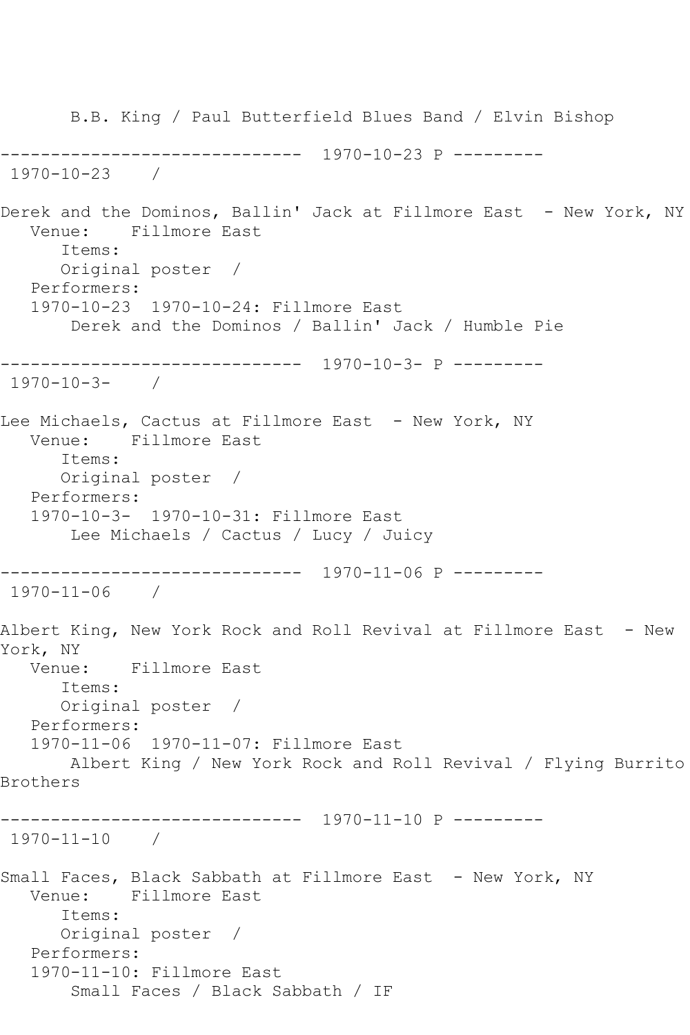B.B. King / Paul Butterfield Blues Band / Elvin Bishop

------------------------------ 1970-10-23 P ---------
1970-10-23 /

Derek and the Dominos, Ballin' Jack at Fillmore East - New York, NY
Venue: Fillmore East
Items:
Original poster /
Performers:
1970-10-23 1970-10-24: Fillmore East
Derek and the Dominos / Ballin' Jack / Humble Pie

------------------------------ 1970-10-3- P ---------
1970-10-3- /

Lee Michaels, Cactus at Fillmore East - New York, NY
Venue: Fillmore East
Items:
Original poster /
Performers:
1970-10-3- 1970-10-31: Fillmore East
Lee Michaels / Cactus / Lucy / Juicy

------------------------------ 1970-11-06 P ---------
1970-11-06 /

Albert King, New York Rock and Roll Revival at Fillmore East - New York, NY
Venue: Fillmore East
Items:
Original poster /
Performers:
1970-11-06 1970-11-07: Fillmore East
Albert King / New York Rock and Roll Revival / Flying Burrito Brothers

------------------------------ 1970-11-10 P ---------
1970-11-10 /

Small Faces, Black Sabbath at Fillmore East - New York, NY
Venue: Fillmore East
Items:
Original poster /
Performers:
1970-11-10: Fillmore East
Small Faces / Black Sabbath / IF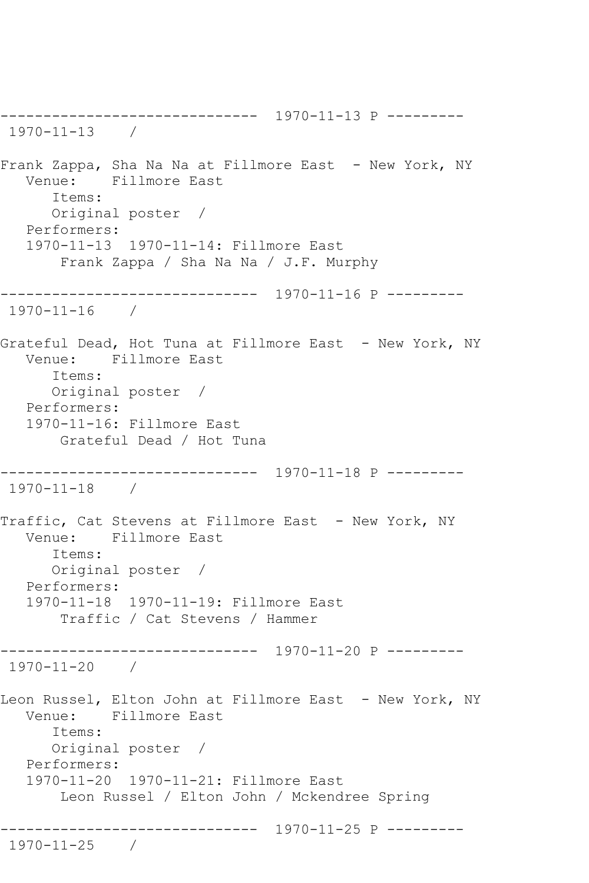------------------------------ 1970-11-13 P ---------
1970-11-13 /

Frank Zappa, Sha Na Na at Fillmore East - New York, NY
Venue: Fillmore East
Items:
Original poster /
Performers:
1970-11-13 1970-11-14: Fillmore East
Frank Zappa / Sha Na Na / J.F. Murphy

------------------------------ 1970-11-16 P ---------
1970-11-16 /

Grateful Dead, Hot Tuna at Fillmore East - New York, NY
Venue: Fillmore East
Items:
Original poster /
Performers:
1970-11-16: Fillmore East
Grateful Dead / Hot Tuna

------------------------------ 1970-11-18 P ---------
1970-11-18 /

Traffic, Cat Stevens at Fillmore East - New York, NY
Venue: Fillmore East
Items:
Original poster /
Performers:
1970-11-18 1970-11-19: Fillmore East
Traffic / Cat Stevens / Hammer

------------------------------ 1970-11-20 P ---------
1970-11-20 /

Leon Russel, Elton John at Fillmore East - New York, NY
Venue: Fillmore East
Items:
Original poster /
Performers:
1970-11-20 1970-11-21: Fillmore East
Leon Russel / Elton John / Mckendree Spring

------------------------------ 1970-11-25 P ---------
1970-11-25 /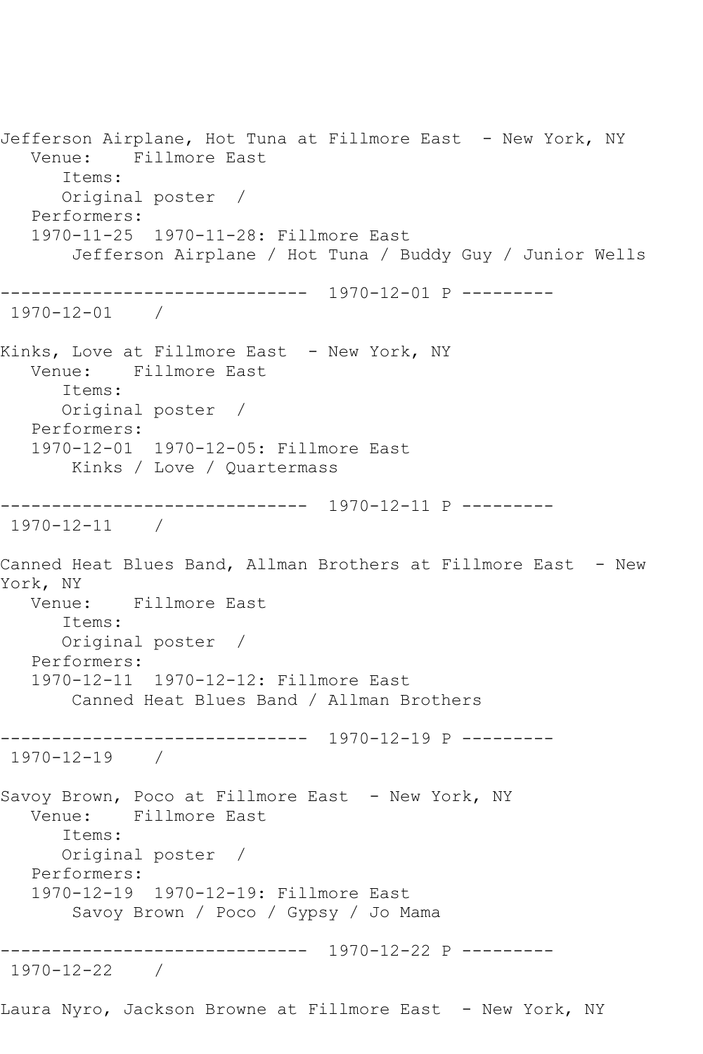Jefferson Airplane, Hot Tuna at Fillmore East  - New York, NY
   Venue:    Fillmore East
      Items:
      Original poster  /
   Performers:
   1970-11-25  1970-11-28: Fillmore East
       Jefferson Airplane / Hot Tuna / Buddy Guy / Junior Wells

------------------------------  1970-12-01 P ---------
 1970-12-01    /

Kinks, Love at Fillmore East  - New York, NY
   Venue:    Fillmore East
      Items:
      Original poster  /
   Performers:
   1970-12-01  1970-12-05: Fillmore East
       Kinks / Love / Quartermass

------------------------------  1970-12-11 P ---------
 1970-12-11    /

Canned Heat Blues Band, Allman Brothers at Fillmore East  - New York, NY
   Venue:    Fillmore East
      Items:
      Original poster  /
   Performers:
   1970-12-11  1970-12-12: Fillmore East
       Canned Heat Blues Band / Allman Brothers

------------------------------  1970-12-19 P ---------
 1970-12-19    /

Savoy Brown, Poco at Fillmore East  - New York, NY
   Venue:    Fillmore East
      Items:
      Original poster  /
   Performers:
   1970-12-19  1970-12-19: Fillmore East
       Savoy Brown / Poco / Gypsy / Jo Mama

------------------------------  1970-12-22 P ---------
 1970-12-22    /

Laura Nyro, Jackson Browne at Fillmore East  - New York, NY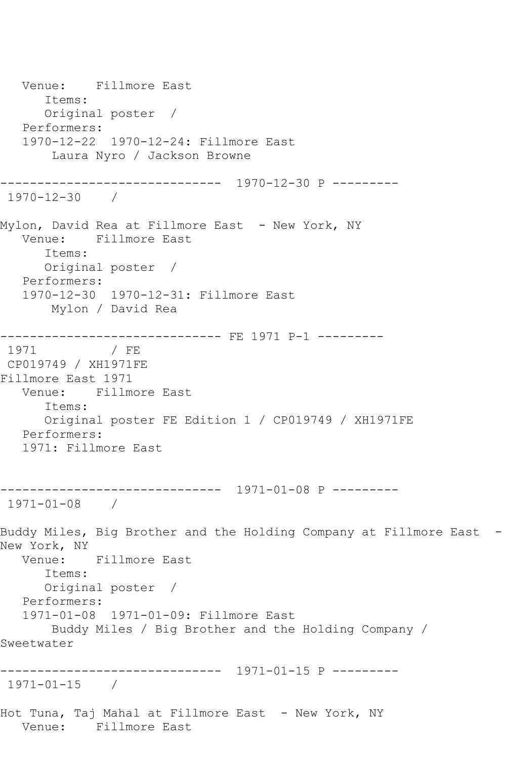```
   Venue:    Fillmore East
      Items:
      Original poster  /
   Performers:
   1970-12-22  1970-12-24: Fillmore East
       Laura Nyro / Jackson Browne

------------------------------  1970-12-30 P ---------
 1970-12-30    /

Mylon, David Rea at Fillmore East  - New York, NY
   Venue:    Fillmore East
      Items:
      Original poster  /
   Performers:
   1970-12-30  1970-12-31: Fillmore East
       Mylon / David Rea

------------------------------ FE 1971 P-1 ---------
 1971          / FE
 CP019749 / XH1971FE
Fillmore East 1971
   Venue:    Fillmore East
      Items:
      Original poster FE Edition 1 / CP019749 / XH1971FE
   Performers:
   1971: Fillmore East


------------------------------  1971-01-08 P ---------
 1971-01-08    /

Buddy Miles, Big Brother and the Holding Company at Fillmore East  -
New York, NY
   Venue:    Fillmore East
      Items:
      Original poster  /
   Performers:
   1971-01-08  1971-01-09: Fillmore East
       Buddy Miles / Big Brother and the Holding Company /
Sweetwater

------------------------------  1971-01-15 P ---------
 1971-01-15    /

Hot Tuna, Taj Mahal at Fillmore East  - New York, NY
   Venue:    Fillmore East
```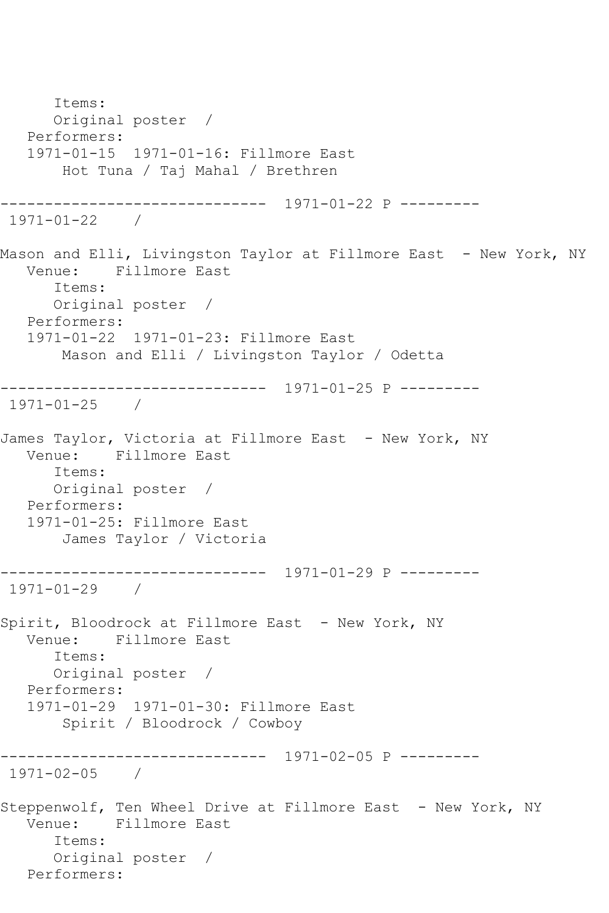```
      Items:
      Original poster  /
   Performers:
   1971-01-15  1971-01-16: Fillmore East
       Hot Tuna / Taj Mahal / Brethren

------------------------------  1971-01-22 P ---------
 1971-01-22    /

Mason and Elli, Livingston Taylor at Fillmore East  - New York, NY
   Venue:    Fillmore East
      Items:
      Original poster  /
   Performers:
   1971-01-22  1971-01-23: Fillmore East
       Mason and Elli / Livingston Taylor / Odetta

------------------------------  1971-01-25 P ---------
 1971-01-25    /

James Taylor, Victoria at Fillmore East  - New York, NY
   Venue:    Fillmore East
      Items:
      Original poster  /
   Performers:
   1971-01-25: Fillmore East
       James Taylor / Victoria

------------------------------  1971-01-29 P ---------
 1971-01-29    /

Spirit, Bloodrock at Fillmore East  - New York, NY
   Venue:    Fillmore East
      Items:
      Original poster  /
   Performers:
   1971-01-29  1971-01-30: Fillmore East
       Spirit / Bloodrock / Cowboy

------------------------------  1971-02-05 P ---------
 1971-02-05    /

Steppenwolf, Ten Wheel Drive at Fillmore East  - New York, NY
   Venue:    Fillmore East
      Items:
      Original poster  /
   Performers:
```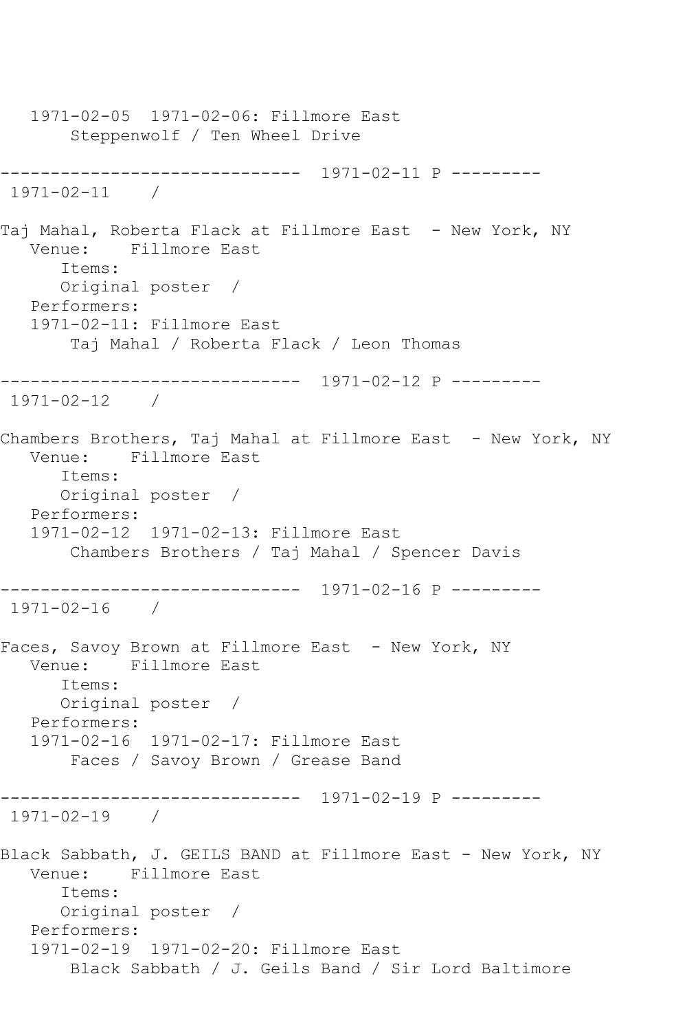1971-02-05  1971-02-06: Fillmore East
Steppenwolf / Ten Wheel Drive

------------------------------ 1971-02-11 P ---------
1971-02-11    /

Taj Mahal, Roberta Flack at Fillmore East  - New York, NY
Venue:    Fillmore East
Items:
Original poster  /
Performers:
1971-02-11: Fillmore East
Taj Mahal / Roberta Flack / Leon Thomas

------------------------------ 1971-02-12 P ---------
1971-02-12    /

Chambers Brothers, Taj Mahal at Fillmore East  - New York, NY
Venue:    Fillmore East
Items:
Original poster  /
Performers:
1971-02-12  1971-02-13: Fillmore East
Chambers Brothers / Taj Mahal / Spencer Davis

------------------------------ 1971-02-16 P ---------
1971-02-16    /

Faces, Savoy Brown at Fillmore East  - New York, NY
Venue:    Fillmore East
Items:
Original poster  /
Performers:
1971-02-16  1971-02-17: Fillmore East
Faces / Savoy Brown / Grease Band

------------------------------ 1971-02-19 P ---------
1971-02-19    /

Black Sabbath, J. GEILS BAND at Fillmore East - New York, NY
Venue:    Fillmore East
Items:
Original poster  /
Performers:
1971-02-19  1971-02-20: Fillmore East
Black Sabbath / J. Geils Band / Sir Lord Baltimore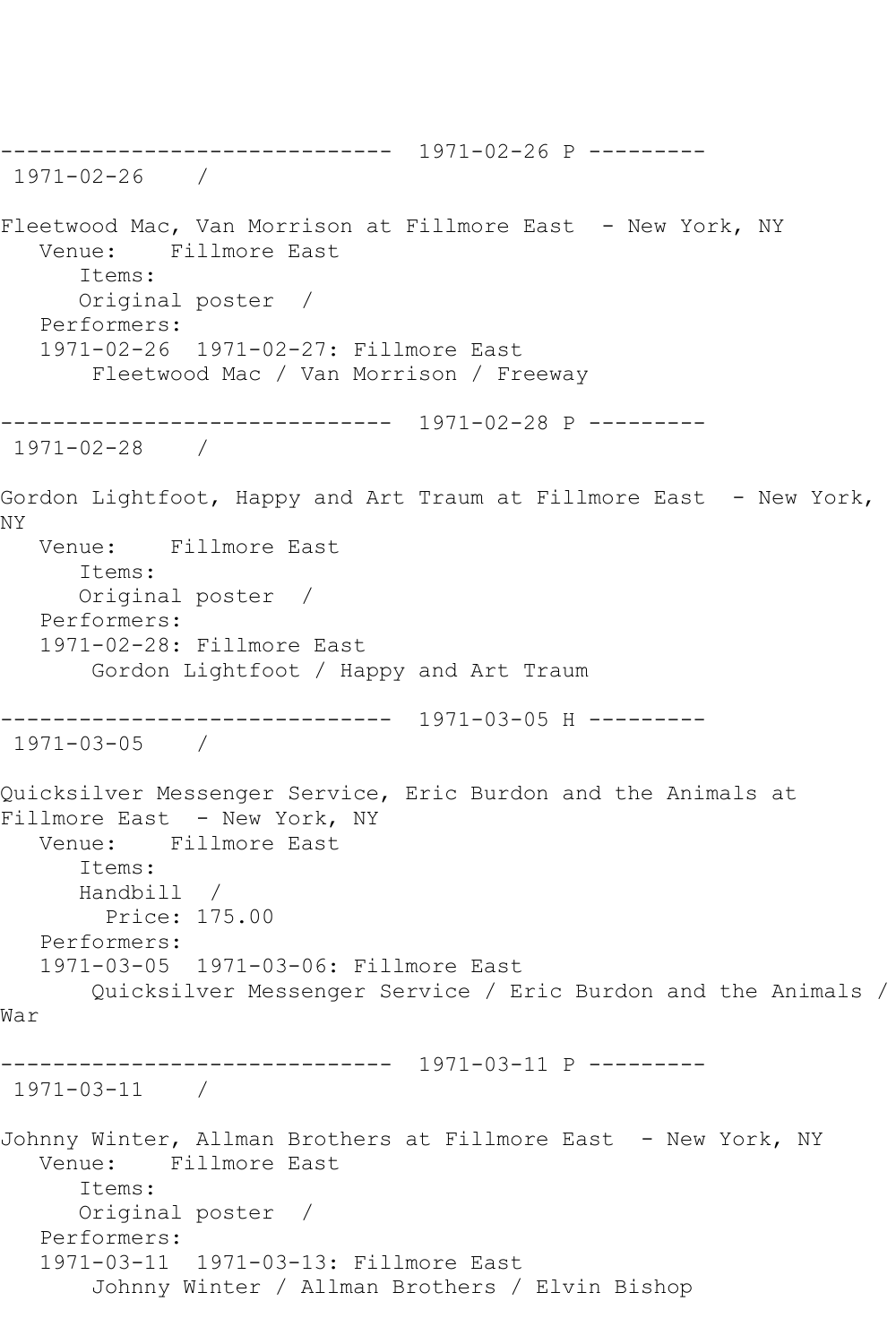------------------------------ 1971-02-26 P ---------
1971-02-26 /

Fleetwood Mac, Van Morrison at Fillmore East - New York, NY
Venue: Fillmore East
Items:
Original poster /
Performers:
1971-02-26 1971-02-27: Fillmore East
Fleetwood Mac / Van Morrison / Freeway

------------------------------ 1971-02-28 P ---------
1971-02-28 /

Gordon Lightfoot, Happy and Art Traum at Fillmore East - New York, NY
Venue: Fillmore East
Items:
Original poster /
Performers:
1971-02-28: Fillmore East
Gordon Lightfoot / Happy and Art Traum

------------------------------ 1971-03-05 H ---------
1971-03-05 /

Quicksilver Messenger Service, Eric Burdon and the Animals at Fillmore East - New York, NY
Venue: Fillmore East
Items:
Handbill /
Price: 175.00
Performers:
1971-03-05 1971-03-06: Fillmore East
Quicksilver Messenger Service / Eric Burdon and the Animals / War

------------------------------ 1971-03-11 P ---------
1971-03-11 /

Johnny Winter, Allman Brothers at Fillmore East - New York, NY
Venue: Fillmore East
Items:
Original poster /
Performers:
1971-03-11 1971-03-13: Fillmore East
Johnny Winter / Allman Brothers / Elvin Bishop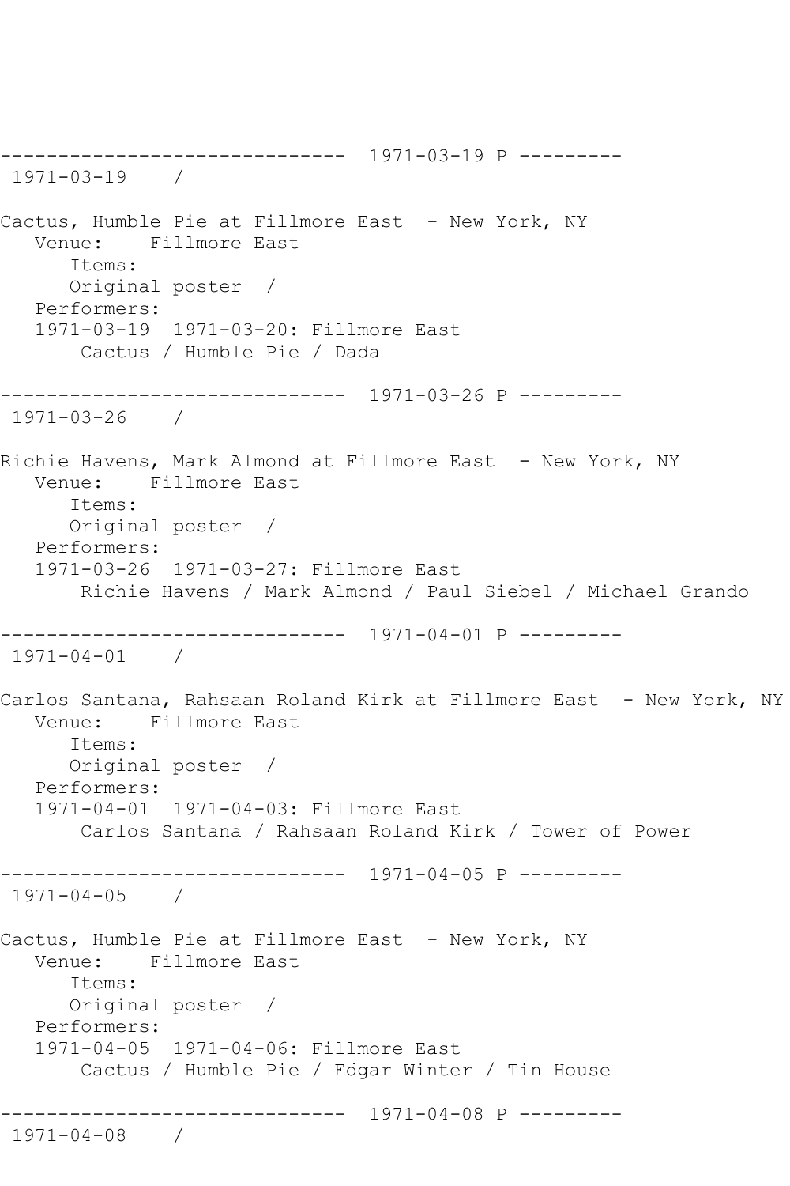------------------------------  1971-03-19 P ---------
 1971-03-19    /

Cactus, Humble Pie at Fillmore East  - New York, NY
   Venue:    Fillmore East
      Items:
      Original poster  /
   Performers:
   1971-03-19  1971-03-20: Fillmore East
       Cactus / Humble Pie / Dada

------------------------------  1971-03-26 P ---------
 1971-03-26    /

Richie Havens, Mark Almond at Fillmore East  - New York, NY
   Venue:    Fillmore East
      Items:
      Original poster  /
   Performers:
   1971-03-26  1971-03-27: Fillmore East
       Richie Havens / Mark Almond / Paul Siebel / Michael Grando

------------------------------  1971-04-01 P ---------
 1971-04-01    /

Carlos Santana, Rahsaan Roland Kirk at Fillmore East  - New York, NY
   Venue:    Fillmore East
      Items:
      Original poster  /
   Performers:
   1971-04-01  1971-04-03: Fillmore East
       Carlos Santana / Rahsaan Roland Kirk / Tower of Power

------------------------------  1971-04-05 P ---------
 1971-04-05    /

Cactus, Humble Pie at Fillmore East  - New York, NY
   Venue:    Fillmore East
      Items:
      Original poster  /
   Performers:
   1971-04-05  1971-04-06: Fillmore East
       Cactus / Humble Pie / Edgar Winter / Tin House

------------------------------  1971-04-08 P ---------
 1971-04-08    /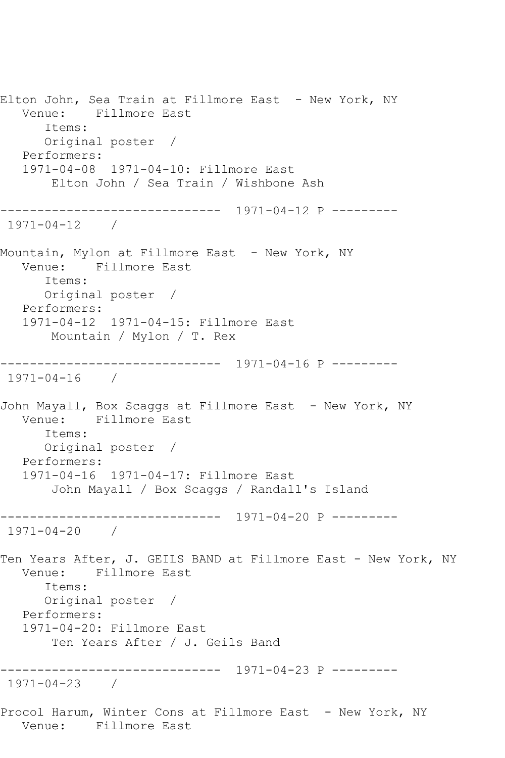```
Elton John, Sea Train at Fillmore East  - New York, NY
   Venue:    Fillmore East
      Items:
      Original poster  /
   Performers:
   1971-04-08  1971-04-10: Fillmore East
       Elton John / Sea Train / Wishbone Ash

------------------------------  1971-04-12 P ---------
 1971-04-12    /

Mountain, Mylon at Fillmore East  - New York, NY
   Venue:    Fillmore East
      Items:
      Original poster  /
   Performers:
   1971-04-12  1971-04-15: Fillmore East
       Mountain / Mylon / T. Rex

------------------------------  1971-04-16 P ---------
 1971-04-16    /

John Mayall, Box Scaggs at Fillmore East  - New York, NY
   Venue:    Fillmore East
      Items:
      Original poster  /
   Performers:
   1971-04-16  1971-04-17: Fillmore East
       John Mayall / Box Scaggs / Randall's Island

------------------------------  1971-04-20 P ---------
 1971-04-20    /

Ten Years After, J. GEILS BAND at Fillmore East - New York, NY
   Venue:    Fillmore East
      Items:
      Original poster  /
   Performers:
   1971-04-20: Fillmore East
       Ten Years After / J. Geils Band

------------------------------  1971-04-23 P ---------
 1971-04-23    /

Procol Harum, Winter Cons at Fillmore East  - New York, NY
   Venue:    Fillmore East
```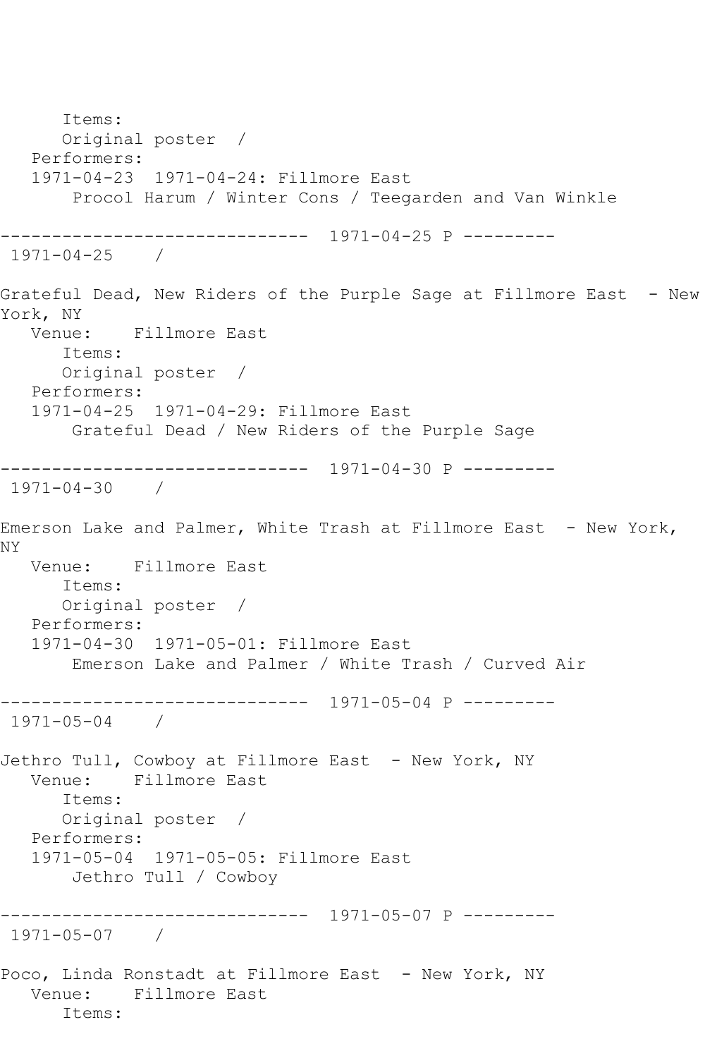```
      Items:
      Original poster  /
   Performers:
   1971-04-23  1971-04-24: Fillmore East
       Procol Harum / Winter Cons / Teegarden and Van Winkle

------------------------------  1971-04-25 P ---------
 1971-04-25    /

Grateful Dead, New Riders of the Purple Sage at Fillmore East  - New
York, NY
   Venue:    Fillmore East
      Items:
      Original poster  /
   Performers:
   1971-04-25  1971-04-29: Fillmore East
       Grateful Dead / New Riders of the Purple Sage

------------------------------  1971-04-30 P ---------
 1971-04-30    /

Emerson Lake and Palmer, White Trash at Fillmore East  - New York,
NY
   Venue:    Fillmore East
      Items:
      Original poster  /
   Performers:
   1971-04-30  1971-05-01: Fillmore East
       Emerson Lake and Palmer / White Trash / Curved Air

------------------------------  1971-05-04 P ---------
 1971-05-04    /

Jethro Tull, Cowboy at Fillmore East  - New York, NY
   Venue:    Fillmore East
      Items:
      Original poster  /
   Performers:
   1971-05-04  1971-05-05: Fillmore East
       Jethro Tull / Cowboy

------------------------------  1971-05-07 P ---------
 1971-05-07    /

Poco, Linda Ronstadt at Fillmore East  - New York, NY
   Venue:    Fillmore East
      Items:
```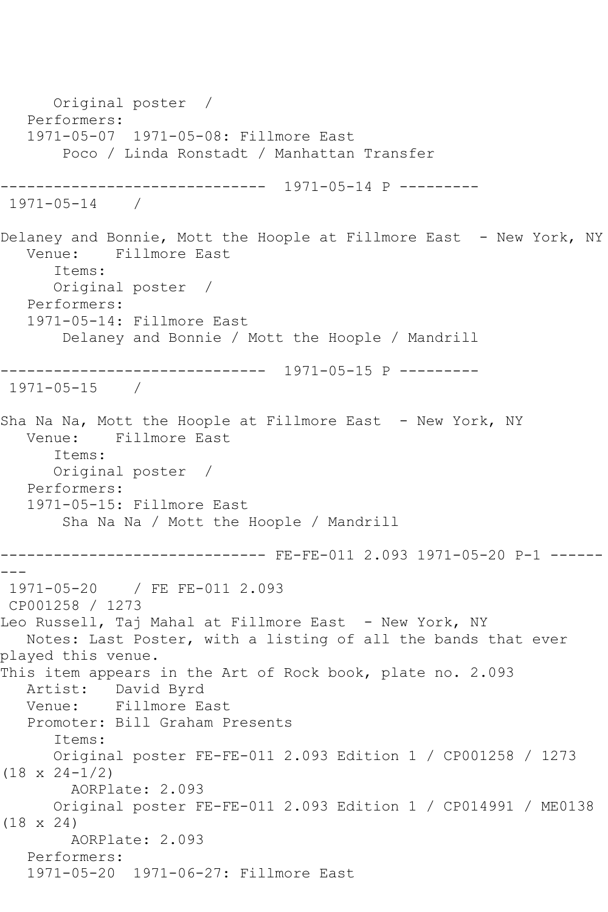Original poster /
Performers:
1971-05-07 1971-05-08: Fillmore East
Poco / Linda Ronstadt / Manhattan Transfer

------------------------------ 1971-05-14 P ---------
1971-05-14 /

Delaney and Bonnie, Mott the Hoople at Fillmore East - New York, NY
Venue: Fillmore East
Items:
Original poster /
Performers:
1971-05-14: Fillmore East
Delaney and Bonnie / Mott the Hoople / Mandrill

------------------------------ 1971-05-15 P ---------
1971-05-15 /

Sha Na Na, Mott the Hoople at Fillmore East - New York, NY
Venue: Fillmore East
Items:
Original poster /
Performers:
1971-05-15: Fillmore East
Sha Na Na / Mott the Hoople / Mandrill

------------------------------ FE-FE-011 2.093 1971-05-20 P-1 ---------
1971-05-20 / FE FE-011 2.093
CP001258 / 1273
Leo Russell, Taj Mahal at Fillmore East - New York, NY
Notes: Last Poster, with a listing of all the bands that ever played this venue.
This item appears in the Art of Rock book, plate no. 2.093
Artist: David Byrd
Venue: Fillmore East
Promoter: Bill Graham Presents
Items:
Original poster FE-FE-011 2.093 Edition 1 / CP001258 / 1273 (18 x 24-1/2)
AORPlate: 2.093
Original poster FE-FE-011 2.093 Edition 1 / CP014991 / ME0138 (18 x 24)
AORPlate: 2.093
Performers:
1971-05-20 1971-06-27: Fillmore East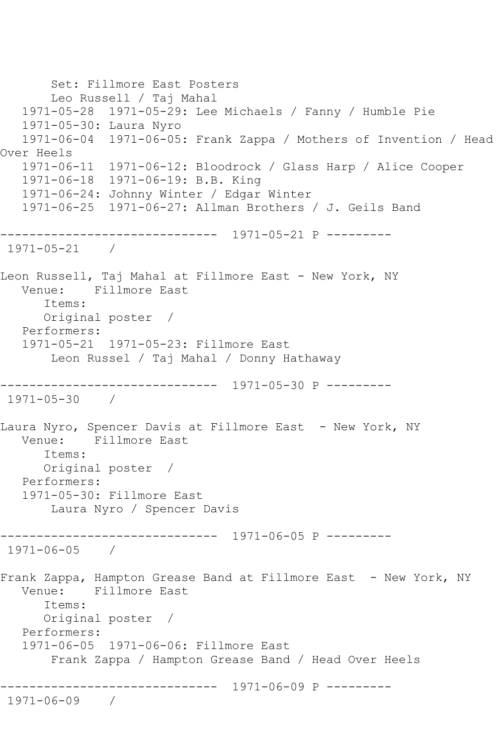Set: Fillmore East Posters
Leo Russell / Taj Mahal
1971-05-28  1971-05-29: Lee Michaels / Fanny / Humble Pie
1971-05-30: Laura Nyro
1971-06-04  1971-06-05: Frank Zappa / Mothers of Invention / Head Over Heels
1971-06-11  1971-06-12: Bloodrock / Glass Harp / Alice Cooper
1971-06-18  1971-06-19: B.B. King
1971-06-24: Johnny Winter / Edgar Winter
1971-06-25  1971-06-27: Allman Brothers / J. Geils Band

------------------------------  1971-05-21 P ---------

1971-05-21    /

Leon Russell, Taj Mahal at Fillmore East - New York, NY
Venue:    Fillmore East
Items:
Original poster  /
Performers:
1971-05-21  1971-05-23: Fillmore East
Leon Russel / Taj Mahal / Donny Hathaway

------------------------------  1971-05-30 P ---------

1971-05-30    /

Laura Nyro, Spencer Davis at Fillmore East  - New York, NY
Venue:    Fillmore East
Items:
Original poster  /
Performers:
1971-05-30: Fillmore East
Laura Nyro / Spencer Davis

------------------------------  1971-06-05 P ---------

1971-06-05    /

Frank Zappa, Hampton Grease Band at Fillmore East  - New York, NY
Venue:    Fillmore East
Items:
Original poster  /
Performers:
1971-06-05  1971-06-06: Fillmore East
Frank Zappa / Hampton Grease Band / Head Over Heels

------------------------------  1971-06-09 P ---------

1971-06-09    /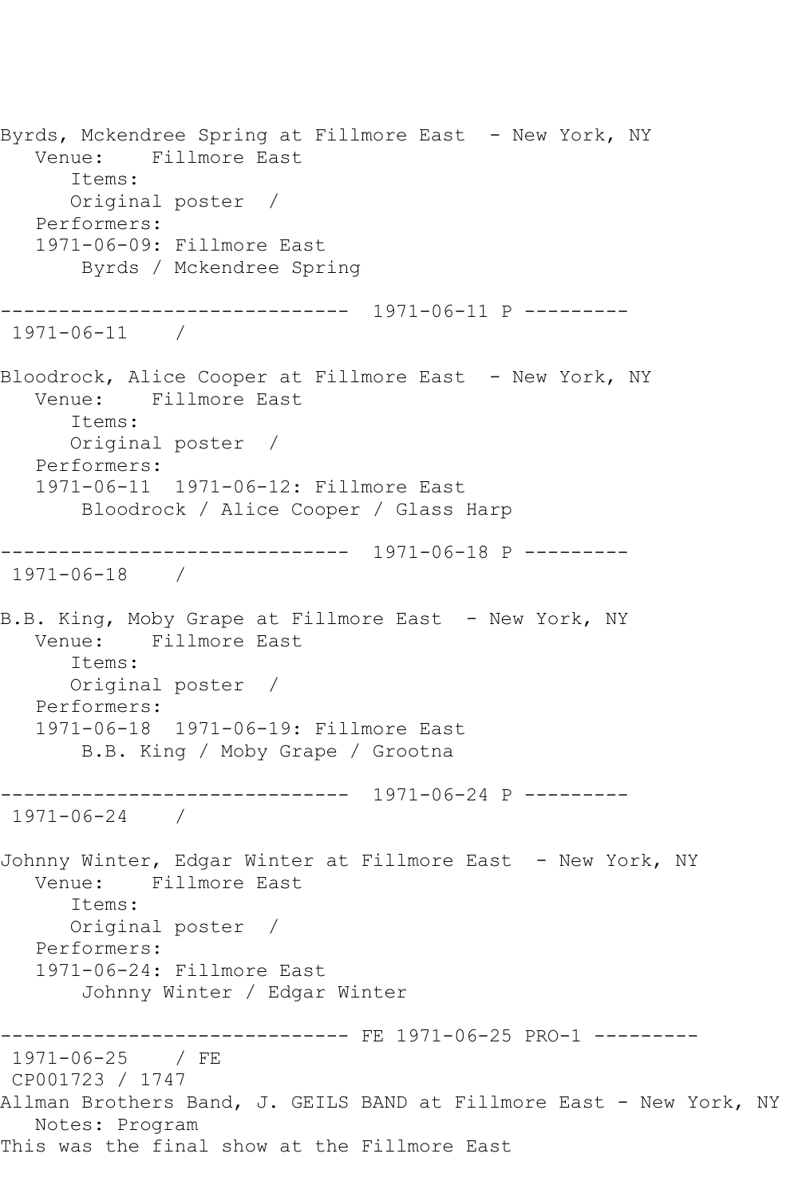Byrds, Mckendree Spring at Fillmore East  - New York, NY
   Venue:    Fillmore East
      Items:
      Original poster  /
   Performers:
   1971-06-09: Fillmore East
       Byrds / Mckendree Spring

------------------------------  1971-06-11 P ---------
 1971-06-11    /

Bloodrock, Alice Cooper at Fillmore East  - New York, NY
   Venue:    Fillmore East
      Items:
      Original poster  /
   Performers:
   1971-06-11  1971-06-12: Fillmore East
       Bloodrock / Alice Cooper / Glass Harp

------------------------------  1971-06-18 P ---------
 1971-06-18    /

B.B. King, Moby Grape at Fillmore East  - New York, NY
   Venue:    Fillmore East
      Items:
      Original poster  /
   Performers:
   1971-06-18  1971-06-19: Fillmore East
       B.B. King / Moby Grape / Grootna

------------------------------  1971-06-24 P ---------
 1971-06-24    /

Johnny Winter, Edgar Winter at Fillmore East  - New York, NY
   Venue:    Fillmore East
      Items:
      Original poster  /
   Performers:
   1971-06-24: Fillmore East
       Johnny Winter / Edgar Winter

------------------------------ FE 1971-06-25 PRO-1 ---------
 1971-06-25    / FE
 CP001723 / 1747
Allman Brothers Band, J. GEILS BAND at Fillmore East - New York, NY
   Notes: Program
This was the final show at the Fillmore East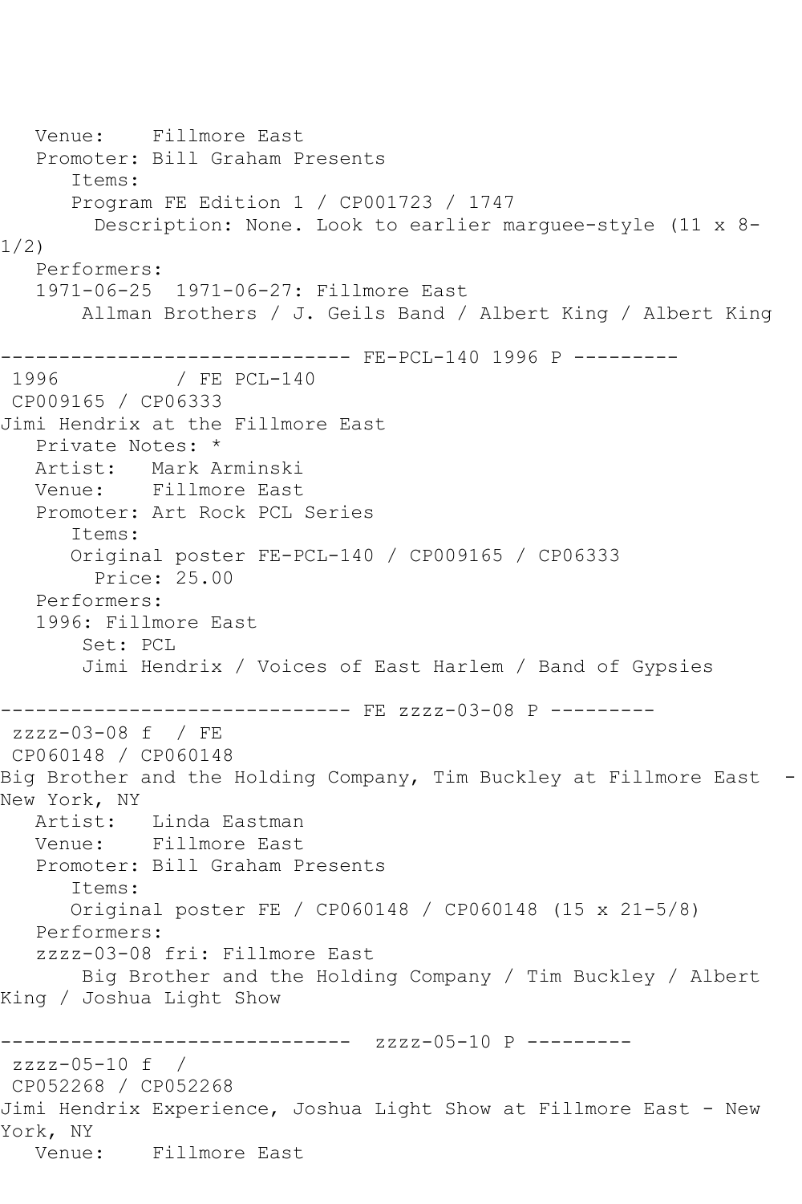```
   Venue:    Fillmore East
   Promoter: Bill Graham Presents
      Items:
      Program FE Edition 1 / CP001723 / 1747
        Description: None. Look to earlier marquee-style (11 x 8-
1/2)
   Performers:
   1971-06-25  1971-06-27: Fillmore East
       Allman Brothers / J. Geils Band / Albert King / Albert King

------------------------------ FE-PCL-140 1996 P ---------
 1996          / FE PCL-140
 CP009165 / CP06333
Jimi Hendrix at the Fillmore East
   Private Notes: *
   Artist:   Mark Arminski
   Venue:    Fillmore East
   Promoter: Art Rock PCL Series
      Items:
      Original poster FE-PCL-140 / CP009165 / CP06333
        Price: 25.00
   Performers:
   1996: Fillmore East
       Set: PCL
       Jimi Hendrix / Voices of East Harlem / Band of Gypsies

------------------------------ FE zzzz-03-08 P ---------
 zzzz-03-08 f  / FE
 CP060148 / CP060148
Big Brother and the Holding Company, Tim Buckley at Fillmore East  -
New York, NY
   Artist:   Linda Eastman
   Venue:    Fillmore East
   Promoter: Bill Graham Presents
      Items:
      Original poster FE / CP060148 / CP060148 (15 x 21-5/8)
   Performers:
   zzzz-03-08 fri: Fillmore East
       Big Brother and the Holding Company / Tim Buckley / Albert
King / Joshua Light Show

------------------------------  zzzz-05-10 P ---------
 zzzz-05-10 f  /
 CP052268 / CP052268
Jimi Hendrix Experience, Joshua Light Show at Fillmore East - New
York, NY
   Venue:    Fillmore East
```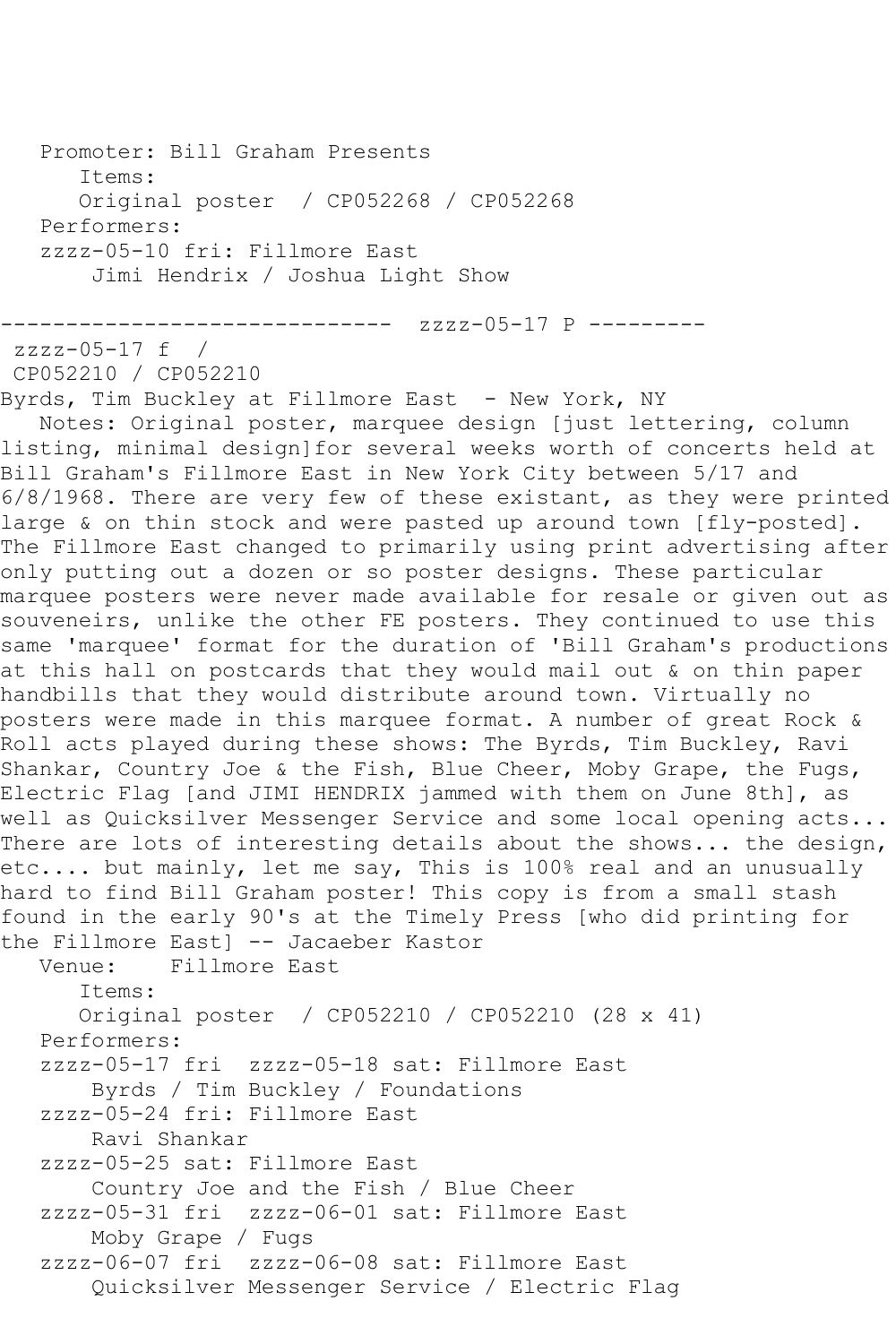Promoter: Bill Graham Presents
Items:
Original poster / CP052268 / CP052268
Performers:
zzzz-05-10 fri: Fillmore East
Jimi Hendrix / Joshua Light Show

------------------------------ zzzz-05-17 P ---------

zzzz-05-17 f /
CP052210 / CP052210
Byrds, Tim Buckley at Fillmore East - New York, NY
Notes: Original poster, marquee design [just lettering, column listing, minimal design]for several weeks worth of concerts held at Bill Graham's Fillmore East in New York City between 5/17 and 6/8/1968. There are very few of these existant, as they were printed large & on thin stock and were pasted up around town [fly-posted]. The Fillmore East changed to primarily using print advertising after only putting out a dozen or so poster designs. These particular marquee posters were never made available for resale or given out as souveneirs, unlike the other FE posters. They continued to use this same 'marquee' format for the duration of 'Bill Graham's productions at this hall on postcards that they would mail out & on thin paper handbills that they would distribute around town. Virtually no posters were made in this marquee format. A number of great Rock & Roll acts played during these shows: The Byrds, Tim Buckley, Ravi Shankar, Country Joe & the Fish, Blue Cheer, Moby Grape, the Fugs, Electric Flag [and JIMI HENDRIX jammed with them on June 8th], as well as Quicksilver Messenger Service and some local opening acts... There are lots of interesting details about the shows... the design, etc.... but mainly, let me say, This is 100% real and an unusually hard to find Bill Graham poster! This copy is from a small stash found in the early 90's at the Timely Press [who did printing for the Fillmore East] -- Jacaeber Kastor
Venue: Fillmore East
Items:
Original poster / CP052210 / CP052210 (28 x 41)
Performers:
zzzz-05-17 fri zzzz-05-18 sat: Fillmore East
Byrds / Tim Buckley / Foundations
zzzz-05-24 fri: Fillmore East
Ravi Shankar
zzzz-05-25 sat: Fillmore East
Country Joe and the Fish / Blue Cheer
zzzz-05-31 fri zzzz-06-01 sat: Fillmore East
Moby Grape / Fugs
zzzz-06-07 fri zzzz-06-08 sat: Fillmore East
Quicksilver Messenger Service / Electric Flag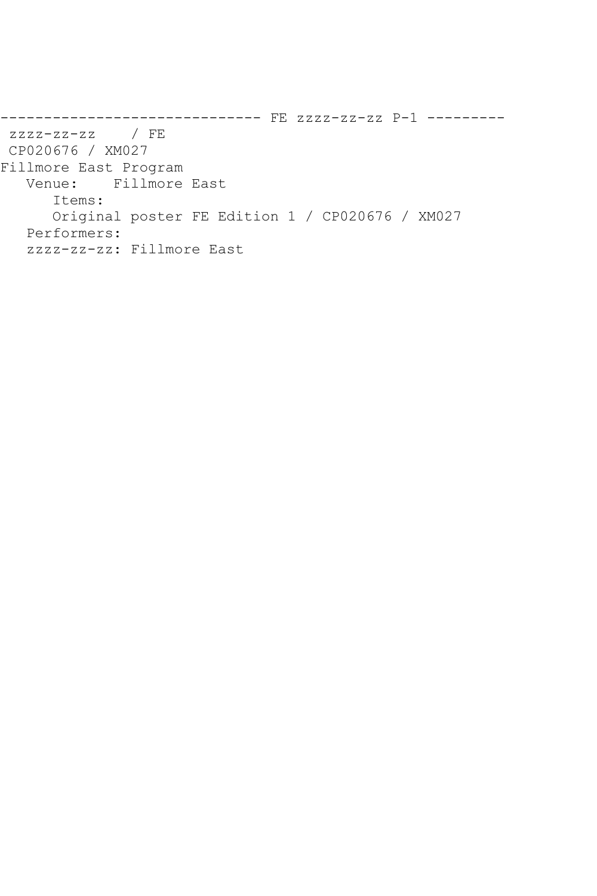```
------------------------------ FE zzzz-zz-zz P-1 ---------
 zzzz-zz-zz    / FE
 CP020676 / XM027
Fillmore East Program
   Venue:    Fillmore East
      Items:
      Original poster FE Edition 1 / CP020676 / XM027
   Performers:
   zzzz-zz-zz: Fillmore East
```